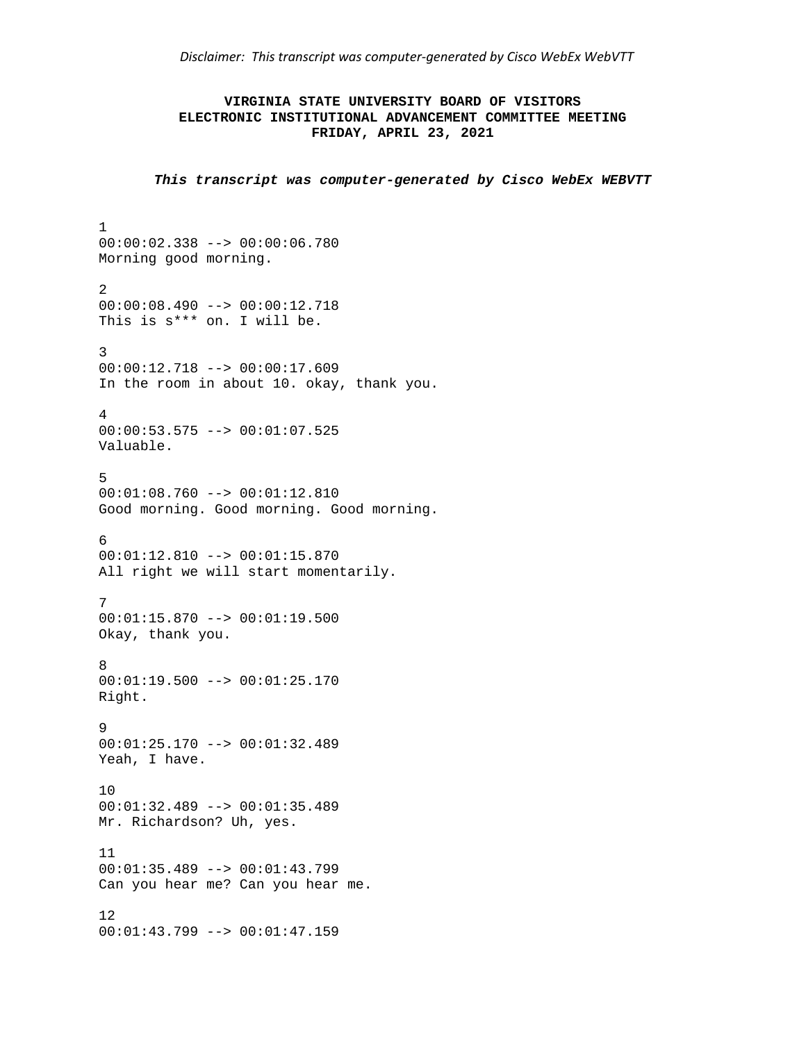*Disclaimer: This transcript was computer-generated by Cisco WebEx WebVTT*

**VIRGINIA STATE UNIVERSITY BOARD OF VISITORS**
**ELECTRONIC INSTITUTIONAL ADVANCEMENT COMMITTEE MEETING**
**FRIDAY, APRIL 23, 2021**

***This transcript was computer-generated by Cisco WebEx WEBVTT***

1
00:00:02.338 --> 00:00:06.780
Morning good morning.

2
00:00:08.490 --> 00:00:12.718
This is s*** on. I will be.

3
00:00:12.718 --> 00:00:17.609
In the room in about 10. okay, thank you.

4
00:00:53.575 --> 00:01:07.525
Valuable.

5
00:01:08.760 --> 00:01:12.810
Good morning. Good morning. Good morning.

6
00:01:12.810 --> 00:01:15.870
All right we will start momentarily.

7
00:01:15.870 --> 00:01:19.500
Okay, thank you.

8
00:01:19.500 --> 00:01:25.170
Right.

9
00:01:25.170 --> 00:01:32.489
Yeah, I have.

10
00:01:32.489 --> 00:01:35.489
Mr. Richardson? Uh, yes.

11
00:01:35.489 --> 00:01:43.799
Can you hear me? Can you hear me.

12
00:01:43.799 --> 00:01:47.159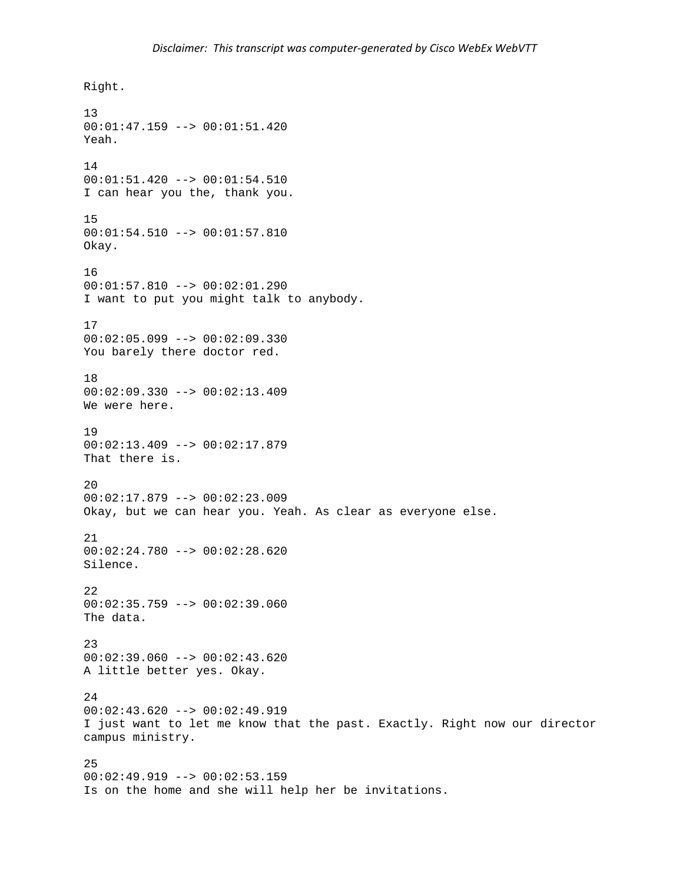Right.

13
00:01:47.159 --> 00:01:51.420
Yeah.

14
00:01:51.420 --> 00:01:54.510
I can hear you the, thank you.

15
00:01:54.510 --> 00:01:57.810
Okay.

16
00:01:57.810 --> 00:02:01.290
I want to put you might talk to anybody.

17
00:02:05.099 --> 00:02:09.330
You barely there doctor red.

18
00:02:09.330 --> 00:02:13.409
We were here.

19
00:02:13.409 --> 00:02:17.879
That there is.

20
00:02:17.879 --> 00:02:23.009
Okay, but we can hear you. Yeah. As clear as everyone else.

21
00:02:24.780 --> 00:02:28.620
Silence.

22
00:02:35.759 --> 00:02:39.060
The data.

23
00:02:39.060 --> 00:02:43.620
A little better yes. Okay.

24
00:02:43.620 --> 00:02:49.919
I just want to let me know that the past. Exactly. Right now our director campus ministry.

25
00:02:49.919 --> 00:02:53.159
Is on the home and she will help her be invitations.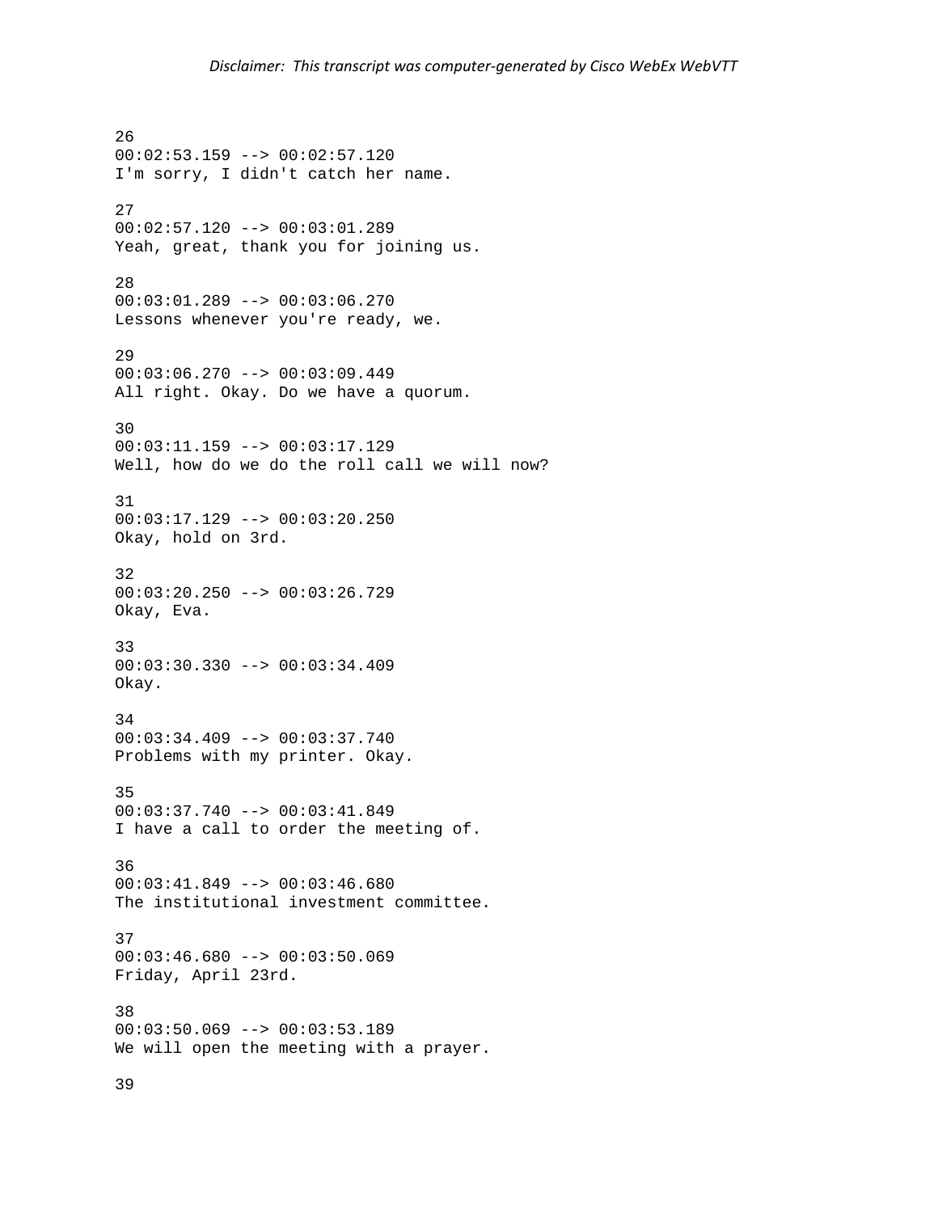26
00:02:53.159 --> 00:02:57.120
I'm sorry, I didn't catch her name.

27
00:02:57.120 --> 00:03:01.289
Yeah, great, thank you for joining us.

28
00:03:01.289 --> 00:03:06.270
Lessons whenever you're ready, we.

29
00:03:06.270 --> 00:03:09.449
All right. Okay. Do we have a quorum.

30
00:03:11.159 --> 00:03:17.129
Well, how do we do the roll call we will now?

31
00:03:17.129 --> 00:03:20.250
Okay, hold on 3rd.

32
00:03:20.250 --> 00:03:26.729
Okay, Eva.

33
00:03:30.330 --> 00:03:34.409
Okay.

34
00:03:34.409 --> 00:03:37.740
Problems with my printer. Okay.

35
00:03:37.740 --> 00:03:41.849
I have a call to order the meeting of.

36
00:03:41.849 --> 00:03:46.680
The institutional investment committee.

37
00:03:46.680 --> 00:03:50.069
Friday, April 23rd.

38
00:03:50.069 --> 00:03:53.189
We will open the meeting with a prayer.

39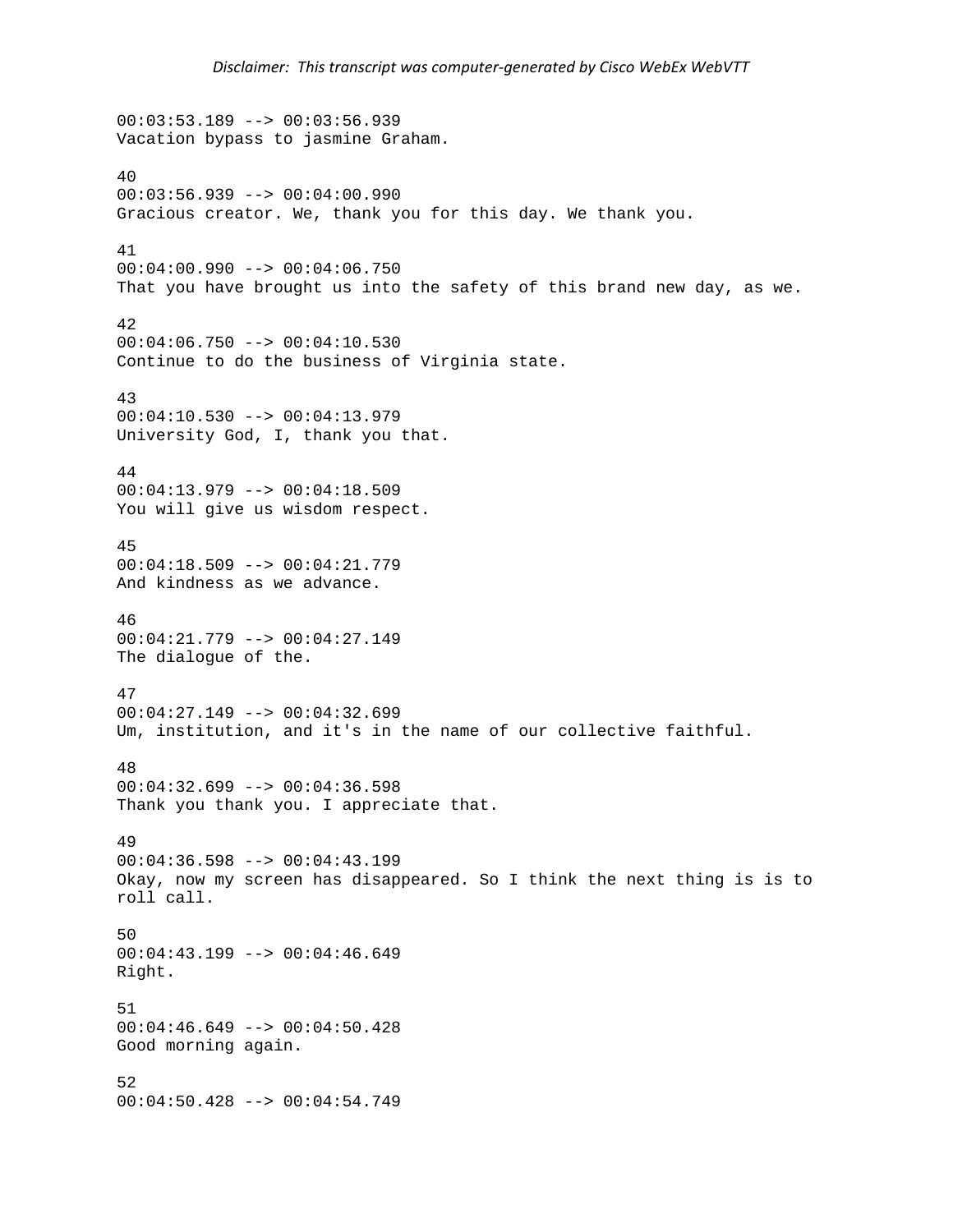00:03:53.189 --> 00:03:56.939
Vacation bypass to jasmine Graham.

40
00:03:56.939 --> 00:04:00.990
Gracious creator. We, thank you for this day. We thank you.

41
00:04:00.990 --> 00:04:06.750
That you have brought us into the safety of this brand new day, as we.

42
00:04:06.750 --> 00:04:10.530
Continue to do the business of Virginia state.

43
00:04:10.530 --> 00:04:13.979
University God, I, thank you that.

44
00:04:13.979 --> 00:04:18.509
You will give us wisdom respect.

45
00:04:18.509 --> 00:04:21.779
And kindness as we advance.

46
00:04:21.779 --> 00:04:27.149
The dialogue of the.

47
00:04:27.149 --> 00:04:32.699
Um, institution, and it's in the name of our collective faithful.

48
00:04:32.699 --> 00:04:36.598
Thank you thank you. I appreciate that.

49
00:04:36.598 --> 00:04:43.199
Okay, now my screen has disappeared. So I think the next thing is is to roll call.

50
00:04:43.199 --> 00:04:46.649
Right.

51
00:04:46.649 --> 00:04:50.428
Good morning again.

52
00:04:50.428 --> 00:04:54.749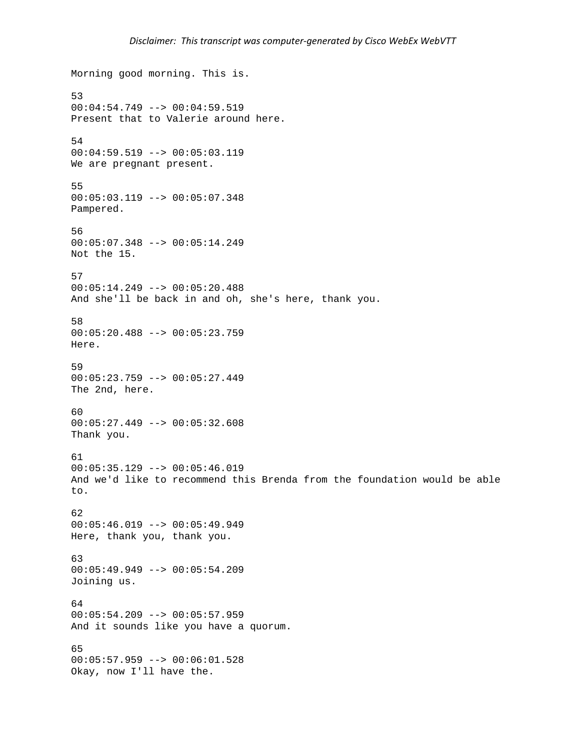Morning good morning. This is.

53
00:04:54.749 --> 00:04:59.519
Present that to Valerie around here.

54
00:04:59.519 --> 00:05:03.119
We are pregnant present.

55
00:05:03.119 --> 00:05:07.348
Pampered.

56
00:05:07.348 --> 00:05:14.249
Not the 15.

57
00:05:14.249 --> 00:05:20.488
And she'll be back in and oh, she's here, thank you.

58
00:05:20.488 --> 00:05:23.759
Here.

59
00:05:23.759 --> 00:05:27.449
The 2nd, here.

60
00:05:27.449 --> 00:05:32.608
Thank you.

61
00:05:35.129 --> 00:05:46.019
And we'd like to recommend this Brenda from the foundation would be able to.

62
00:05:46.019 --> 00:05:49.949
Here, thank you, thank you.

63
00:05:49.949 --> 00:05:54.209
Joining us.

64
00:05:54.209 --> 00:05:57.959
And it sounds like you have a quorum.

65
00:05:57.959 --> 00:06:01.528
Okay, now I'll have the.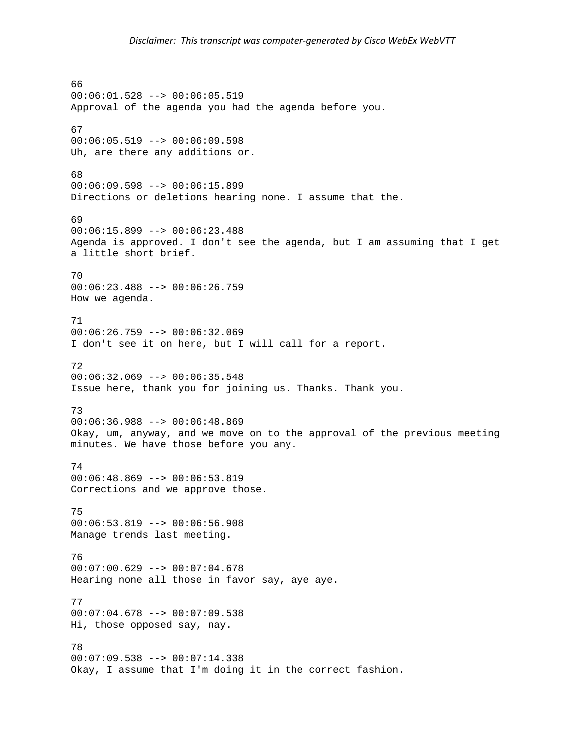66
00:06:01.528 --> 00:06:05.519
Approval of the agenda you had the agenda before you.

67
00:06:05.519 --> 00:06:09.598
Uh, are there any additions or.

68
00:06:09.598 --> 00:06:15.899
Directions or deletions hearing none. I assume that the.

69
00:06:15.899 --> 00:06:23.488
Agenda is approved. I don't see the agenda, but I am assuming that I get a little short brief.

70
00:06:23.488 --> 00:06:26.759
How we agenda.

71
00:06:26.759 --> 00:06:32.069
I don't see it on here, but I will call for a report.

72
00:06:32.069 --> 00:06:35.548
Issue here, thank you for joining us. Thanks. Thank you.

73
00:06:36.988 --> 00:06:48.869
Okay, um, anyway, and we move on to the approval of the previous meeting minutes. We have those before you any.

74
00:06:48.869 --> 00:06:53.819
Corrections and we approve those.

75
00:06:53.819 --> 00:06:56.908
Manage trends last meeting.

76
00:07:00.629 --> 00:07:04.678
Hearing none all those in favor say, aye aye.

77
00:07:04.678 --> 00:07:09.538
Hi, those opposed say, nay.

78
00:07:09.538 --> 00:07:14.338
Okay, I assume that I'm doing it in the correct fashion.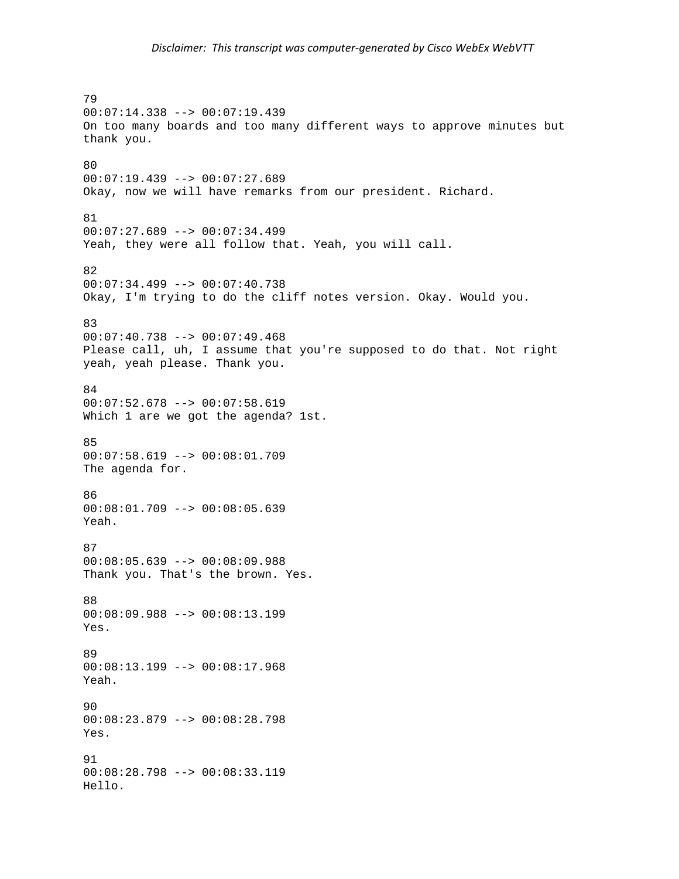79
00:07:14.338 --> 00:07:19.439
On too many boards and too many different ways to approve minutes but thank you.

80
00:07:19.439 --> 00:07:27.689
Okay, now we will have remarks from our president. Richard.

81
00:07:27.689 --> 00:07:34.499
Yeah, they were all follow that. Yeah, you will call.

82
00:07:34.499 --> 00:07:40.738
Okay, I'm trying to do the cliff notes version. Okay. Would you.

83
00:07:40.738 --> 00:07:49.468
Please call, uh, I assume that you're supposed to do that. Not right yeah, yeah please. Thank you.

84
00:07:52.678 --> 00:07:58.619
Which 1 are we got the agenda? 1st.

85
00:07:58.619 --> 00:08:01.709
The agenda for.

86
00:08:01.709 --> 00:08:05.639
Yeah.

87
00:08:05.639 --> 00:08:09.988
Thank you. That's the brown. Yes.

88
00:08:09.988 --> 00:08:13.199
Yes.

89
00:08:13.199 --> 00:08:17.968
Yeah.

90
00:08:23.879 --> 00:08:28.798
Yes.

91
00:08:28.798 --> 00:08:33.119
Hello.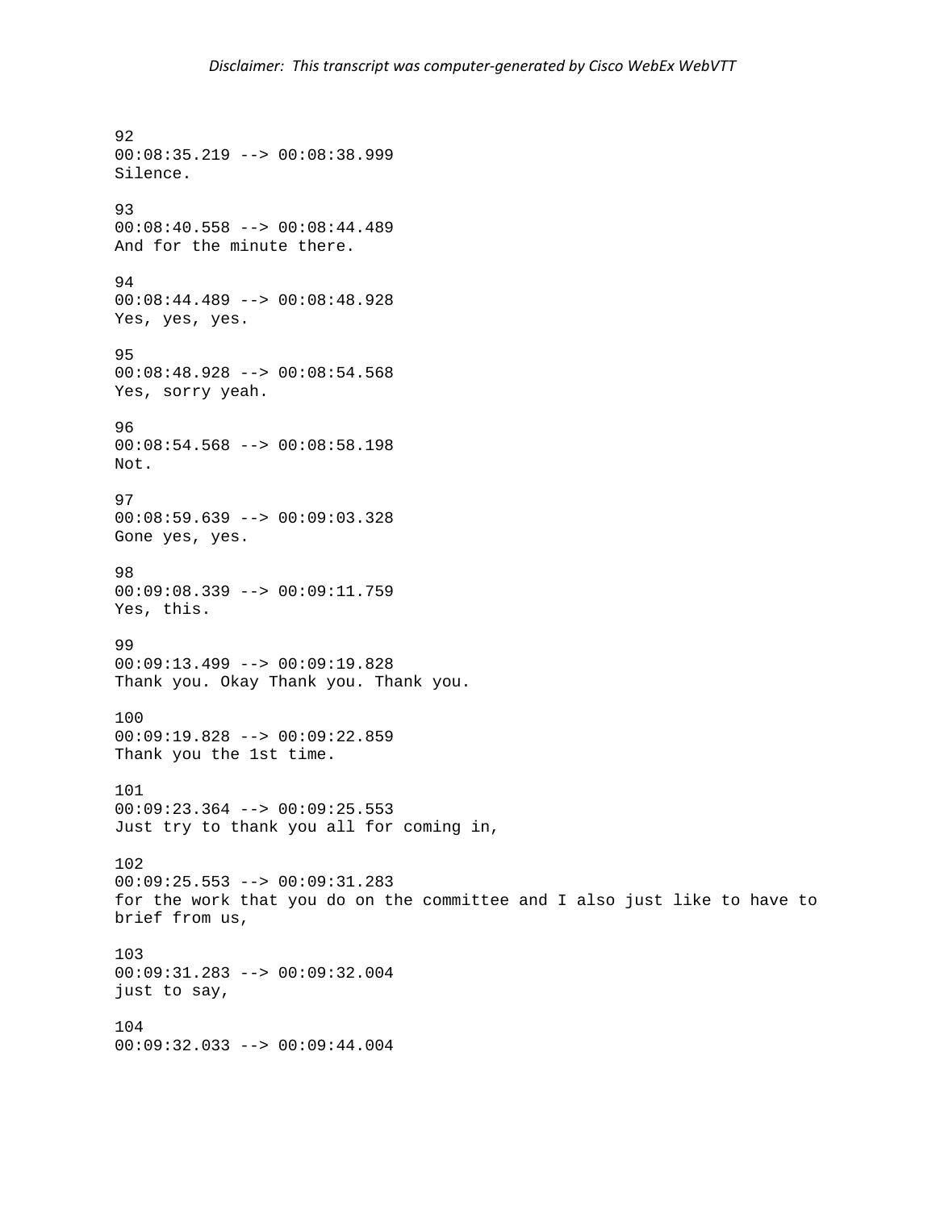92
00:08:35.219 --> 00:08:38.999
Silence.

93
00:08:40.558 --> 00:08:44.489
And for the minute there.

94
00:08:44.489 --> 00:08:48.928
Yes, yes, yes.

95
00:08:48.928 --> 00:08:54.568
Yes, sorry yeah.

96
00:08:54.568 --> 00:08:58.198
Not.

97
00:08:59.639 --> 00:09:03.328
Gone yes, yes.

98
00:09:08.339 --> 00:09:11.759
Yes, this.

99
00:09:13.499 --> 00:09:19.828
Thank you. Okay Thank you. Thank you.

100
00:09:19.828 --> 00:09:22.859
Thank you the 1st time.

101
00:09:23.364 --> 00:09:25.553
Just try to thank you all for coming in,

102
00:09:25.553 --> 00:09:31.283
for the work that you do on the committee and I also just like to have to brief from us,

103
00:09:31.283 --> 00:09:32.004
just to say,

104
00:09:32.033 --> 00:09:44.004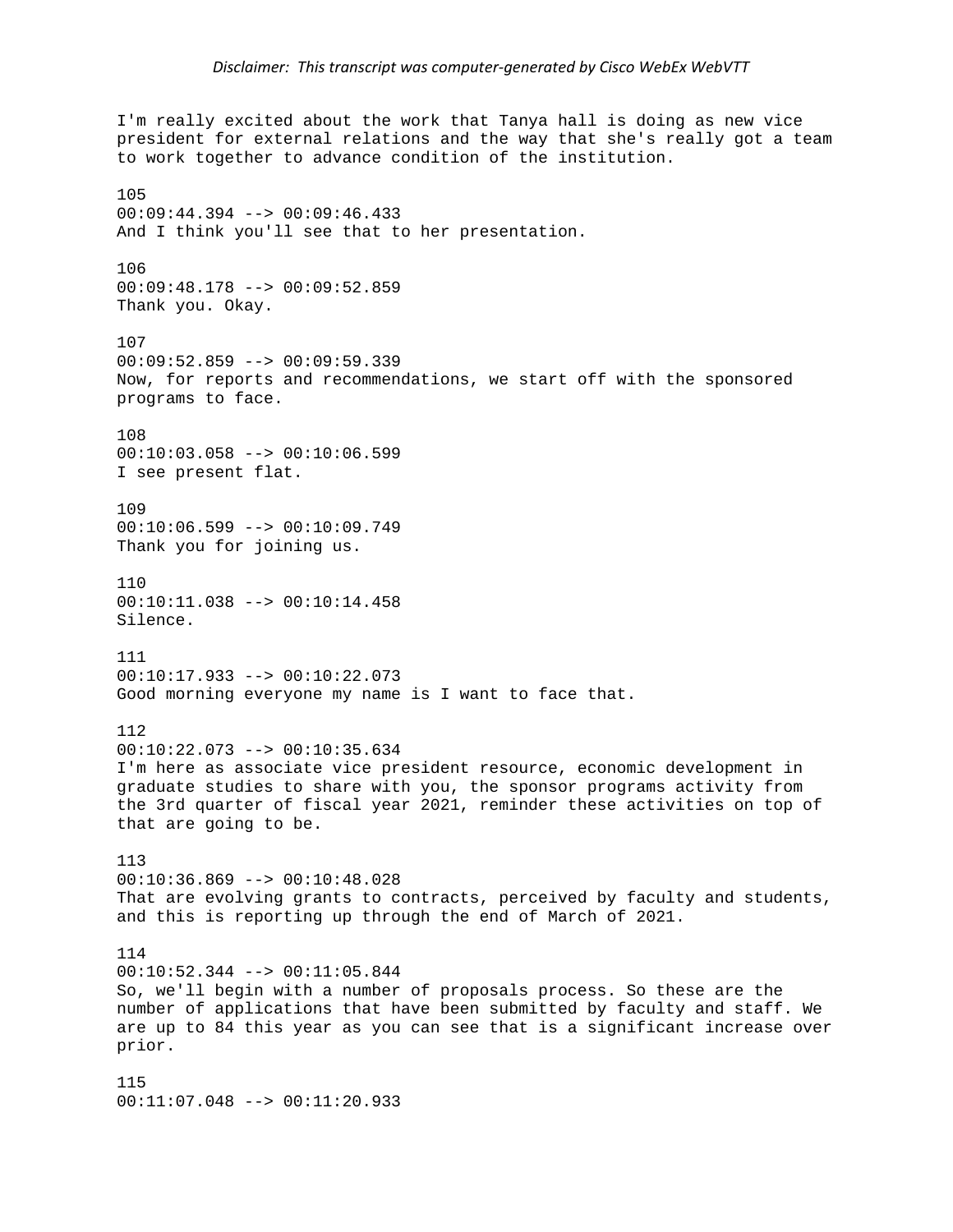I'm really excited about the work that Tanya hall is doing as new vice president for external relations and the way that she's really got a team to work together to advance condition of the institution.

105
00:09:44.394 --> 00:09:46.433
And I think you'll see that to her presentation.

106
00:09:48.178 --> 00:09:52.859
Thank you. Okay.

107
00:09:52.859 --> 00:09:59.339
Now, for reports and recommendations, we start off with the sponsored programs to face.

108
00:10:03.058 --> 00:10:06.599
I see present flat.

109
00:10:06.599 --> 00:10:09.749
Thank you for joining us.

110
00:10:11.038 --> 00:10:14.458
Silence.

111
00:10:17.933 --> 00:10:22.073
Good morning everyone my name is I want to face that.

112
00:10:22.073 --> 00:10:35.634
I'm here as associate vice president resource, economic development in graduate studies to share with you, the sponsor programs activity from the 3rd quarter of fiscal year 2021, reminder these activities on top of that are going to be.

113
00:10:36.869 --> 00:10:48.028
That are evolving grants to contracts, perceived by faculty and students, and this is reporting up through the end of March of 2021.

114
00:10:52.344 --> 00:11:05.844
So, we'll begin with a number of proposals process. So these are the number of applications that have been submitted by faculty and staff. We are up to 84 this year as you can see that is a significant increase over prior.

115
00:11:07.048 --> 00:11:20.933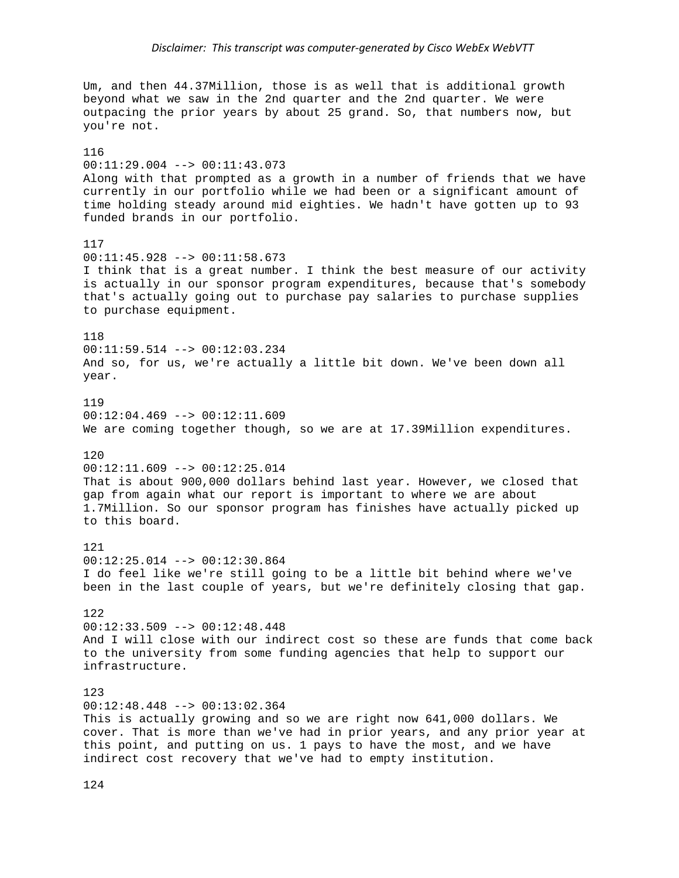Um, and then 44.37Million, those is as well that is additional growth beyond what we saw in the 2nd quarter and the 2nd quarter. We were outpacing the prior years by about 25 grand. So, that numbers now, but you're not.

116
00:11:29.004 --> 00:11:43.073
Along with that prompted as a growth in a number of friends that we have currently in our portfolio while we had been or a significant amount of time holding steady around mid eighties. We hadn't have gotten up to 93 funded brands in our portfolio.

117
00:11:45.928 --> 00:11:58.673
I think that is a great number. I think the best measure of our activity is actually in our sponsor program expenditures, because that's somebody that's actually going out to purchase pay salaries to purchase supplies to purchase equipment.

118
00:11:59.514 --> 00:12:03.234
And so, for us, we're actually a little bit down. We've been down all year.

119
00:12:04.469 --> 00:12:11.609
We are coming together though, so we are at 17.39Million expenditures.

120
00:12:11.609 --> 00:12:25.014
That is about 900,000 dollars behind last year. However, we closed that gap from again what our report is important to where we are about 1.7Million. So our sponsor program has finishes have actually picked up to this board.

121
00:12:25.014 --> 00:12:30.864
I do feel like we're still going to be a little bit behind where we've been in the last couple of years, but we're definitely closing that gap.

122
00:12:33.509 --> 00:12:48.448
And I will close with our indirect cost so these are funds that come back to the university from some funding agencies that help to support our infrastructure.

123
00:12:48.448 --> 00:13:02.364
This is actually growing and so we are right now 641,000 dollars. We cover. That is more than we've had in prior years, and any prior year at this point, and putting on us. 1 pays to have the most, and we have indirect cost recovery that we've had to empty institution.

124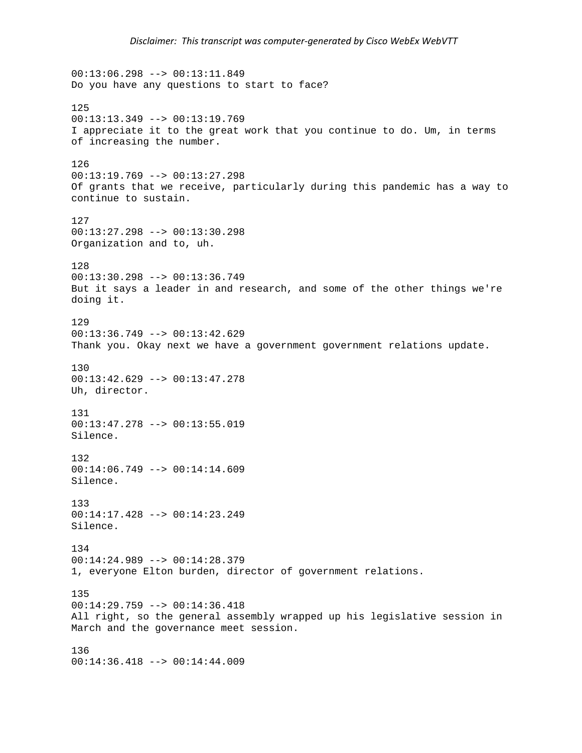00:13:06.298 --> 00:13:11.849
Do you have any questions to start to face?

125
00:13:13.349 --> 00:13:19.769
I appreciate it to the great work that you continue to do. Um, in terms of increasing the number.

126
00:13:19.769 --> 00:13:27.298
Of grants that we receive, particularly during this pandemic has a way to continue to sustain.

127
00:13:27.298 --> 00:13:30.298
Organization and to, uh.

128
00:13:30.298 --> 00:13:36.749
But it says a leader in and research, and some of the other things we're doing it.

129
00:13:36.749 --> 00:13:42.629
Thank you. Okay next we have a government government relations update.

130
00:13:42.629 --> 00:13:47.278
Uh, director.

131
00:13:47.278 --> 00:13:55.019
Silence.

132
00:14:06.749 --> 00:14:14.609
Silence.

133
00:14:17.428 --> 00:14:23.249
Silence.

134
00:14:24.989 --> 00:14:28.379
1, everyone Elton burden, director of government relations.

135
00:14:29.759 --> 00:14:36.418
All right, so the general assembly wrapped up his legislative session in March and the governance meet session.

136
00:14:36.418 --> 00:14:44.009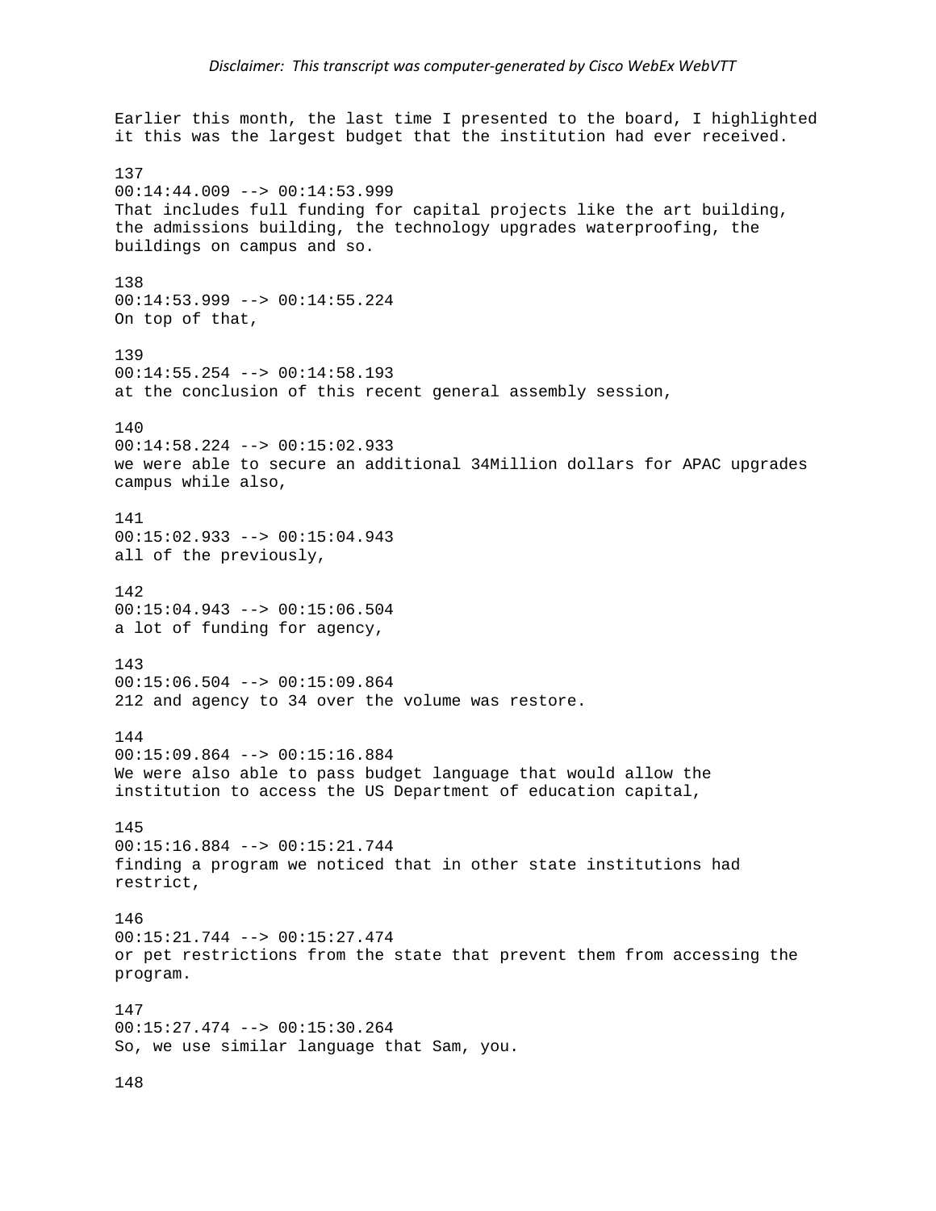Earlier this month, the last time I presented to the board, I highlighted it this was the largest budget that the institution had ever received.

137
00:14:44.009 --> 00:14:53.999
That includes full funding for capital projects like the art building, the admissions building, the technology upgrades waterproofing, the buildings on campus and so.

138
00:14:53.999 --> 00:14:55.224
On top of that,

139
00:14:55.254 --> 00:14:58.193
at the conclusion of this recent general assembly session,

140
00:14:58.224 --> 00:15:02.933
we were able to secure an additional 34Million dollars for APAC upgrades campus while also,

141
00:15:02.933 --> 00:15:04.943
all of the previously,

142
00:15:04.943 --> 00:15:06.504
a lot of funding for agency,

143
00:15:06.504 --> 00:15:09.864
212 and agency to 34 over the volume was restore.

144
00:15:09.864 --> 00:15:16.884
We were also able to pass budget language that would allow the institution to access the US Department of education capital,

145
00:15:16.884 --> 00:15:21.744
finding a program we noticed that in other state institutions had restrict,

146
00:15:21.744 --> 00:15:27.474
or pet restrictions from the state that prevent them from accessing the program.

147
00:15:27.474 --> 00:15:30.264
So, we use similar language that Sam, you.

148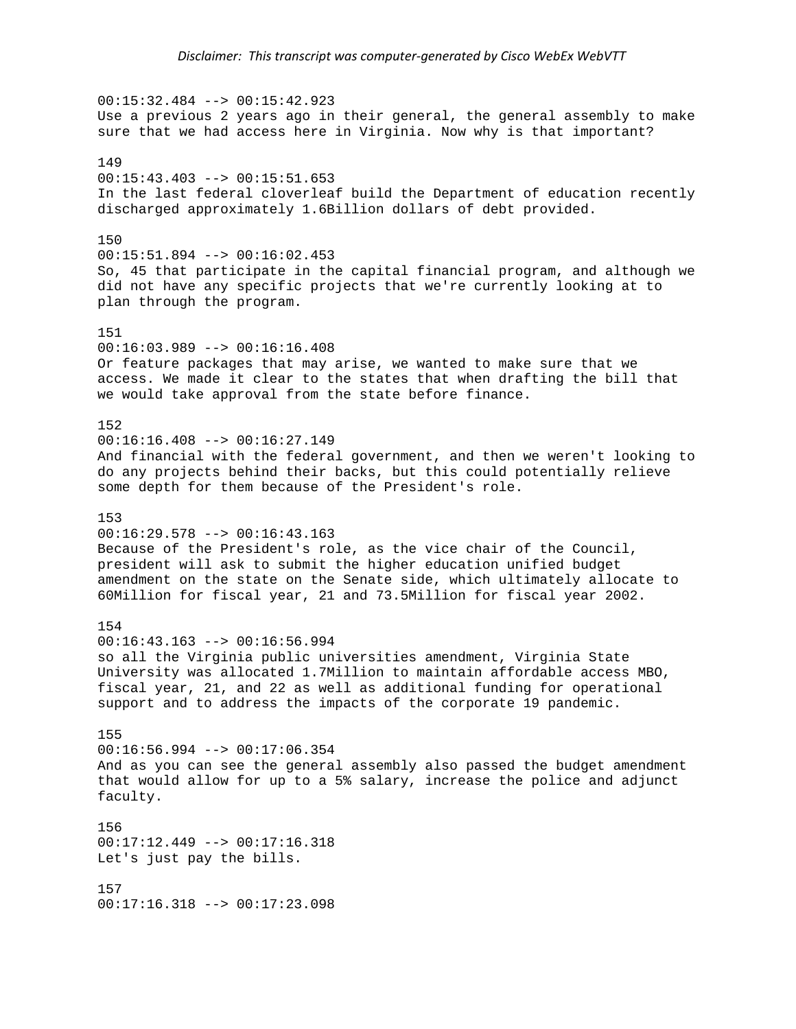00:15:32.484 --> 00:15:42.923
Use a previous 2 years ago in their general, the general assembly to make sure that we had access here in Virginia. Now why is that important?

149
00:15:43.403 --> 00:15:51.653
In the last federal cloverleaf build the Department of education recently discharged approximately 1.6Billion dollars of debt provided.

150
00:15:51.894 --> 00:16:02.453
So, 45 that participate in the capital financial program, and although we did not have any specific projects that we're currently looking at to plan through the program.

151
00:16:03.989 --> 00:16:16.408
Or feature packages that may arise, we wanted to make sure that we access. We made it clear to the states that when drafting the bill that we would take approval from the state before finance.

152
00:16:16.408 --> 00:16:27.149
And financial with the federal government, and then we weren't looking to do any projects behind their backs, but this could potentially relieve some depth for them because of the President's role.

153
00:16:29.578 --> 00:16:43.163
Because of the President's role, as the vice chair of the Council, president will ask to submit the higher education unified budget amendment on the state on the Senate side, which ultimately allocate to 60Million for fiscal year, 21 and 73.5Million for fiscal year 2002.

154
00:16:43.163 --> 00:16:56.994
so all the Virginia public universities amendment, Virginia State University was allocated 1.7Million to maintain affordable access MBO, fiscal year, 21, and 22 as well as additional funding for operational support and to address the impacts of the corporate 19 pandemic.

155
00:16:56.994 --> 00:17:06.354
And as you can see the general assembly also passed the budget amendment that would allow for up to a 5% salary, increase the police and adjunct faculty.

156
00:17:12.449 --> 00:17:16.318
Let's just pay the bills.

157
00:17:16.318 --> 00:17:23.098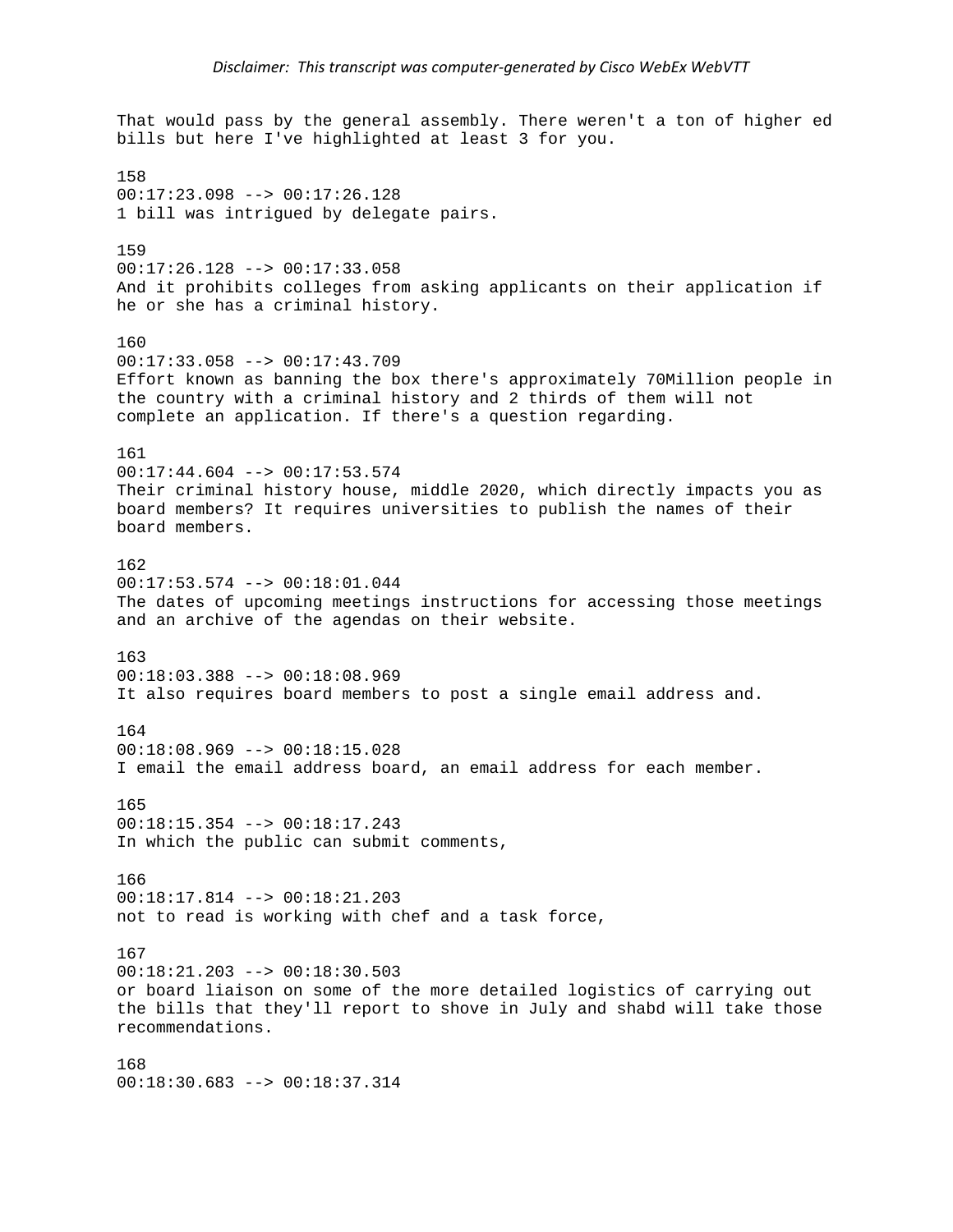That would pass by the general assembly. There weren't a ton of higher ed bills but here I've highlighted at least 3 for you.

158
00:17:23.098 --> 00:17:26.128
1 bill was intrigued by delegate pairs.

159
00:17:26.128 --> 00:17:33.058
And it prohibits colleges from asking applicants on their application if he or she has a criminal history.

160
00:17:33.058 --> 00:17:43.709
Effort known as banning the box there's approximately 70Million people in the country with a criminal history and 2 thirds of them will not complete an application. If there's a question regarding.

161
00:17:44.604 --> 00:17:53.574
Their criminal history house, middle 2020, which directly impacts you as board members? It requires universities to publish the names of their board members.

162
00:17:53.574 --> 00:18:01.044
The dates of upcoming meetings instructions for accessing those meetings and an archive of the agendas on their website.

163
00:18:03.388 --> 00:18:08.969
It also requires board members to post a single email address and.

164
00:18:08.969 --> 00:18:15.028
I email the email address board, an email address for each member.

165
00:18:15.354 --> 00:18:17.243
In which the public can submit comments,

166
00:18:17.814 --> 00:18:21.203
not to read is working with chef and a task force,

167
00:18:21.203 --> 00:18:30.503
or board liaison on some of the more detailed logistics of carrying out the bills that they'll report to shove in July and shabd will take those recommendations.

168
00:18:30.683 --> 00:18:37.314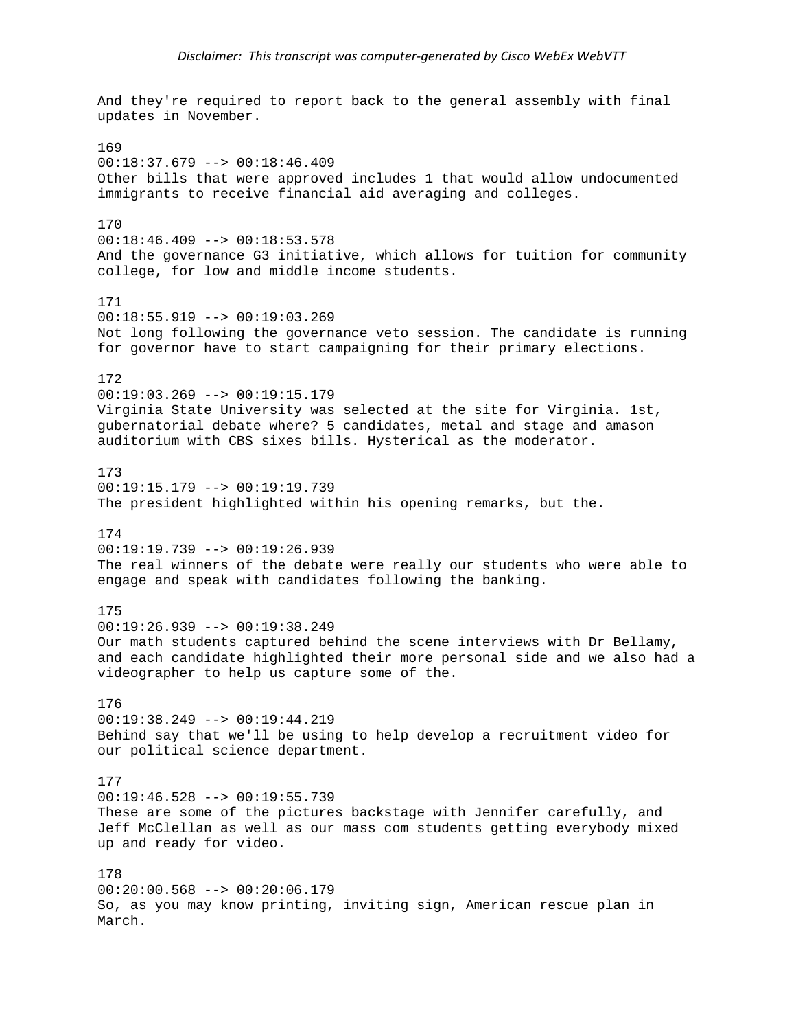And they're required to report back to the general assembly with final updates in November.

169
00:18:37.679 --> 00:18:46.409
Other bills that were approved includes 1 that would allow undocumented immigrants to receive financial aid averaging and colleges.

170
00:18:46.409 --> 00:18:53.578
And the governance G3 initiative, which allows for tuition for community college, for low and middle income students.

171
00:18:55.919 --> 00:19:03.269
Not long following the governance veto session. The candidate is running for governor have to start campaigning for their primary elections.

172
00:19:03.269 --> 00:19:15.179
Virginia State University was selected at the site for Virginia. 1st, gubernatorial debate where? 5 candidates, metal and stage and amason auditorium with CBS sixes bills. Hysterical as the moderator.

173
00:19:15.179 --> 00:19:19.739
The president highlighted within his opening remarks, but the.

174
00:19:19.739 --> 00:19:26.939
The real winners of the debate were really our students who were able to engage and speak with candidates following the banking.

175
00:19:26.939 --> 00:19:38.249
Our math students captured behind the scene interviews with Dr Bellamy, and each candidate highlighted their more personal side and we also had a videographer to help us capture some of the.

176
00:19:38.249 --> 00:19:44.219
Behind say that we'll be using to help develop a recruitment video for our political science department.

177
00:19:46.528 --> 00:19:55.739
These are some of the pictures backstage with Jennifer carefully, and Jeff McClellan as well as our mass com students getting everybody mixed up and ready for video.

178
00:20:00.568 --> 00:20:06.179
So, as you may know printing, inviting sign, American rescue plan in March.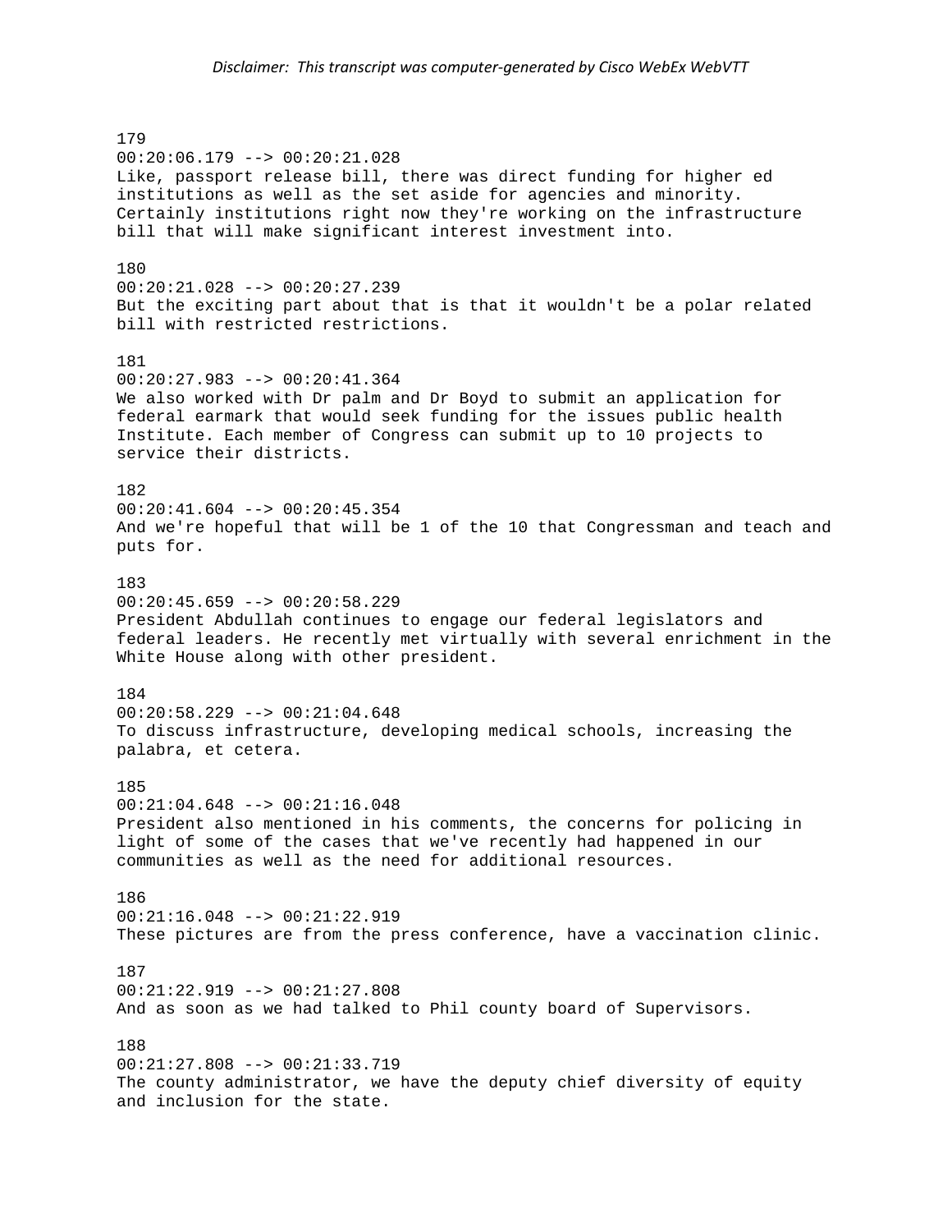179
00:20:06.179 --> 00:20:21.028
Like, passport release bill, there was direct funding for higher ed institutions as well as the set aside for agencies and minority. Certainly institutions right now they're working on the infrastructure bill that will make significant interest investment into.

180
00:20:21.028 --> 00:20:27.239
But the exciting part about that is that it wouldn't be a polar related bill with restricted restrictions.

181
00:20:27.983 --> 00:20:41.364
We also worked with Dr palm and Dr Boyd to submit an application for federal earmark that would seek funding for the issues public health Institute. Each member of Congress can submit up to 10 projects to service their districts.

182
00:20:41.604 --> 00:20:45.354
And we're hopeful that will be 1 of the 10 that Congressman and teach and puts for.

183
00:20:45.659 --> 00:20:58.229
President Abdullah continues to engage our federal legislators and federal leaders. He recently met virtually with several enrichment in the White House along with other president.

184
00:20:58.229 --> 00:21:04.648
To discuss infrastructure, developing medical schools, increasing the palabra, et cetera.

185
00:21:04.648 --> 00:21:16.048
President also mentioned in his comments, the concerns for policing in light of some of the cases that we've recently had happened in our communities as well as the need for additional resources.

186
00:21:16.048 --> 00:21:22.919
These pictures are from the press conference, have a vaccination clinic.

187
00:21:22.919 --> 00:21:27.808
And as soon as we had talked to Phil county board of Supervisors.

188
00:21:27.808 --> 00:21:33.719
The county administrator, we have the deputy chief diversity of equity and inclusion for the state.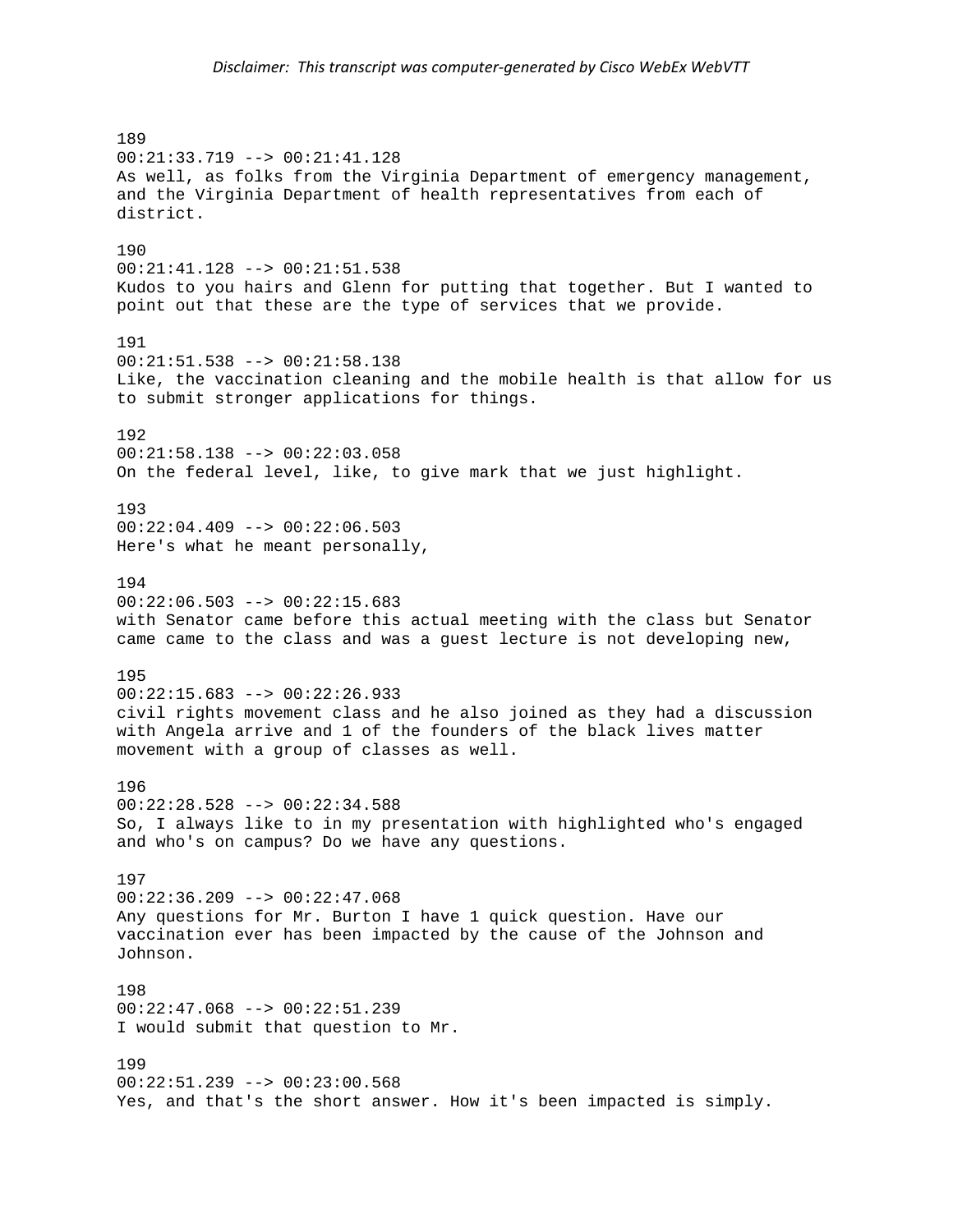189
00:21:33.719 --> 00:21:41.128
As well, as folks from the Virginia Department of emergency management, and the Virginia Department of health representatives from each of district.

190
00:21:41.128 --> 00:21:51.538
Kudos to you hairs and Glenn for putting that together. But I wanted to point out that these are the type of services that we provide.

191
00:21:51.538 --> 00:21:58.138
Like, the vaccination cleaning and the mobile health is that allow for us to submit stronger applications for things.

192
00:21:58.138 --> 00:22:03.058
On the federal level, like, to give mark that we just highlight.

193
00:22:04.409 --> 00:22:06.503
Here's what he meant personally,

194
00:22:06.503 --> 00:22:15.683
with Senator came before this actual meeting with the class but Senator came came to the class and was a guest lecture is not developing new,

195
00:22:15.683 --> 00:22:26.933
civil rights movement class and he also joined as they had a discussion with Angela arrive and 1 of the founders of the black lives matter movement with a group of classes as well.

196
00:22:28.528 --> 00:22:34.588
So, I always like to in my presentation with highlighted who's engaged and who's on campus? Do we have any questions.

197
00:22:36.209 --> 00:22:47.068
Any questions for Mr. Burton I have 1 quick question. Have our vaccination ever has been impacted by the cause of the Johnson and Johnson.

198
00:22:47.068 --> 00:22:51.239
I would submit that question to Mr.

199
00:22:51.239 --> 00:23:00.568
Yes, and that's the short answer. How it's been impacted is simply.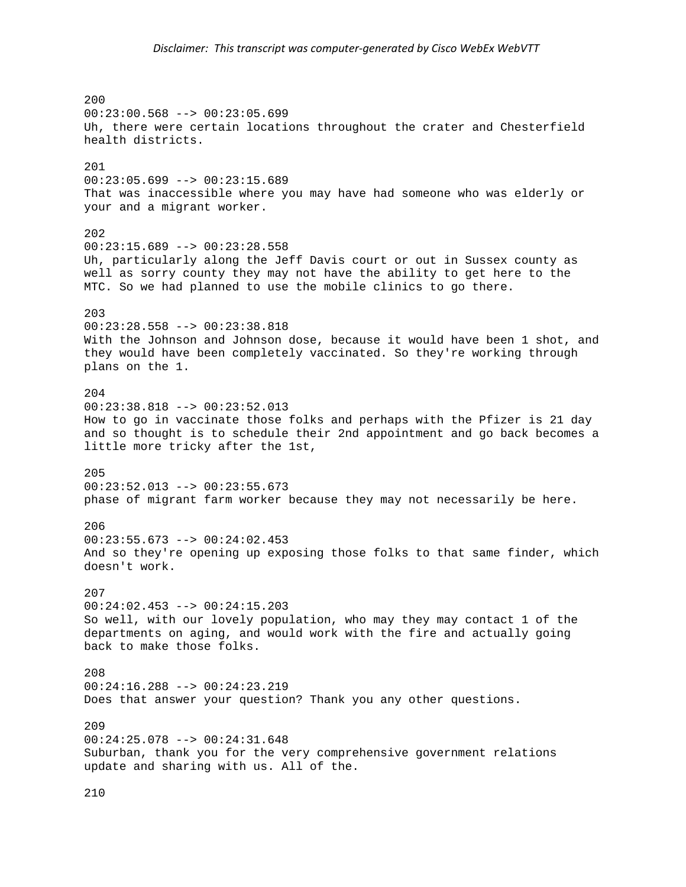*Disclaimer: This transcript was computer-generated by Cisco WebEx WebVTT*

200
00:23:00.568 --> 00:23:05.699
Uh, there were certain locations throughout the crater and Chesterfield health districts.

201
00:23:05.699 --> 00:23:15.689
That was inaccessible where you may have had someone who was elderly or your and a migrant worker.

202
00:23:15.689 --> 00:23:28.558
Uh, particularly along the Jeff Davis court or out in Sussex county as well as sorry county they may not have the ability to get here to the MTC. So we had planned to use the mobile clinics to go there.

203
00:23:28.558 --> 00:23:38.818
With the Johnson and Johnson dose, because it would have been 1 shot, and they would have been completely vaccinated. So they're working through plans on the 1.

204
00:23:38.818 --> 00:23:52.013
How to go in vaccinate those folks and perhaps with the Pfizer is 21 day and so thought is to schedule their 2nd appointment and go back becomes a little more tricky after the 1st,

205
00:23:52.013 --> 00:23:55.673
phase of migrant farm worker because they may not necessarily be here.

206
00:23:55.673 --> 00:24:02.453
And so they're opening up exposing those folks to that same finder, which doesn't work.

207
00:24:02.453 --> 00:24:15.203
So well, with our lovely population, who may they may contact 1 of the departments on aging, and would work with the fire and actually going back to make those folks.

208
00:24:16.288 --> 00:24:23.219
Does that answer your question? Thank you any other questions.

209
00:24:25.078 --> 00:24:31.648
Suburban, thank you for the very comprehensive government relations update and sharing with us. All of the.

210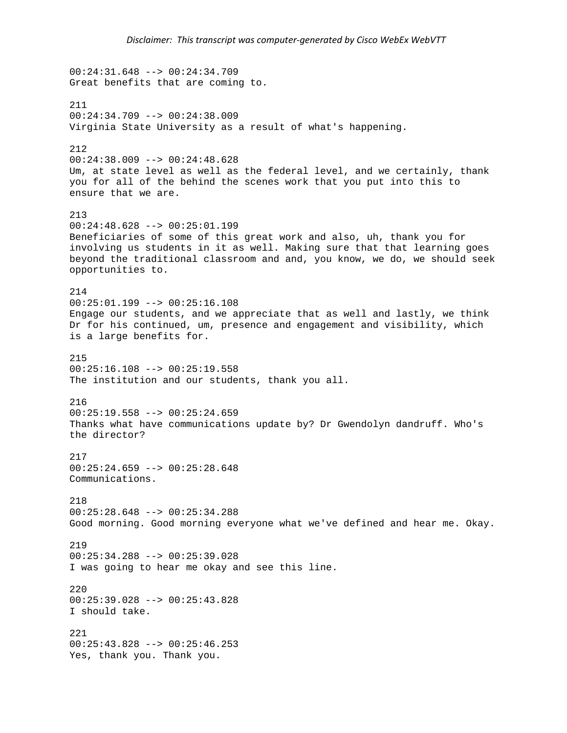00:24:31.648 --> 00:24:34.709
Great benefits that are coming to.

211
00:24:34.709 --> 00:24:38.009
Virginia State University as a result of what's happening.

212
00:24:38.009 --> 00:24:48.628
Um, at state level as well as the federal level, and we certainly, thank you for all of the behind the scenes work that you put into this to ensure that we are.

213
00:24:48.628 --> 00:25:01.199
Beneficiaries of some of this great work and also, uh, thank you for involving us students in it as well. Making sure that that learning goes beyond the traditional classroom and and, you know, we do, we should seek opportunities to.

214
00:25:01.199 --> 00:25:16.108
Engage our students, and we appreciate that as well and lastly, we think Dr for his continued, um, presence and engagement and visibility, which is a large benefits for.

215
00:25:16.108 --> 00:25:19.558
The institution and our students, thank you all.

216
00:25:19.558 --> 00:25:24.659
Thanks what have communications update by? Dr Gwendolyn dandruff. Who's the director?

217
00:25:24.659 --> 00:25:28.648
Communications.

218
00:25:28.648 --> 00:25:34.288
Good morning. Good morning everyone what we've defined and hear me. Okay.

219
00:25:34.288 --> 00:25:39.028
I was going to hear me okay and see this line.

220
00:25:39.028 --> 00:25:43.828
I should take.

221
00:25:43.828 --> 00:25:46.253
Yes, thank you. Thank you.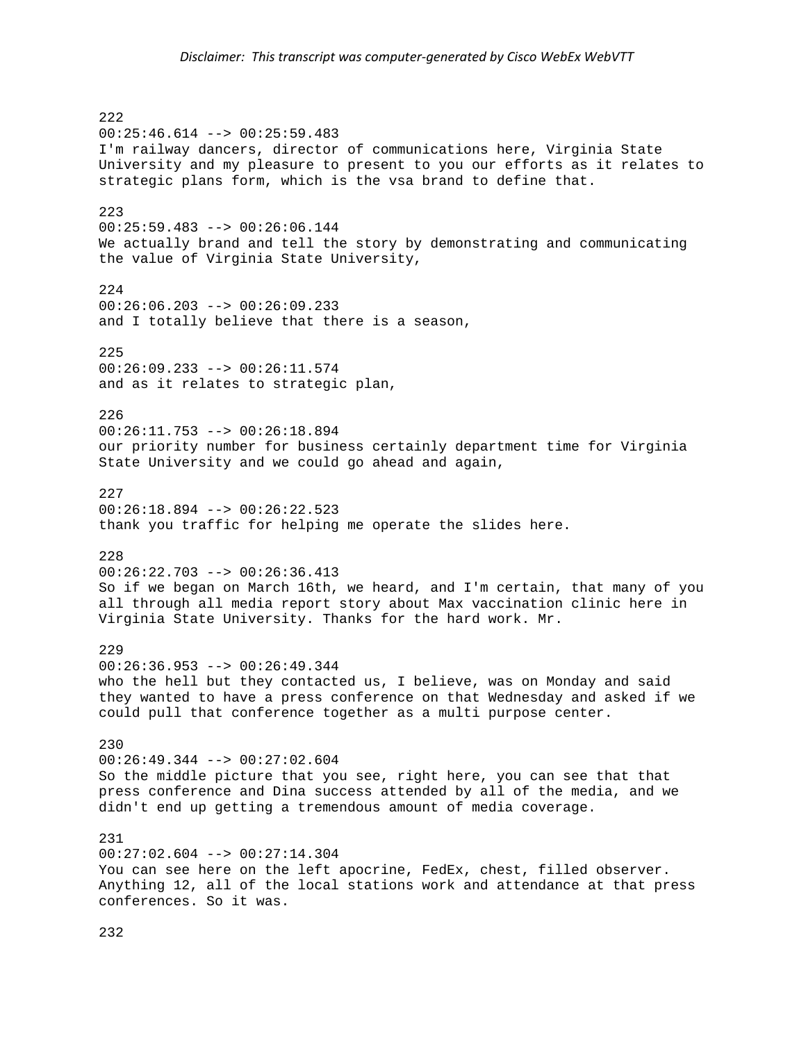222
00:25:46.614 --> 00:25:59.483
I'm railway dancers, director of communications here, Virginia State University and my pleasure to present to you our efforts as it relates to strategic plans form, which is the vsa brand to define that.

223
00:25:59.483 --> 00:26:06.144
We actually brand and tell the story by demonstrating and communicating the value of Virginia State University,

224
00:26:06.203 --> 00:26:09.233
and I totally believe that there is a season,

225
00:26:09.233 --> 00:26:11.574
and as it relates to strategic plan,

226
00:26:11.753 --> 00:26:18.894
our priority number for business certainly department time for Virginia State University and we could go ahead and again,

227
00:26:18.894 --> 00:26:22.523
thank you traffic for helping me operate the slides here.

228
00:26:22.703 --> 00:26:36.413
So if we began on March 16th, we heard, and I'm certain, that many of you all through all media report story about Max vaccination clinic here in Virginia State University. Thanks for the hard work. Mr.

229
00:26:36.953 --> 00:26:49.344
who the hell but they contacted us, I believe, was on Monday and said they wanted to have a press conference on that Wednesday and asked if we could pull that conference together as a multi purpose center.

230
00:26:49.344 --> 00:27:02.604
So the middle picture that you see, right here, you can see that that press conference and Dina success attended by all of the media, and we didn't end up getting a tremendous amount of media coverage.

231
00:27:02.604 --> 00:27:14.304
You can see here on the left apocrine, FedEx, chest, filled observer. Anything 12, all of the local stations work and attendance at that press conferences. So it was.

232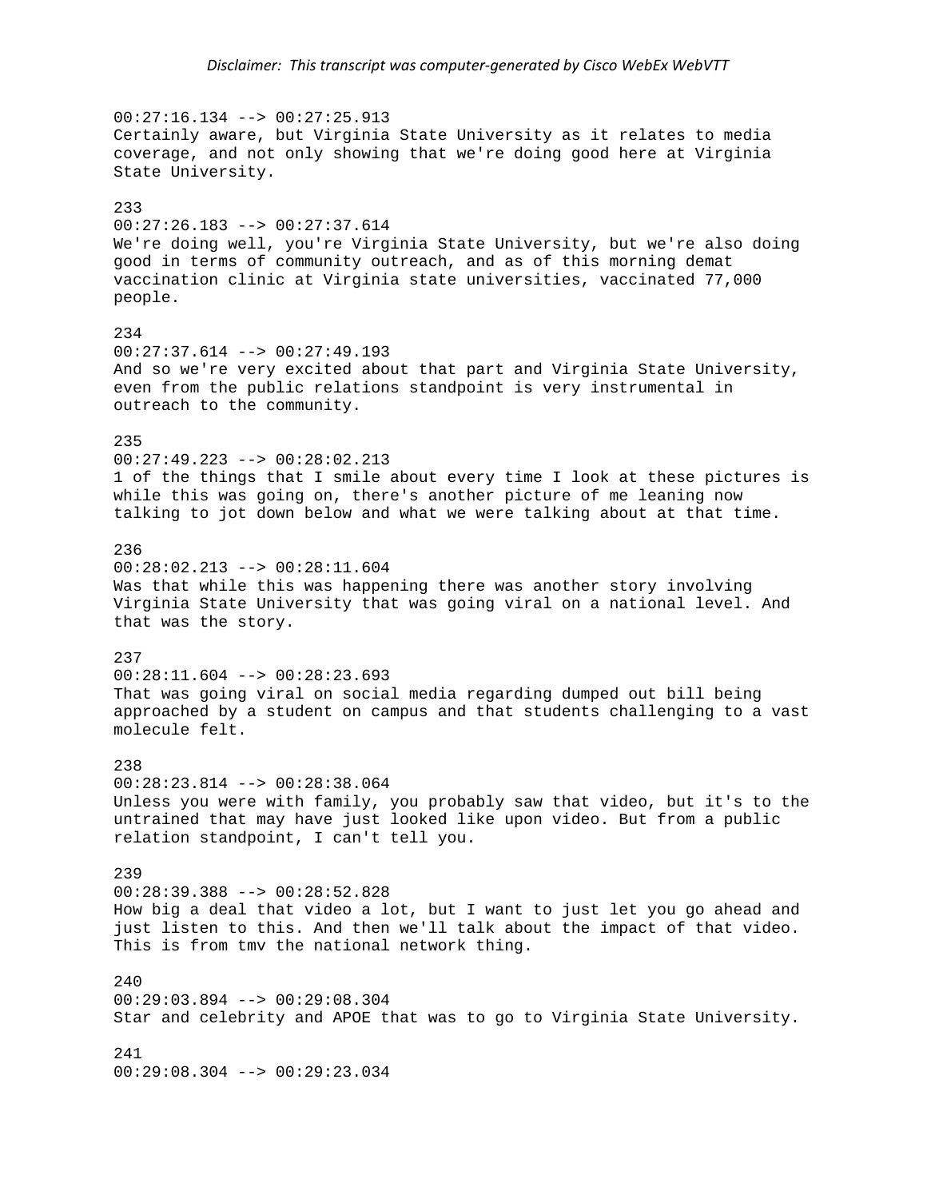00:27:16.134 --> 00:27:25.913
Certainly aware, but Virginia State University as it relates to media coverage, and not only showing that we're doing good here at Virginia State University.

233
00:27:26.183 --> 00:27:37.614
We're doing well, you're Virginia State University, but we're also doing good in terms of community outreach, and as of this morning demat vaccination clinic at Virginia state universities, vaccinated 77,000 people.

234
00:27:37.614 --> 00:27:49.193
And so we're very excited about that part and Virginia State University, even from the public relations standpoint is very instrumental in outreach to the community.

235
00:27:49.223 --> 00:28:02.213
1 of the things that I smile about every time I look at these pictures is while this was going on, there's another picture of me leaning now talking to jot down below and what we were talking about at that time.

236
00:28:02.213 --> 00:28:11.604
Was that while this was happening there was another story involving Virginia State University that was going viral on a national level. And that was the story.

237
00:28:11.604 --> 00:28:23.693
That was going viral on social media regarding dumped out bill being approached by a student on campus and that students challenging to a vast molecule felt.

238
00:28:23.814 --> 00:28:38.064
Unless you were with family, you probably saw that video, but it's to the untrained that may have just looked like upon video. But from a public relation standpoint, I can't tell you.

239
00:28:39.388 --> 00:28:52.828
How big a deal that video a lot, but I want to just let you go ahead and just listen to this. And then we'll talk about the impact of that video. This is from tmv the national network thing.

240
00:29:03.894 --> 00:29:08.304
Star and celebrity and APOE that was to go to Virginia State University.

241
00:29:08.304 --> 00:29:23.034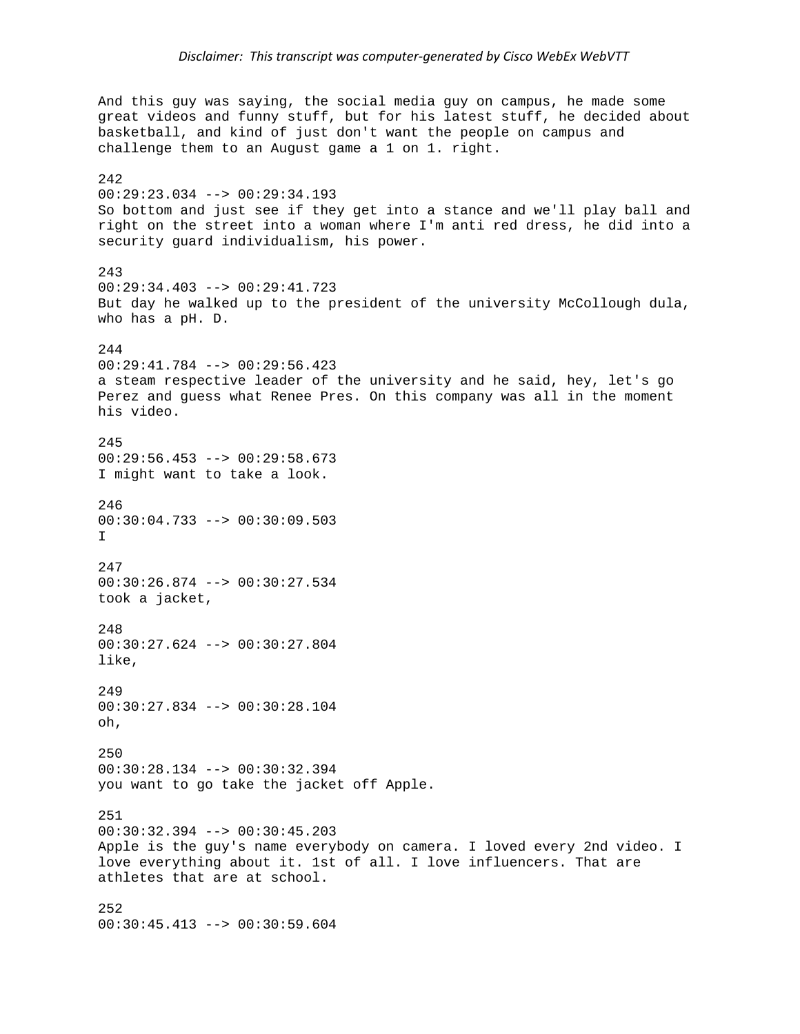And this guy was saying, the social media guy on campus, he made some great videos and funny stuff, but for his latest stuff, he decided about basketball, and kind of just don't want the people on campus and challenge them to an August game a 1 on 1. right.

242
00:29:23.034 --> 00:29:34.193
So bottom and just see if they get into a stance and we'll play ball and right on the street into a woman where I'm anti red dress, he did into a security guard individualism, his power.

243
00:29:34.403 --> 00:29:41.723
But day he walked up to the president of the university McCollough dula, who has a pH. D.

244
00:29:41.784 --> 00:29:56.423
a steam respective leader of the university and he said, hey, let's go Perez and guess what Renee Pres. On this company was all in the moment his video.

245
00:29:56.453 --> 00:29:58.673
I might want to take a look.

246
00:30:04.733 --> 00:30:09.503
I

247
00:30:26.874 --> 00:30:27.534
took a jacket,

248
00:30:27.624 --> 00:30:27.804
like,

249
00:30:27.834 --> 00:30:28.104
oh,

250
00:30:28.134 --> 00:30:32.394
you want to go take the jacket off Apple.

251
00:30:32.394 --> 00:30:45.203
Apple is the guy's name everybody on camera. I loved every 2nd video. I love everything about it. 1st of all. I love influencers. That are athletes that are at school.

252
00:30:45.413 --> 00:30:59.604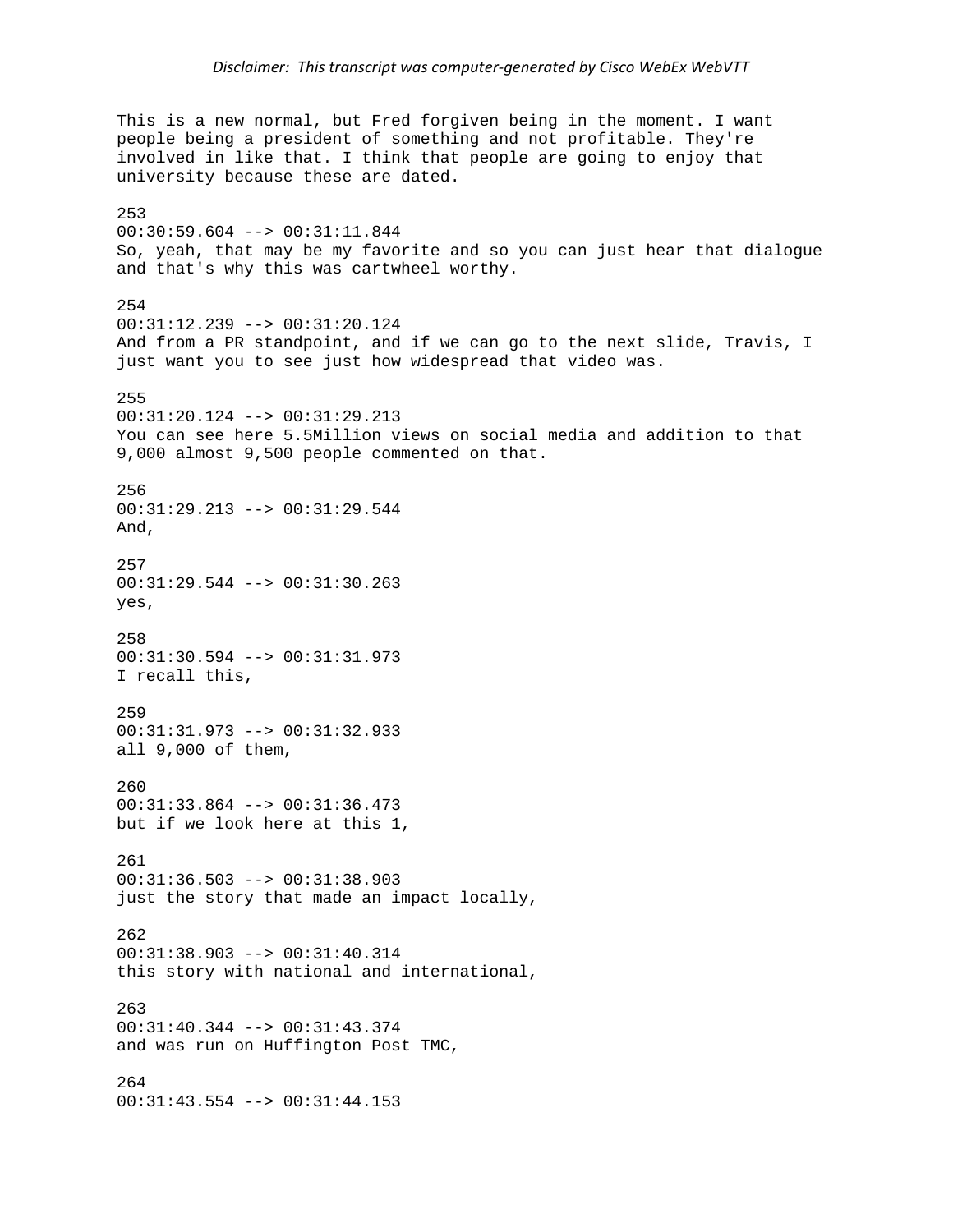This is a new normal, but Fred forgiven being in the moment. I want people being a president of something and not profitable. They're involved in like that. I think that people are going to enjoy that university because these are dated.

253
00:30:59.604 --> 00:31:11.844
So, yeah, that may be my favorite and so you can just hear that dialogue and that's why this was cartwheel worthy.

254
00:31:12.239 --> 00:31:20.124
And from a PR standpoint, and if we can go to the next slide, Travis, I just want you to see just how widespread that video was.

255
00:31:20.124 --> 00:31:29.213
You can see here 5.5Million views on social media and addition to that 9,000 almost 9,500 people commented on that.

256
00:31:29.213 --> 00:31:29.544
And,

257
00:31:29.544 --> 00:31:30.263
yes,

258
00:31:30.594 --> 00:31:31.973
I recall this,

259
00:31:31.973 --> 00:31:32.933
all 9,000 of them,

260
00:31:33.864 --> 00:31:36.473
but if we look here at this 1,

261
00:31:36.503 --> 00:31:38.903
just the story that made an impact locally,

262
00:31:38.903 --> 00:31:40.314
this story with national and international,

263
00:31:40.344 --> 00:31:43.374
and was run on Huffington Post TMC,

264
00:31:43.554 --> 00:31:44.153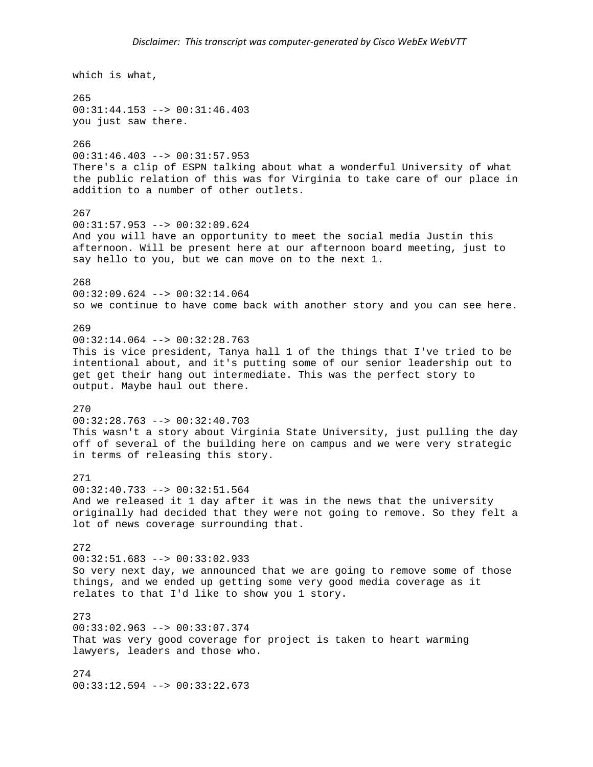which is what,

265
00:31:44.153 --> 00:31:46.403
you just saw there.

266
00:31:46.403 --> 00:31:57.953
There's a clip of ESPN talking about what a wonderful University of what the public relation of this was for Virginia to take care of our place in addition to a number of other outlets.

267
00:31:57.953 --> 00:32:09.624
And you will have an opportunity to meet the social media Justin this afternoon. Will be present here at our afternoon board meeting, just to say hello to you, but we can move on to the next 1.

268
00:32:09.624 --> 00:32:14.064
so we continue to have come back with another story and you can see here.

269
00:32:14.064 --> 00:32:28.763
This is vice president, Tanya hall 1 of the things that I've tried to be intentional about, and it's putting some of our senior leadership out to get get their hang out intermediate. This was the perfect story to output. Maybe haul out there.

270
00:32:28.763 --> 00:32:40.703
This wasn't a story about Virginia State University, just pulling the day off of several of the building here on campus and we were very strategic in terms of releasing this story.

271
00:32:40.733 --> 00:32:51.564
And we released it 1 day after it was in the news that the university originally had decided that they were not going to remove. So they felt a lot of news coverage surrounding that.

272
00:32:51.683 --> 00:33:02.933
So very next day, we announced that we are going to remove some of those things, and we ended up getting some very good media coverage as it relates to that I'd like to show you 1 story.

273
00:33:02.963 --> 00:33:07.374
That was very good coverage for project is taken to heart warming lawyers, leaders and those who.

274
00:33:12.594 --> 00:33:22.673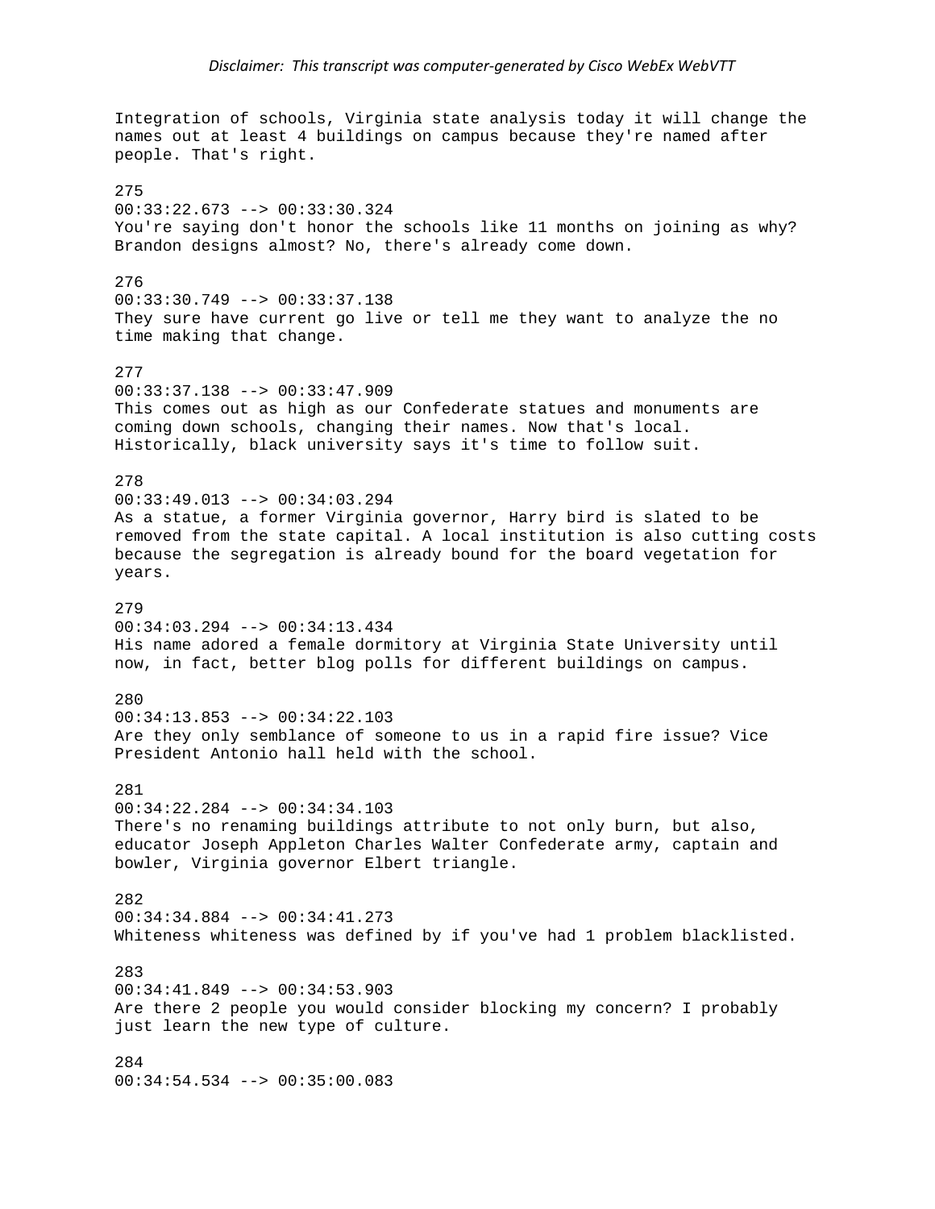Integration of schools, Virginia state analysis today it will change the names out at least 4 buildings on campus because they're named after people. That's right.

275
00:33:22.673 --> 00:33:30.324
You're saying don't honor the schools like 11 months on joining as why? Brandon designs almost? No, there's already come down.

276
00:33:30.749 --> 00:33:37.138
They sure have current go live or tell me they want to analyze the no time making that change.

277
00:33:37.138 --> 00:33:47.909
This comes out as high as our Confederate statues and monuments are coming down schools, changing their names. Now that's local. Historically, black university says it's time to follow suit.

278
00:33:49.013 --> 00:34:03.294
As a statue, a former Virginia governor, Harry bird is slated to be removed from the state capital. A local institution is also cutting costs because the segregation is already bound for the board vegetation for years.

279
00:34:03.294 --> 00:34:13.434
His name adored a female dormitory at Virginia State University until now, in fact, better blog polls for different buildings on campus.

280
00:34:13.853 --> 00:34:22.103
Are they only semblance of someone to us in a rapid fire issue? Vice President Antonio hall held with the school.

281
00:34:22.284 --> 00:34:34.103
There's no renaming buildings attribute to not only burn, but also, educator Joseph Appleton Charles Walter Confederate army, captain and bowler, Virginia governor Elbert triangle.

282
00:34:34.884 --> 00:34:41.273
Whiteness whiteness was defined by if you've had 1 problem blacklisted.

283
00:34:41.849 --> 00:34:53.903
Are there 2 people you would consider blocking my concern? I probably just learn the new type of culture.

284
00:34:54.534 --> 00:35:00.083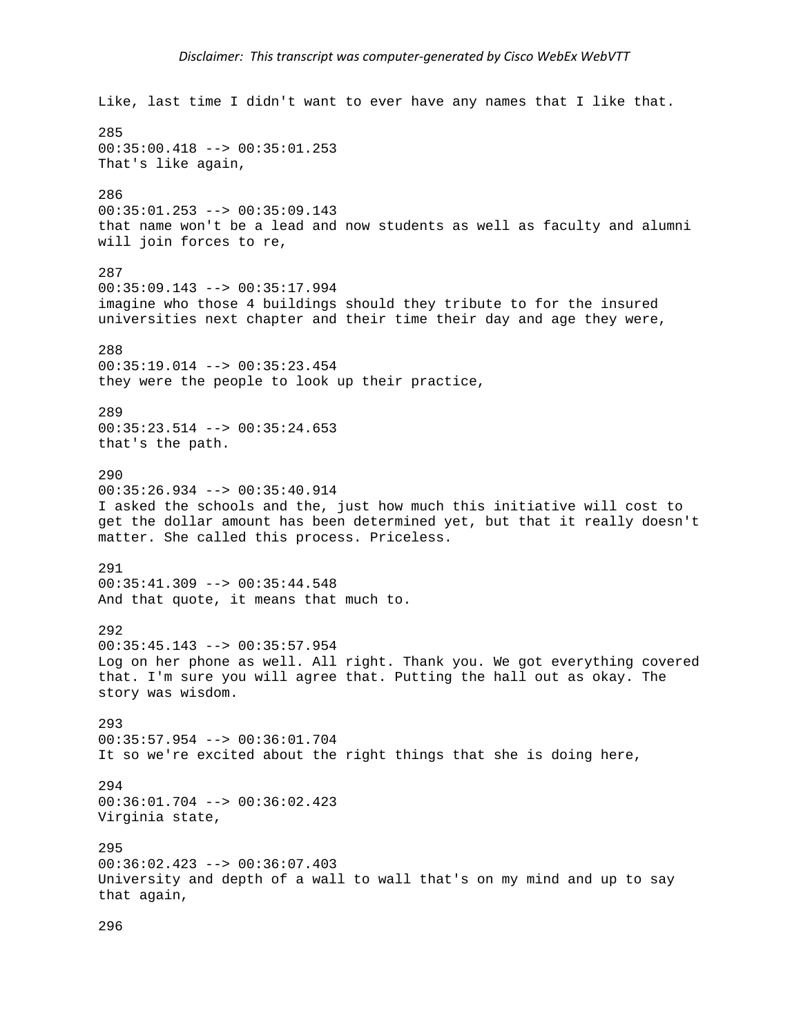Like, last time I didn't want to ever have any names that I like that.

285
00:35:00.418 --> 00:35:01.253
That's like again,

286
00:35:01.253 --> 00:35:09.143
that name won't be a lead and now students as well as faculty and alumni will join forces to re,

287
00:35:09.143 --> 00:35:17.994
imagine who those 4 buildings should they tribute to for the insured universities next chapter and their time their day and age they were,

288
00:35:19.014 --> 00:35:23.454
they were the people to look up their practice,

289
00:35:23.514 --> 00:35:24.653
that's the path.

290
00:35:26.934 --> 00:35:40.914
I asked the schools and the, just how much this initiative will cost to get the dollar amount has been determined yet, but that it really doesn't matter. She called this process. Priceless.

291
00:35:41.309 --> 00:35:44.548
And that quote, it means that much to.

292
00:35:45.143 --> 00:35:57.954
Log on her phone as well. All right. Thank you. We got everything covered that. I'm sure you will agree that. Putting the hall out as okay. The story was wisdom.

293
00:35:57.954 --> 00:36:01.704
It so we're excited about the right things that she is doing here,

294
00:36:01.704 --> 00:36:02.423
Virginia state,

295
00:36:02.423 --> 00:36:07.403
University and depth of a wall to wall that's on my mind and up to say that again,

296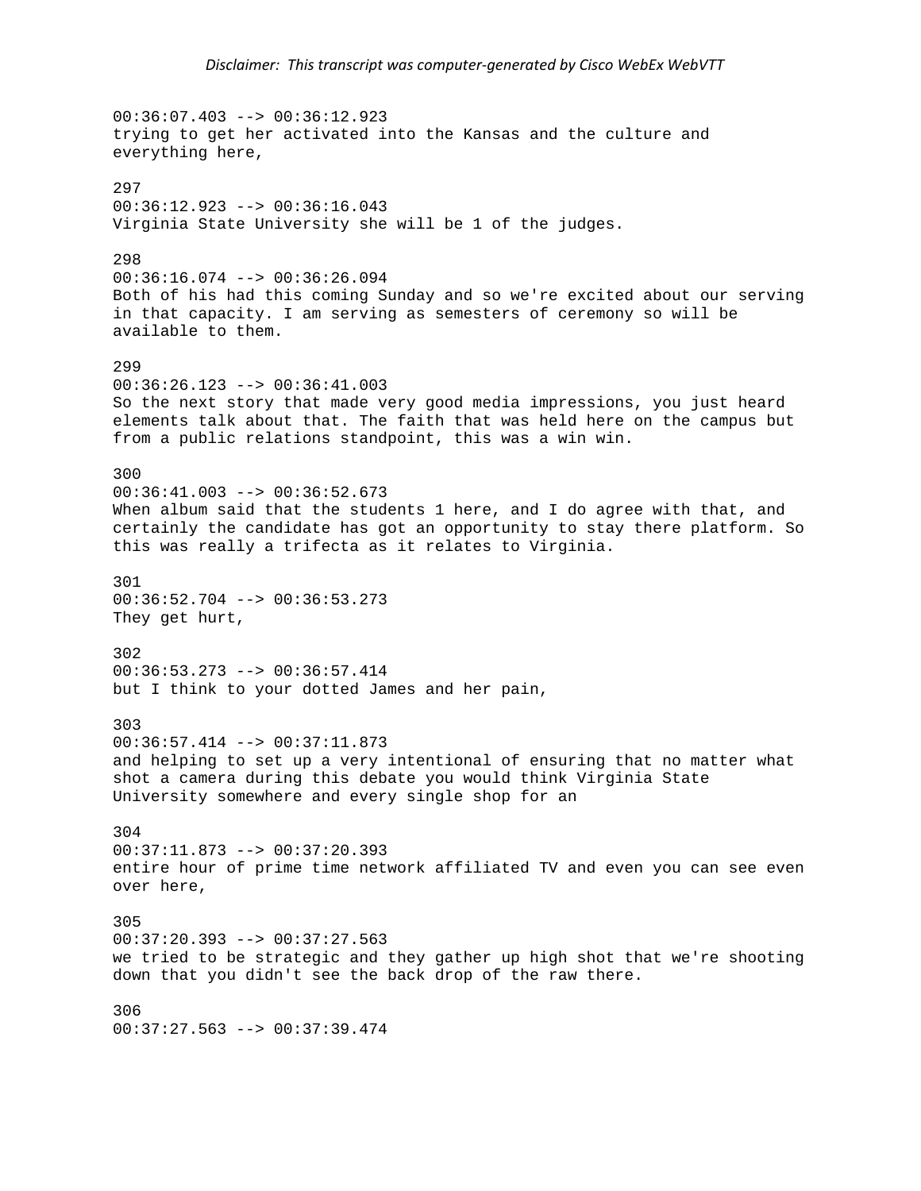*Disclaimer: This transcript was computer-generated by Cisco WebEx WebVTT*

00:36:07.403 --> 00:36:12.923
trying to get her activated into the Kansas and the culture and everything here,

297
00:36:12.923 --> 00:36:16.043
Virginia State University she will be 1 of the judges.

298
00:36:16.074 --> 00:36:26.094
Both of his had this coming Sunday and so we're excited about our serving in that capacity. I am serving as semesters of ceremony so will be available to them.

299
00:36:26.123 --> 00:36:41.003
So the next story that made very good media impressions, you just heard elements talk about that. The faith that was held here on the campus but from a public relations standpoint, this was a win win.

300
00:36:41.003 --> 00:36:52.673
When album said that the students 1 here, and I do agree with that, and certainly the candidate has got an opportunity to stay there platform. So this was really a trifecta as it relates to Virginia.

301
00:36:52.704 --> 00:36:53.273
They get hurt,

302
00:36:53.273 --> 00:36:57.414
but I think to your dotted James and her pain,

303
00:36:57.414 --> 00:37:11.873
and helping to set up a very intentional of ensuring that no matter what shot a camera during this debate you would think Virginia State University somewhere and every single shop for an

304
00:37:11.873 --> 00:37:20.393
entire hour of prime time network affiliated TV and even you can see even over here,

305
00:37:20.393 --> 00:37:27.563
we tried to be strategic and they gather up high shot that we're shooting down that you didn't see the back drop of the raw there.

306
00:37:27.563 --> 00:37:39.474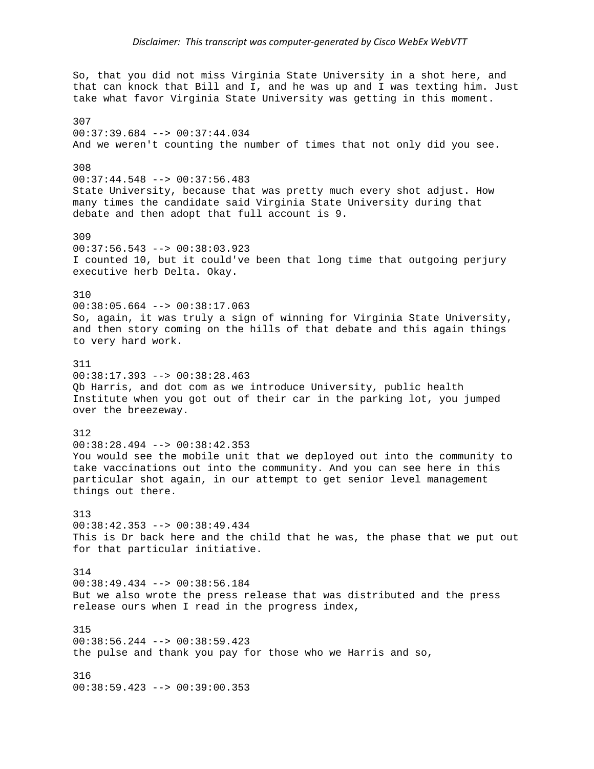So, that you did not miss Virginia State University in a shot here, and that can knock that Bill and I, and he was up and I was texting him. Just take what favor Virginia State University was getting in this moment.

307
00:37:39.684 --> 00:37:44.034
And we weren't counting the number of times that not only did you see.

308
00:37:44.548 --> 00:37:56.483
State University, because that was pretty much every shot adjust. How many times the candidate said Virginia State University during that debate and then adopt that full account is 9.

309
00:37:56.543 --> 00:38:03.923
I counted 10, but it could've been that long time that outgoing perjury executive herb Delta. Okay.

310
00:38:05.664 --> 00:38:17.063
So, again, it was truly a sign of winning for Virginia State University, and then story coming on the hills of that debate and this again things to very hard work.

311
00:38:17.393 --> 00:38:28.463
Qb Harris, and dot com as we introduce University, public health Institute when you got out of their car in the parking lot, you jumped over the breezeway.

312
00:38:28.494 --> 00:38:42.353
You would see the mobile unit that we deployed out into the community to take vaccinations out into the community. And you can see here in this particular shot again, in our attempt to get senior level management things out there.

313
00:38:42.353 --> 00:38:49.434
This is Dr back here and the child that he was, the phase that we put out for that particular initiative.

314
00:38:49.434 --> 00:38:56.184
But we also wrote the press release that was distributed and the press release ours when I read in the progress index,

315
00:38:56.244 --> 00:38:59.423
the pulse and thank you pay for those who we Harris and so,

316
00:38:59.423 --> 00:39:00.353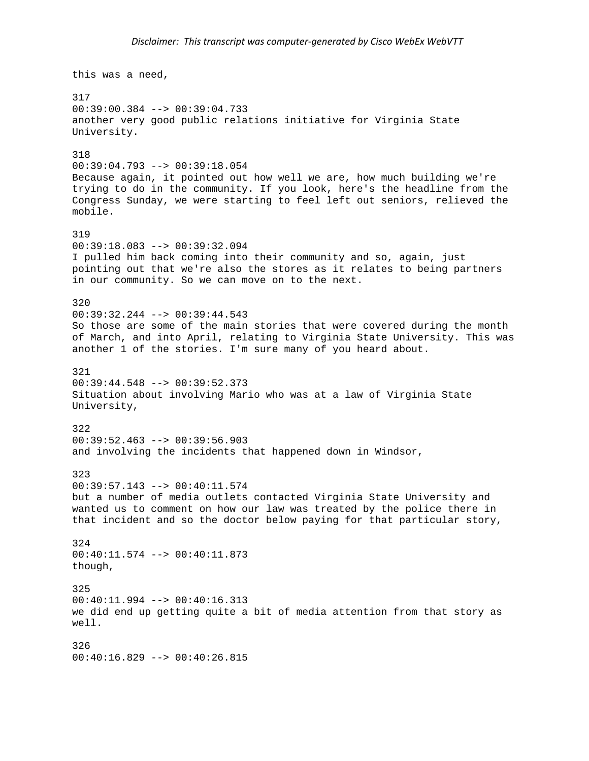this was a need,

317
00:39:00.384 --> 00:39:04.733
another very good public relations initiative for Virginia State University.

318
00:39:04.793 --> 00:39:18.054
Because again, it pointed out how well we are, how much building we're trying to do in the community. If you look, here's the headline from the Congress Sunday, we were starting to feel left out seniors, relieved the mobile.

319
00:39:18.083 --> 00:39:32.094
I pulled him back coming into their community and so, again, just pointing out that we're also the stores as it relates to being partners in our community. So we can move on to the next.

320
00:39:32.244 --> 00:39:44.543
So those are some of the main stories that were covered during the month of March, and into April, relating to Virginia State University. This was another 1 of the stories. I'm sure many of you heard about.

321
00:39:44.548 --> 00:39:52.373
Situation about involving Mario who was at a law of Virginia State University,

322
00:39:52.463 --> 00:39:56.903
and involving the incidents that happened down in Windsor,

323
00:39:57.143 --> 00:40:11.574
but a number of media outlets contacted Virginia State University and wanted us to comment on how our law was treated by the police there in that incident and so the doctor below paying for that particular story,

324
00:40:11.574 --> 00:40:11.873
though,

325
00:40:11.994 --> 00:40:16.313
we did end up getting quite a bit of media attention from that story as well.

326
00:40:16.829 --> 00:40:26.815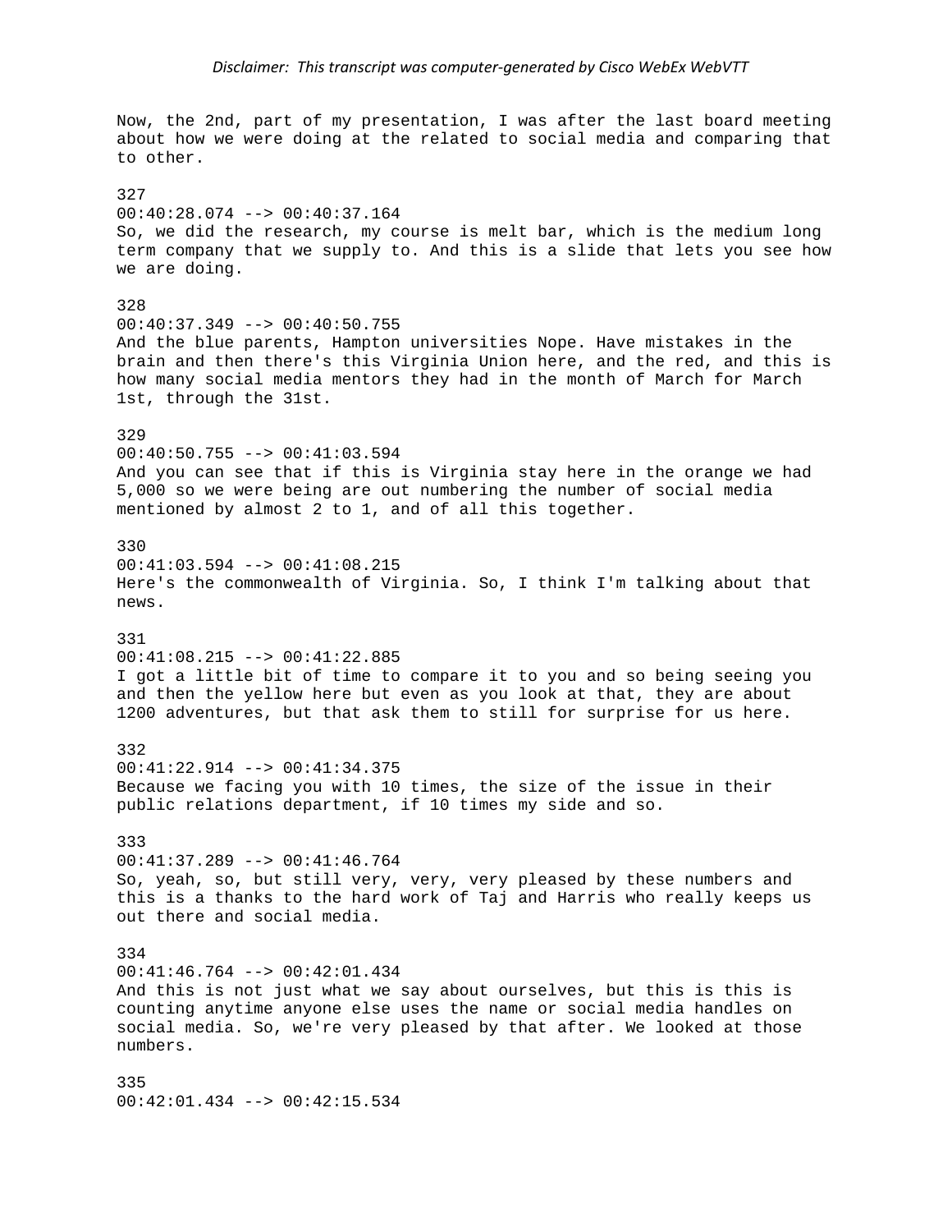Now, the 2nd, part of my presentation, I was after the last board meeting about how we were doing at the related to social media and comparing that to other.

327
00:40:28.074 --> 00:40:37.164
So, we did the research, my course is melt bar, which is the medium long term company that we supply to. And this is a slide that lets you see how we are doing.

328
00:40:37.349 --> 00:40:50.755
And the blue parents, Hampton universities Nope. Have mistakes in the brain and then there's this Virginia Union here, and the red, and this is how many social media mentors they had in the month of March for March 1st, through the 31st.

329
00:40:50.755 --> 00:41:03.594
And you can see that if this is Virginia stay here in the orange we had 5,000 so we were being are out numbering the number of social media mentioned by almost 2 to 1, and of all this together.

330
00:41:03.594 --> 00:41:08.215
Here's the commonwealth of Virginia. So, I think I'm talking about that news.

331
00:41:08.215 --> 00:41:22.885
I got a little bit of time to compare it to you and so being seeing you and then the yellow here but even as you look at that, they are about 1200 adventures, but that ask them to still for surprise for us here.

332
00:41:22.914 --> 00:41:34.375
Because we facing you with 10 times, the size of the issue in their public relations department, if 10 times my side and so.

333
00:41:37.289 --> 00:41:46.764
So, yeah, so, but still very, very, very pleased by these numbers and this is a thanks to the hard work of Taj and Harris who really keeps us out there and social media.

334
00:41:46.764 --> 00:42:01.434
And this is not just what we say about ourselves, but this is this is counting anytime anyone else uses the name or social media handles on social media. So, we're very pleased by that after. We looked at those numbers.

335
00:42:01.434 --> 00:42:15.534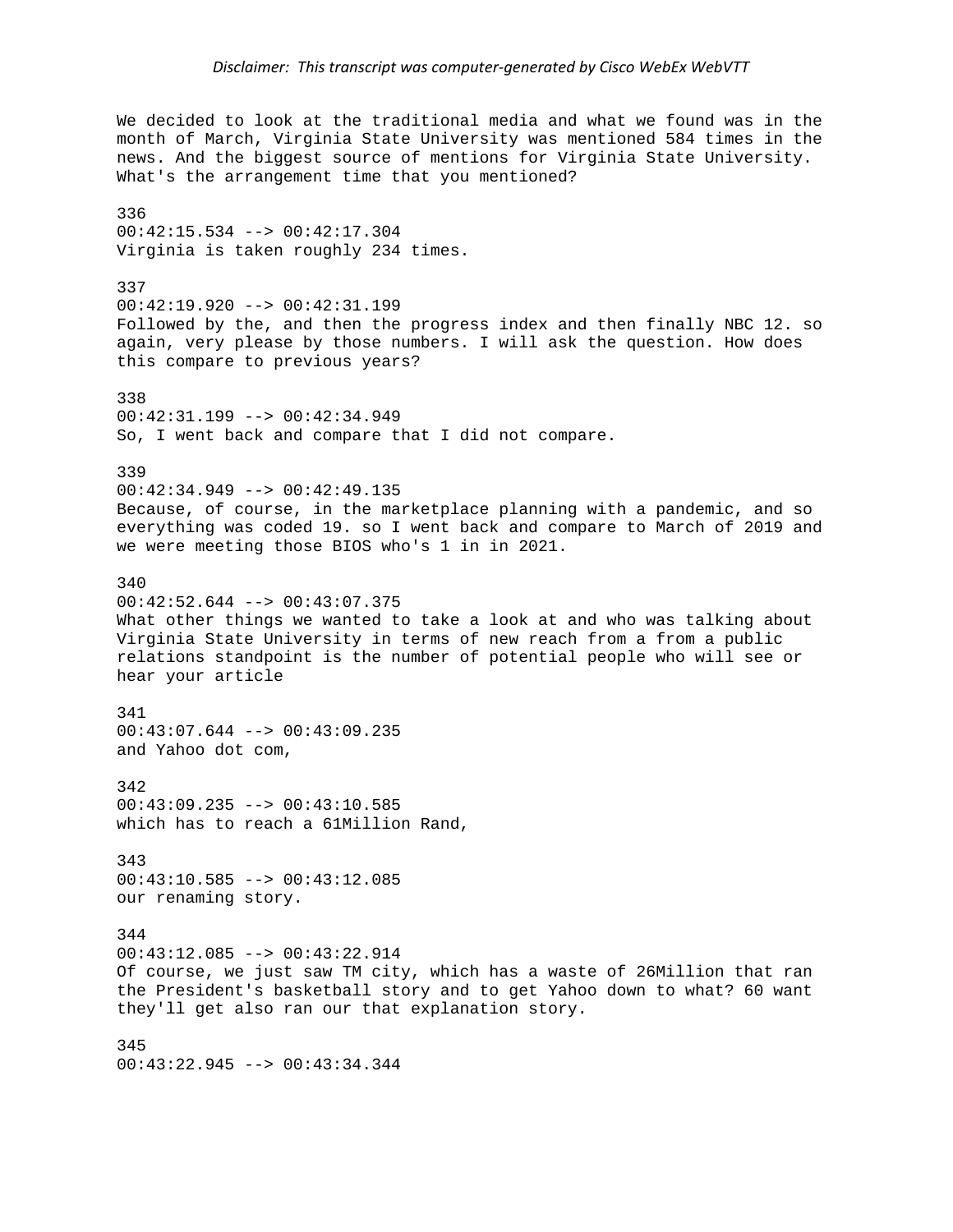We decided to look at the traditional media and what we found was in the month of March, Virginia State University was mentioned 584 times in the news. And the biggest source of mentions for Virginia State University. What's the arrangement time that you mentioned?

336
00:42:15.534 --> 00:42:17.304
Virginia is taken roughly 234 times.

337
00:42:19.920 --> 00:42:31.199
Followed by the, and then the progress index and then finally NBC 12. so again, very please by those numbers. I will ask the question. How does this compare to previous years?

338
00:42:31.199 --> 00:42:34.949
So, I went back and compare that I did not compare.

339
00:42:34.949 --> 00:42:49.135
Because, of course, in the marketplace planning with a pandemic, and so everything was coded 19. so I went back and compare to March of 2019 and we were meeting those BIOS who's 1 in in 2021.

340
00:42:52.644 --> 00:43:07.375
What other things we wanted to take a look at and who was talking about Virginia State University in terms of new reach from a from a public relations standpoint is the number of potential people who will see or hear your article

341
00:43:07.644 --> 00:43:09.235
and Yahoo dot com,

342
00:43:09.235 --> 00:43:10.585
which has to reach a 61Million Rand,

343
00:43:10.585 --> 00:43:12.085
our renaming story.

344
00:43:12.085 --> 00:43:22.914
Of course, we just saw TM city, which has a waste of 26Million that ran the President's basketball story and to get Yahoo down to what? 60 want they'll get also ran our that explanation story.

345
00:43:22.945 --> 00:43:34.344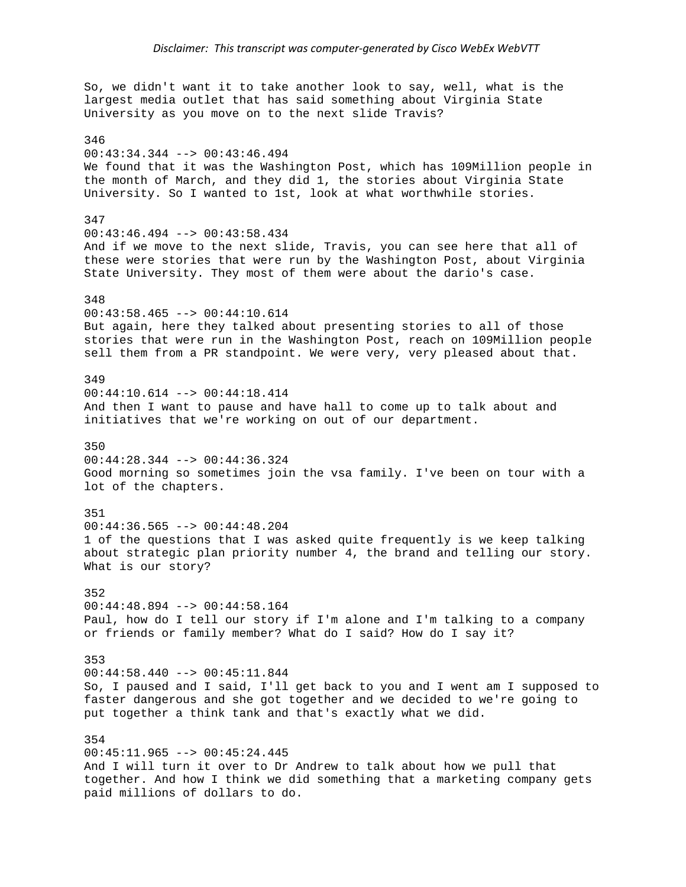So, we didn't want it to take another look to say, well, what is the largest media outlet that has said something about Virginia State University as you move on to the next slide Travis?

346
00:43:34.344 --> 00:43:46.494
We found that it was the Washington Post, which has 109Million people in the month of March, and they did 1, the stories about Virginia State University. So I wanted to 1st, look at what worthwhile stories.

347
00:43:46.494 --> 00:43:58.434
And if we move to the next slide, Travis, you can see here that all of these were stories that were run by the Washington Post, about Virginia State University. They most of them were about the dario's case.

348
00:43:58.465 --> 00:44:10.614
But again, here they talked about presenting stories to all of those stories that were run in the Washington Post, reach on 109Million people sell them from a PR standpoint. We were very, very pleased about that.

349
00:44:10.614 --> 00:44:18.414
And then I want to pause and have hall to come up to talk about and initiatives that we're working on out of our department.

350
00:44:28.344 --> 00:44:36.324
Good morning so sometimes join the vsa family. I've been on tour with a lot of the chapters.

351
00:44:36.565 --> 00:44:48.204
1 of the questions that I was asked quite frequently is we keep talking about strategic plan priority number 4, the brand and telling our story. What is our story?

352
00:44:48.894 --> 00:44:58.164
Paul, how do I tell our story if I'm alone and I'm talking to a company or friends or family member? What do I said? How do I say it?

353
00:44:58.440 --> 00:45:11.844
So, I paused and I said, I'll get back to you and I went am I supposed to faster dangerous and she got together and we decided to we're going to put together a think tank and that's exactly what we did.

354
00:45:11.965 --> 00:45:24.445
And I will turn it over to Dr Andrew to talk about how we pull that together. And how I think we did something that a marketing company gets paid millions of dollars to do.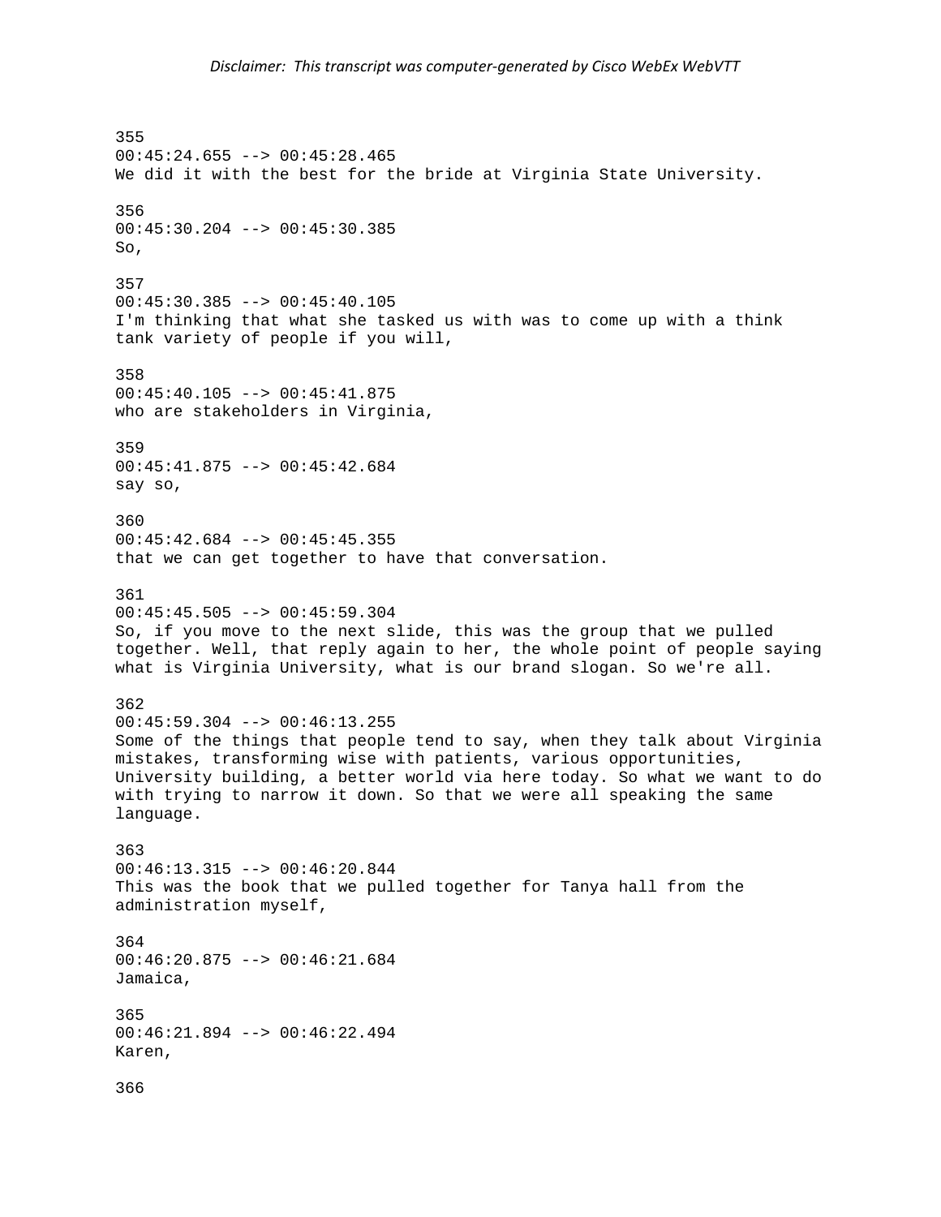355
00:45:24.655 --> 00:45:28.465
We did it with the best for the bride at Virginia State University.

356
00:45:30.204 --> 00:45:30.385
So,

357
00:45:30.385 --> 00:45:40.105
I'm thinking that what she tasked us with was to come up with a think tank variety of people if you will,

358
00:45:40.105 --> 00:45:41.875
who are stakeholders in Virginia,

359
00:45:41.875 --> 00:45:42.684
say so,

360
00:45:42.684 --> 00:45:45.355
that we can get together to have that conversation.

361
00:45:45.505 --> 00:45:59.304
So, if you move to the next slide, this was the group that we pulled together. Well, that reply again to her, the whole point of people saying what is Virginia University, what is our brand slogan. So we're all.

362
00:45:59.304 --> 00:46:13.255
Some of the things that people tend to say, when they talk about Virginia mistakes, transforming wise with patients, various opportunities, University building, a better world via here today. So what we want to do with trying to narrow it down. So that we were all speaking the same language.

363
00:46:13.315 --> 00:46:20.844
This was the book that we pulled together for Tanya hall from the administration myself,

364
00:46:20.875 --> 00:46:21.684
Jamaica,

365
00:46:21.894 --> 00:46:22.494
Karen,

366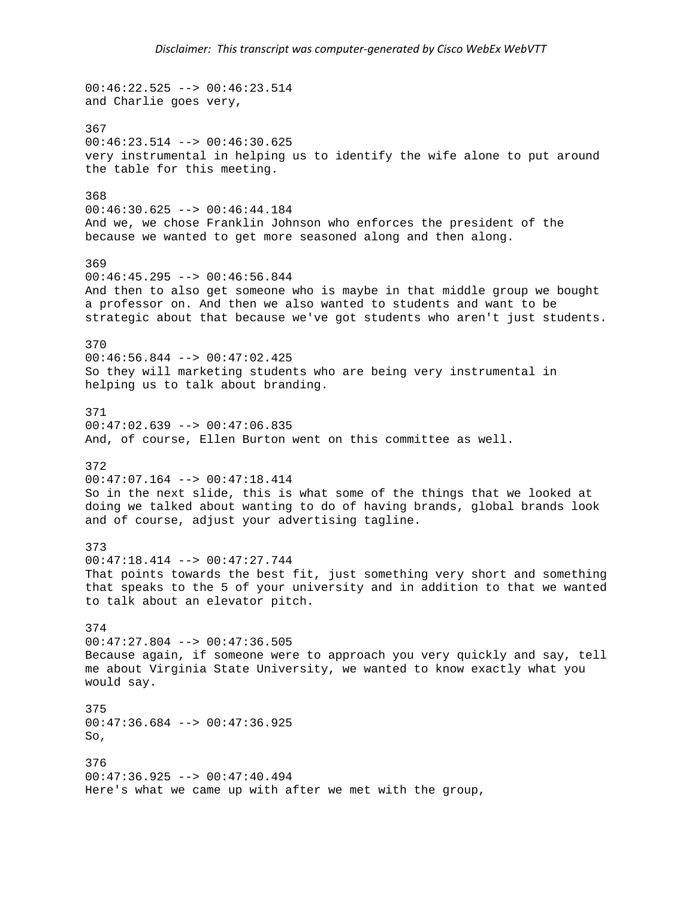00:46:22.525 --> 00:46:23.514
and Charlie goes very,

367
00:46:23.514 --> 00:46:30.625
very instrumental in helping us to identify the wife alone to put around the table for this meeting.

368
00:46:30.625 --> 00:46:44.184
And we, we chose Franklin Johnson who enforces the president of the because we wanted to get more seasoned along and then along.

369
00:46:45.295 --> 00:46:56.844
And then to also get someone who is maybe in that middle group we bought a professor on. And then we also wanted to students and want to be strategic about that because we've got students who aren't just students.

370
00:46:56.844 --> 00:47:02.425
So they will marketing students who are being very instrumental in helping us to talk about branding.

371
00:47:02.639 --> 00:47:06.835
And, of course, Ellen Burton went on this committee as well.

372
00:47:07.164 --> 00:47:18.414
So in the next slide, this is what some of the things that we looked at doing we talked about wanting to do of having brands, global brands look and of course, adjust your advertising tagline.

373
00:47:18.414 --> 00:47:27.744
That points towards the best fit, just something very short and something that speaks to the 5 of your university and in addition to that we wanted to talk about an elevator pitch.

374
00:47:27.804 --> 00:47:36.505
Because again, if someone were to approach you very quickly and say, tell me about Virginia State University, we wanted to know exactly what you would say.

375
00:47:36.684 --> 00:47:36.925
So,

376
00:47:36.925 --> 00:47:40.494
Here's what we came up with after we met with the group,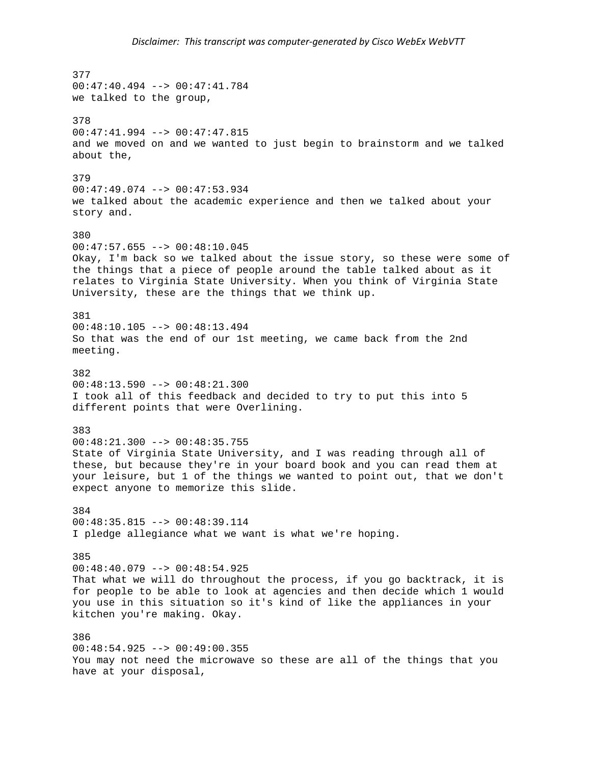377
00:47:40.494 --> 00:47:41.784
we talked to the group,

378
00:47:41.994 --> 00:47:47.815
and we moved on and we wanted to just begin to brainstorm and we talked about the,

379
00:47:49.074 --> 00:47:53.934
we talked about the academic experience and then we talked about your story and.

380
00:47:57.655 --> 00:48:10.045
Okay, I'm back so we talked about the issue story, so these were some of the things that a piece of people around the table talked about as it relates to Virginia State University. When you think of Virginia State University, these are the things that we think up.

381
00:48:10.105 --> 00:48:13.494
So that was the end of our 1st meeting, we came back from the 2nd meeting.

382
00:48:13.590 --> 00:48:21.300
I took all of this feedback and decided to try to put this into 5 different points that were Overlining.

383
00:48:21.300 --> 00:48:35.755
State of Virginia State University, and I was reading through all of these, but because they're in your board book and you can read them at your leisure, but 1 of the things we wanted to point out, that we don't expect anyone to memorize this slide.

384
00:48:35.815 --> 00:48:39.114
I pledge allegiance what we want is what we're hoping.

385
00:48:40.079 --> 00:48:54.925
That what we will do throughout the process, if you go backtrack, it is for people to be able to look at agencies and then decide which 1 would you use in this situation so it's kind of like the appliances in your kitchen you're making. Okay.

386
00:48:54.925 --> 00:49:00.355
You may not need the microwave so these are all of the things that you have at your disposal,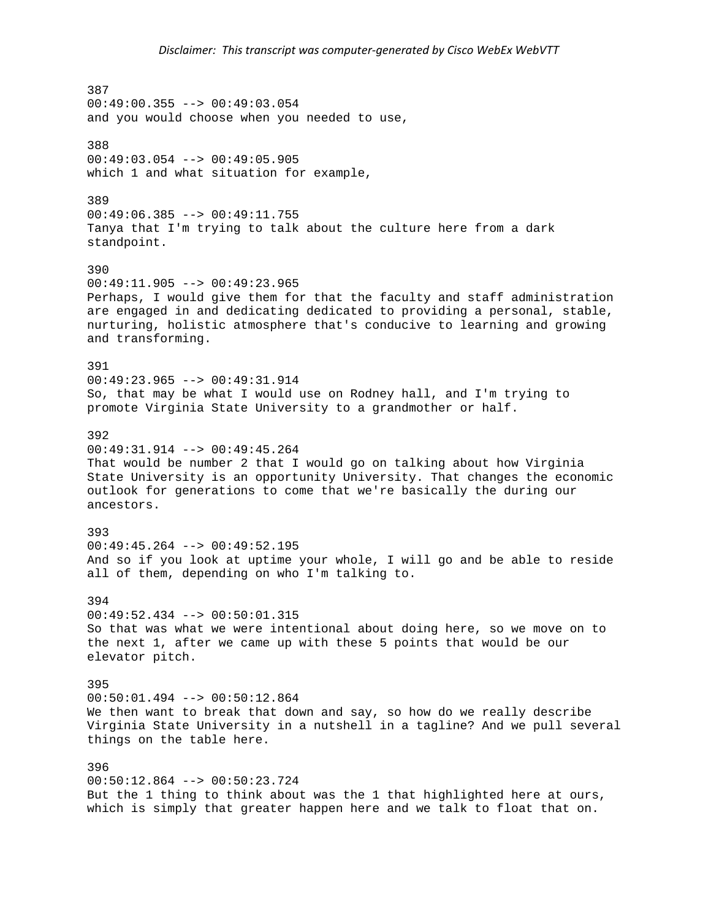387
00:49:00.355 --> 00:49:03.054
and you would choose when you needed to use,

388
00:49:03.054 --> 00:49:05.905
which 1 and what situation for example,

389
00:49:06.385 --> 00:49:11.755
Tanya that I'm trying to talk about the culture here from a dark standpoint.

390
00:49:11.905 --> 00:49:23.965
Perhaps, I would give them for that the faculty and staff administration are engaged in and dedicating dedicated to providing a personal, stable, nurturing, holistic atmosphere that's conducive to learning and growing and transforming.

391
00:49:23.965 --> 00:49:31.914
So, that may be what I would use on Rodney hall, and I'm trying to promote Virginia State University to a grandmother or half.

392
00:49:31.914 --> 00:49:45.264
That would be number 2 that I would go on talking about how Virginia State University is an opportunity University. That changes the economic outlook for generations to come that we're basically the during our ancestors.

393
00:49:45.264 --> 00:49:52.195
And so if you look at uptime your whole, I will go and be able to reside all of them, depending on who I'm talking to.

394
00:49:52.434 --> 00:50:01.315
So that was what we were intentional about doing here, so we move on to the next 1, after we came up with these 5 points that would be our elevator pitch.

395
00:50:01.494 --> 00:50:12.864
We then want to break that down and say, so how do we really describe Virginia State University in a nutshell in a tagline? And we pull several things on the table here.

396
00:50:12.864 --> 00:50:23.724
But the 1 thing to think about was the 1 that highlighted here at ours, which is simply that greater happen here and we talk to float that on.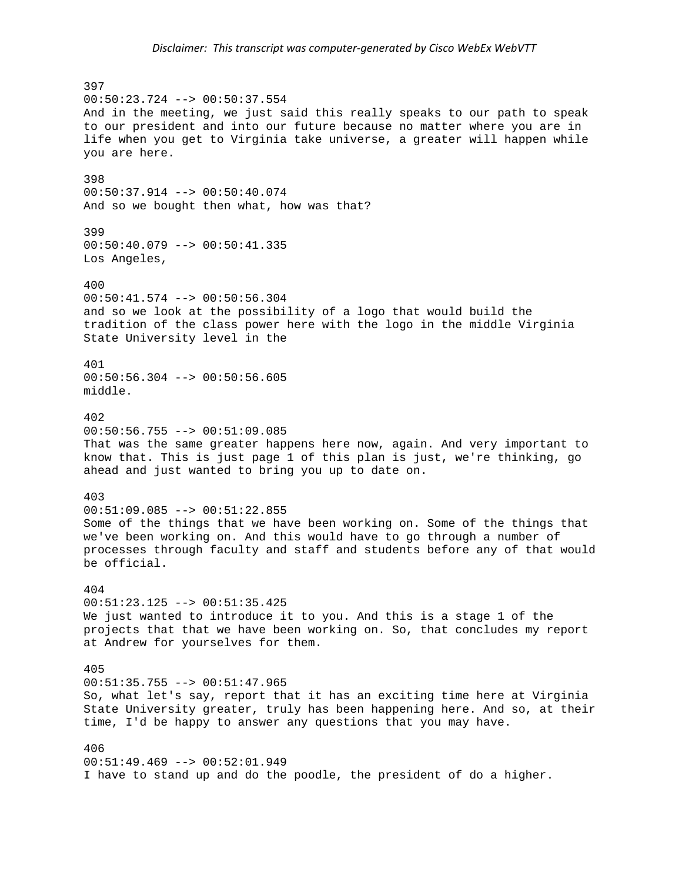397
00:50:23.724 --> 00:50:37.554
And in the meeting, we just said this really speaks to our path to speak to our president and into our future because no matter where you are in life when you get to Virginia take universe, a greater will happen while you are here.

398
00:50:37.914 --> 00:50:40.074
And so we bought then what, how was that?

399
00:50:40.079 --> 00:50:41.335
Los Angeles,

400
00:50:41.574 --> 00:50:56.304
and so we look at the possibility of a logo that would build the tradition of the class power here with the logo in the middle Virginia State University level in the

401
00:50:56.304 --> 00:50:56.605
middle.

402
00:50:56.755 --> 00:51:09.085
That was the same greater happens here now, again. And very important to know that. This is just page 1 of this plan is just, we're thinking, go ahead and just wanted to bring you up to date on.

403
00:51:09.085 --> 00:51:22.855
Some of the things that we have been working on. Some of the things that we've been working on. And this would have to go through a number of processes through faculty and staff and students before any of that would be official.

404
00:51:23.125 --> 00:51:35.425
We just wanted to introduce it to you. And this is a stage 1 of the projects that that we have been working on. So, that concludes my report at Andrew for yourselves for them.

405
00:51:35.755 --> 00:51:47.965
So, what let's say, report that it has an exciting time here at Virginia State University greater, truly has been happening here. And so, at their time, I'd be happy to answer any questions that you may have.

406
00:51:49.469 --> 00:52:01.949
I have to stand up and do the poodle, the president of do a higher.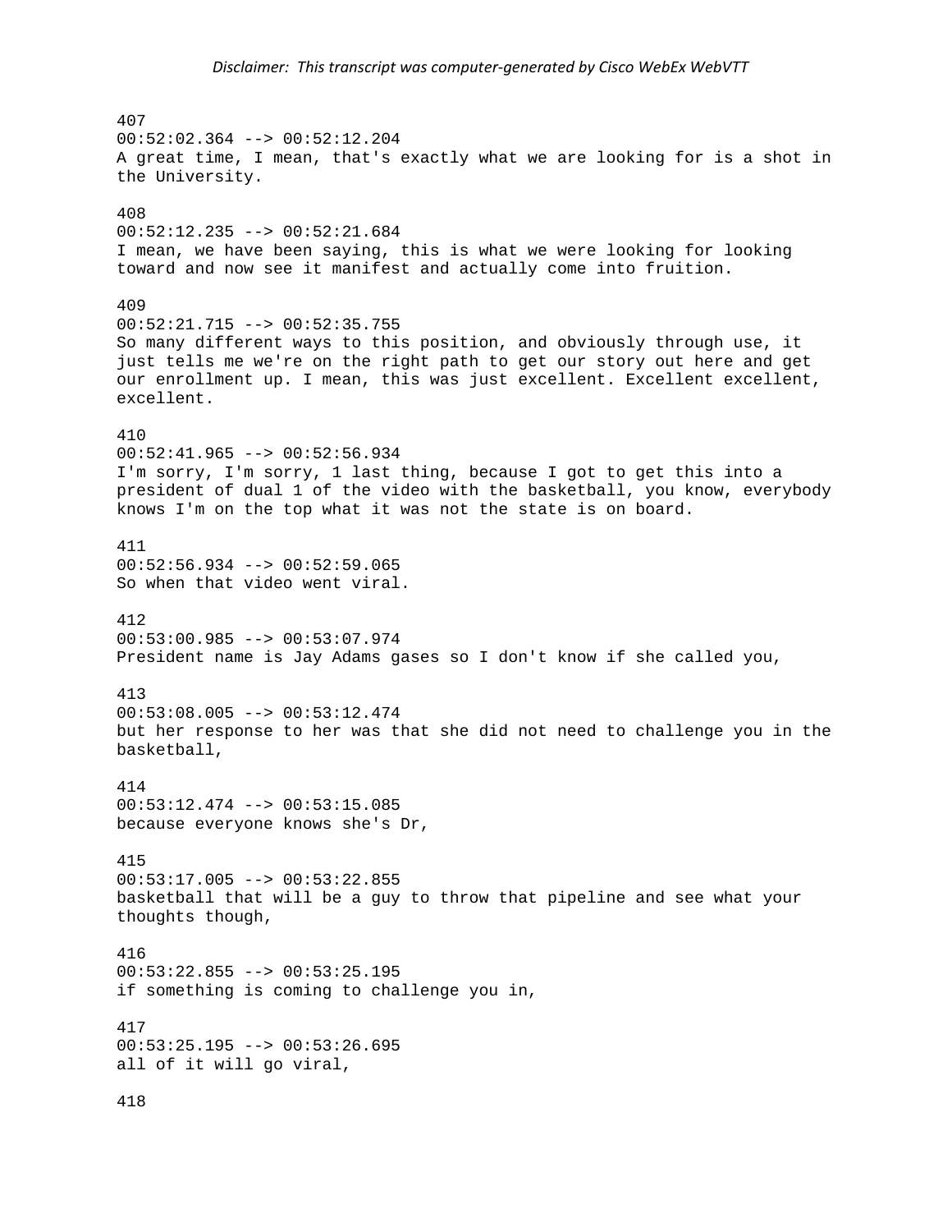407
00:52:02.364 --> 00:52:12.204
A great time, I mean, that's exactly what we are looking for is a shot in the University.

408
00:52:12.235 --> 00:52:21.684
I mean, we have been saying, this is what we were looking for looking toward and now see it manifest and actually come into fruition.

409
00:52:21.715 --> 00:52:35.755
So many different ways to this position, and obviously through use, it just tells me we're on the right path to get our story out here and get our enrollment up. I mean, this was just excellent. Excellent excellent, excellent.

410
00:52:41.965 --> 00:52:56.934
I'm sorry, I'm sorry, 1 last thing, because I got to get this into a president of dual 1 of the video with the basketball, you know, everybody knows I'm on the top what it was not the state is on board.

411
00:52:56.934 --> 00:52:59.065
So when that video went viral.

412
00:53:00.985 --> 00:53:07.974
President name is Jay Adams gases so I don't know if she called you,

413
00:53:08.005 --> 00:53:12.474
but her response to her was that she did not need to challenge you in the basketball,

414
00:53:12.474 --> 00:53:15.085
because everyone knows she's Dr,

415
00:53:17.005 --> 00:53:22.855
basketball that will be a guy to throw that pipeline and see what your thoughts though,

416
00:53:22.855 --> 00:53:25.195
if something is coming to challenge you in,

417
00:53:25.195 --> 00:53:26.695
all of it will go viral,

418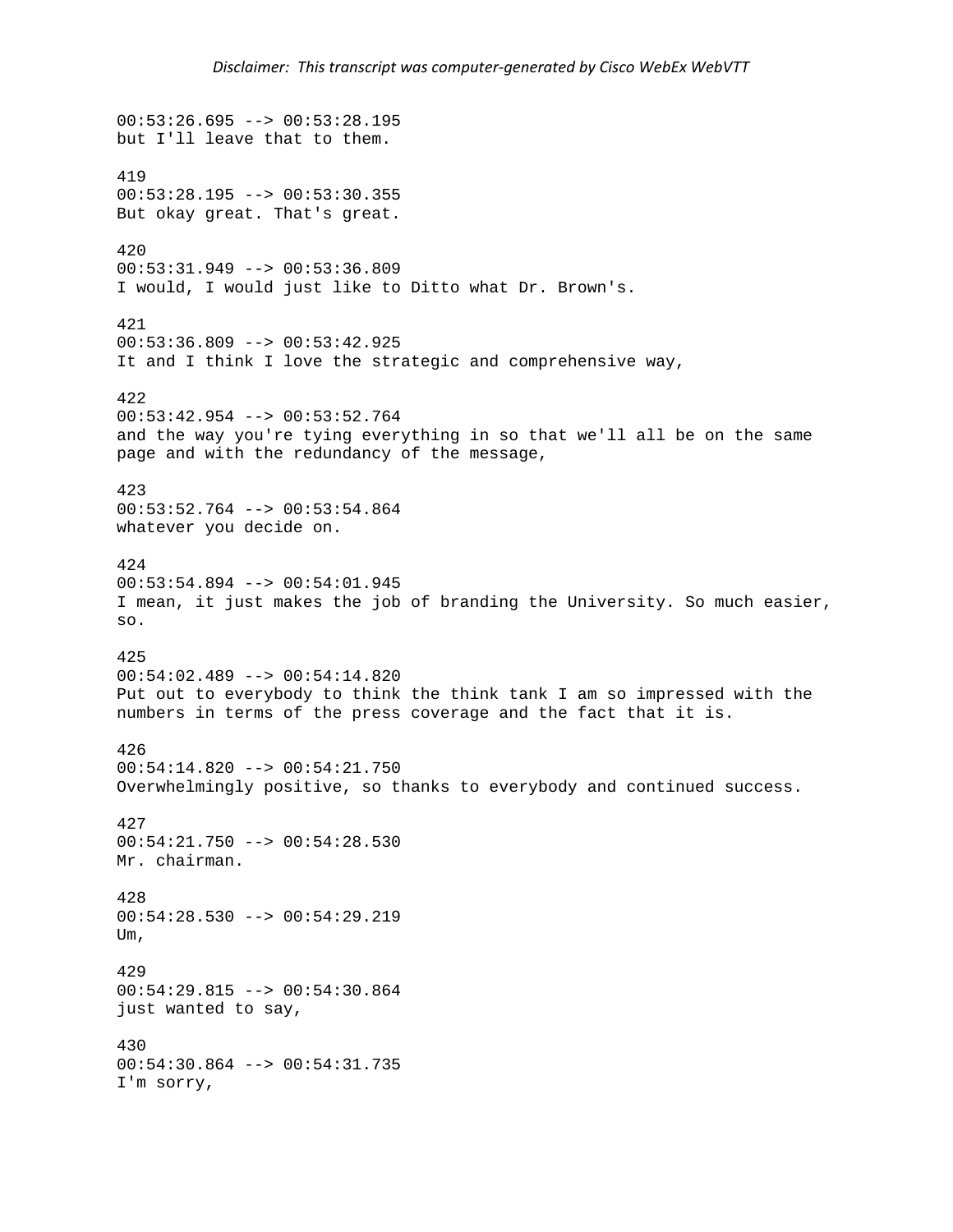00:53:26.695 --> 00:53:28.195
but I'll leave that to them.

419
00:53:28.195 --> 00:53:30.355
But okay great. That's great.

420
00:53:31.949 --> 00:53:36.809
I would, I would just like to Ditto what Dr. Brown's.

421
00:53:36.809 --> 00:53:42.925
It and I think I love the strategic and comprehensive way,

422
00:53:42.954 --> 00:53:52.764
and the way you're tying everything in so that we'll all be on the same page and with the redundancy of the message,

423
00:53:52.764 --> 00:53:54.864
whatever you decide on.

424
00:53:54.894 --> 00:54:01.945
I mean, it just makes the job of branding the University. So much easier, so.

425
00:54:02.489 --> 00:54:14.820
Put out to everybody to think the think tank I am so impressed with the numbers in terms of the press coverage and the fact that it is.

426
00:54:14.820 --> 00:54:21.750
Overwhelmingly positive, so thanks to everybody and continued success.

427
00:54:21.750 --> 00:54:28.530
Mr. chairman.

428
00:54:28.530 --> 00:54:29.219
Um,

429
00:54:29.815 --> 00:54:30.864
just wanted to say,

430
00:54:30.864 --> 00:54:31.735
I'm sorry,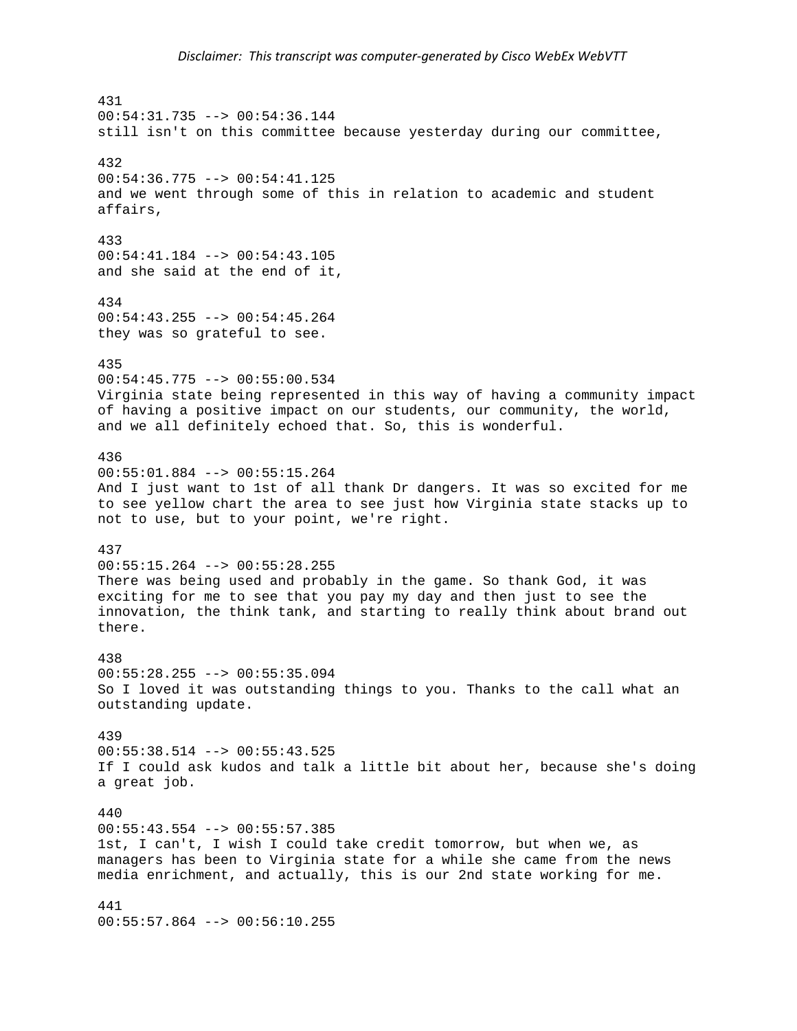431
00:54:31.735 --> 00:54:36.144
still isn't on this committee because yesterday during our committee,

432
00:54:36.775 --> 00:54:41.125
and we went through some of this in relation to academic and student affairs,

433
00:54:41.184 --> 00:54:43.105
and she said at the end of it,

434
00:54:43.255 --> 00:54:45.264
they was so grateful to see.

435
00:54:45.775 --> 00:55:00.534
Virginia state being represented in this way of having a community impact of having a positive impact on our students, our community, the world, and we all definitely echoed that. So, this is wonderful.

436
00:55:01.884 --> 00:55:15.264
And I just want to 1st of all thank Dr dangers. It was so excited for me to see yellow chart the area to see just how Virginia state stacks up to not to use, but to your point, we're right.

437
00:55:15.264 --> 00:55:28.255
There was being used and probably in the game. So thank God, it was exciting for me to see that you pay my day and then just to see the innovation, the think tank, and starting to really think about brand out there.

438
00:55:28.255 --> 00:55:35.094
So I loved it was outstanding things to you. Thanks to the call what an outstanding update.

439
00:55:38.514 --> 00:55:43.525
If I could ask kudos and talk a little bit about her, because she's doing a great job.

440
00:55:43.554 --> 00:55:57.385
1st, I can't, I wish I could take credit tomorrow, but when we, as managers has been to Virginia state for a while she came from the news media enrichment, and actually, this is our 2nd state working for me.

441
00:55:57.864 --> 00:56:10.255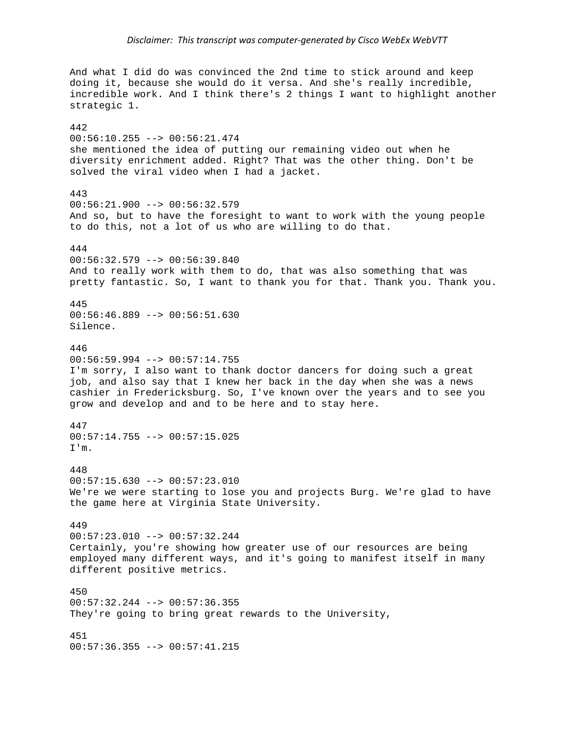*Disclaimer: This transcript was computer-generated by Cisco WebEx WebVTT*

And what I did do was convinced the 2nd time to stick around and keep doing it, because she would do it versa. And she's really incredible, incredible work. And I think there's 2 things I want to highlight another strategic 1.

442
00:56:10.255 --> 00:56:21.474
she mentioned the idea of putting our remaining video out when he diversity enrichment added. Right? That was the other thing. Don't be solved the viral video when I had a jacket.

443
00:56:21.900 --> 00:56:32.579
And so, but to have the foresight to want to work with the young people to do this, not a lot of us who are willing to do that.

444
00:56:32.579 --> 00:56:39.840
And to really work with them to do, that was also something that was pretty fantastic. So, I want to thank you for that. Thank you. Thank you.

445
00:56:46.889 --> 00:56:51.630
Silence.

446
00:56:59.994 --> 00:57:14.755
I'm sorry, I also want to thank doctor dancers for doing such a great job, and also say that I knew her back in the day when she was a news cashier in Fredericksburg. So, I've known over the years and to see you grow and develop and and to be here and to stay here.

447
00:57:14.755 --> 00:57:15.025
I'm.

448
00:57:15.630 --> 00:57:23.010
We're we were starting to lose you and projects Burg. We're glad to have the game here at Virginia State University.

449
00:57:23.010 --> 00:57:32.244
Certainly, you're showing how greater use of our resources are being employed many different ways, and it's going to manifest itself in many different positive metrics.

450
00:57:32.244 --> 00:57:36.355
They're going to bring great rewards to the University,

451
00:57:36.355 --> 00:57:41.215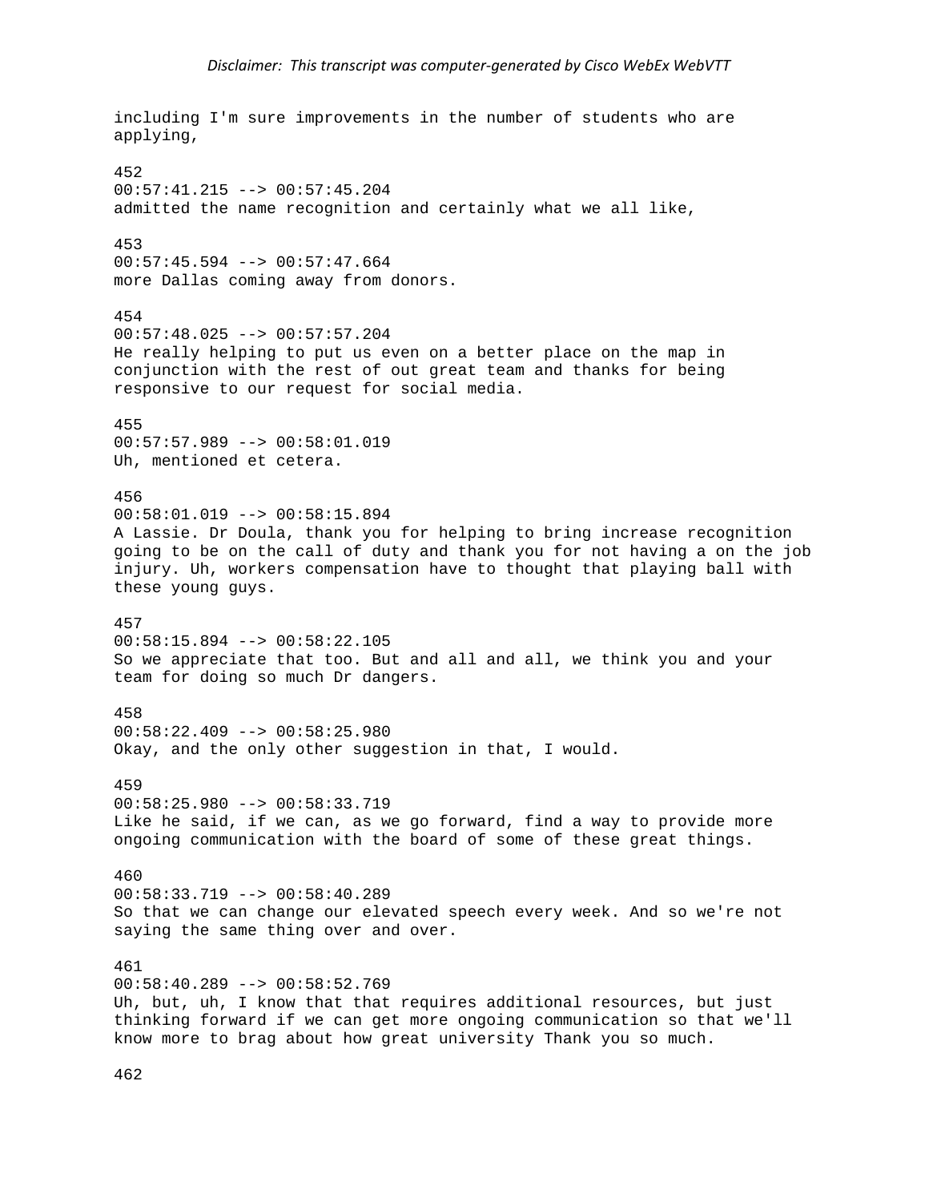including I'm sure improvements in the number of students who are applying,

452
00:57:41.215 --> 00:57:45.204
admitted the name recognition and certainly what we all like,

453
00:57:45.594 --> 00:57:47.664
more Dallas coming away from donors.

454
00:57:48.025 --> 00:57:57.204
He really helping to put us even on a better place on the map in conjunction with the rest of out great team and thanks for being responsive to our request for social media.

455
00:57:57.989 --> 00:58:01.019
Uh, mentioned et cetera.

456
00:58:01.019 --> 00:58:15.894
A Lassie. Dr Doula, thank you for helping to bring increase recognition going to be on the call of duty and thank you for not having a on the job injury. Uh, workers compensation have to thought that playing ball with these young guys.

457
00:58:15.894 --> 00:58:22.105
So we appreciate that too. But and all and all, we think you and your team for doing so much Dr dangers.

458
00:58:22.409 --> 00:58:25.980
Okay, and the only other suggestion in that, I would.

459
00:58:25.980 --> 00:58:33.719
Like he said, if we can, as we go forward, find a way to provide more ongoing communication with the board of some of these great things.

460
00:58:33.719 --> 00:58:40.289
So that we can change our elevated speech every week. And so we're not saying the same thing over and over.

461
00:58:40.289 --> 00:58:52.769
Uh, but, uh, I know that that requires additional resources, but just thinking forward if we can get more ongoing communication so that we'll know more to brag about how great university Thank you so much.

462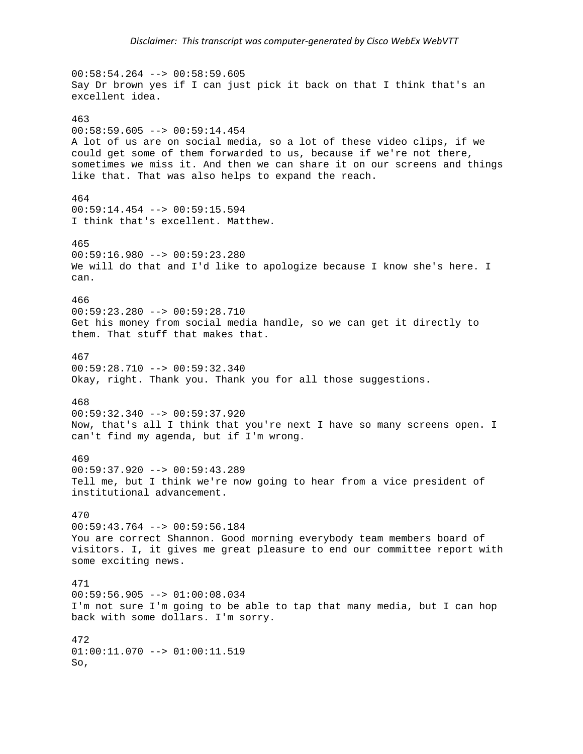*Disclaimer: This transcript was computer-generated by Cisco WebEx WebVTT*

00:58:54.264 --> 00:58:59.605
Say Dr brown yes if I can just pick it back on that I think that's an excellent idea.

463
00:58:59.605 --> 00:59:14.454
A lot of us are on social media, so a lot of these video clips, if we could get some of them forwarded to us, because if we're not there, sometimes we miss it. And then we can share it on our screens and things like that. That was also helps to expand the reach.

464
00:59:14.454 --> 00:59:15.594
I think that's excellent. Matthew.

465
00:59:16.980 --> 00:59:23.280
We will do that and I'd like to apologize because I know she's here. I can.

466
00:59:23.280 --> 00:59:28.710
Get his money from social media handle, so we can get it directly to them. That stuff that makes that.

467
00:59:28.710 --> 00:59:32.340
Okay, right. Thank you. Thank you for all those suggestions.

468
00:59:32.340 --> 00:59:37.920
Now, that's all I think that you're next I have so many screens open. I can't find my agenda, but if I'm wrong.

469
00:59:37.920 --> 00:59:43.289
Tell me, but I think we're now going to hear from a vice president of institutional advancement.

470
00:59:43.764 --> 00:59:56.184
You are correct Shannon. Good morning everybody team members board of visitors. I, it gives me great pleasure to end our committee report with some exciting news.

471
00:59:56.905 --> 01:00:08.034
I'm not sure I'm going to be able to tap that many media, but I can hop back with some dollars. I'm sorry.

472
01:00:11.070 --> 01:00:11.519
So,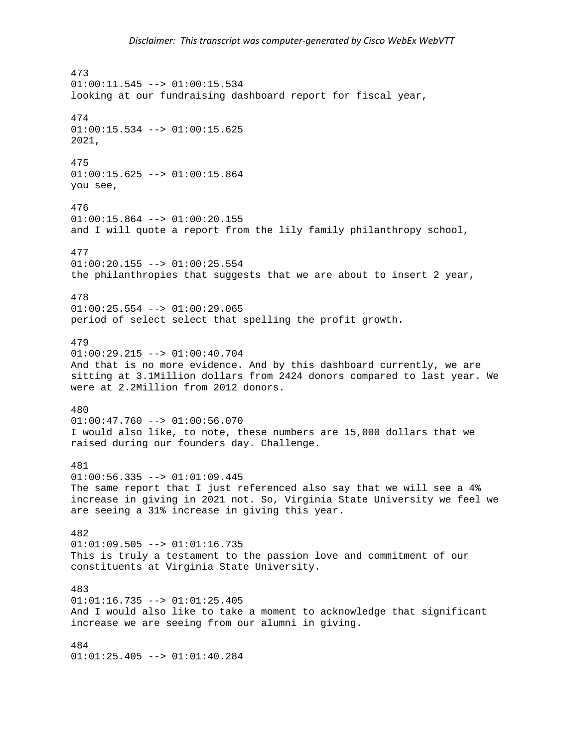473
01:00:11.545 --> 01:00:15.534
looking at our fundraising dashboard report for fiscal year,

474
01:00:15.534 --> 01:00:15.625
2021,

475
01:00:15.625 --> 01:00:15.864
you see,

476
01:00:15.864 --> 01:00:20.155
and I will quote a report from the lily family philanthropy school,

477
01:00:20.155 --> 01:00:25.554
the philanthropies that suggests that we are about to insert 2 year,

478
01:00:25.554 --> 01:00:29.065
period of select select that spelling the profit growth.

479
01:00:29.215 --> 01:00:40.704
And that is no more evidence. And by this dashboard currently, we are sitting at 3.1Million dollars from 2424 donors compared to last year. We were at 2.2Million from 2012 donors.

480
01:00:47.760 --> 01:00:56.070
I would also like, to note, these numbers are 15,000 dollars that we raised during our founders day. Challenge.

481
01:00:56.335 --> 01:01:09.445
The same report that I just referenced also say that we will see a 4% increase in giving in 2021 not. So, Virginia State University we feel we are seeing a 31% increase in giving this year.

482
01:01:09.505 --> 01:01:16.735
This is truly a testament to the passion love and commitment of our constituents at Virginia State University.

483
01:01:16.735 --> 01:01:25.405
And I would also like to take a moment to acknowledge that significant increase we are seeing from our alumni in giving.

484
01:01:25.405 --> 01:01:40.284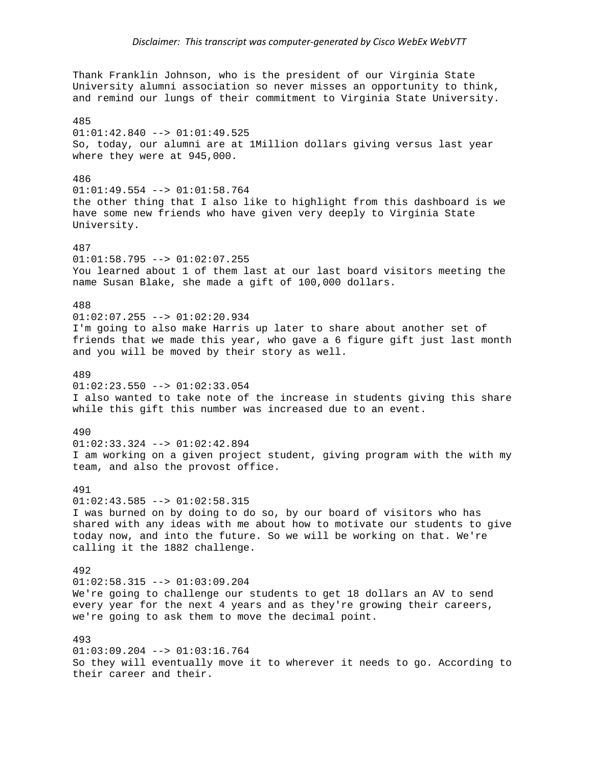Thank Franklin Johnson, who is the president of our Virginia State University alumni association so never misses an opportunity to think, and remind our lungs of their commitment to Virginia State University.

485
01:01:42.840 --> 01:01:49.525
So, today, our alumni are at 1Million dollars giving versus last year where they were at 945,000.

486
01:01:49.554 --> 01:01:58.764
the other thing that I also like to highlight from this dashboard is we have some new friends who have given very deeply to Virginia State University.

487
01:01:58.795 --> 01:02:07.255
You learned about 1 of them last at our last board visitors meeting the name Susan Blake, she made a gift of 100,000 dollars.

488
01:02:07.255 --> 01:02:20.934
I'm going to also make Harris up later to share about another set of friends that we made this year, who gave a 6 figure gift just last month and you will be moved by their story as well.

489
01:02:23.550 --> 01:02:33.054
I also wanted to take note of the increase in students giving this share while this gift this number was increased due to an event.

490
01:02:33.324 --> 01:02:42.894
I am working on a given project student, giving program with the with my team, and also the provost office.

491
01:02:43.585 --> 01:02:58.315
I was burned on by doing to do so, by our board of visitors who has shared with any ideas with me about how to motivate our students to give today now, and into the future. So we will be working on that. We're calling it the 1882 challenge.

492
01:02:58.315 --> 01:03:09.204
We're going to challenge our students to get 18 dollars an AV to send every year for the next 4 years and as they're growing their careers, we're going to ask them to move the decimal point.

493
01:03:09.204 --> 01:03:16.764
So they will eventually move it to wherever it needs to go. According to their career and their.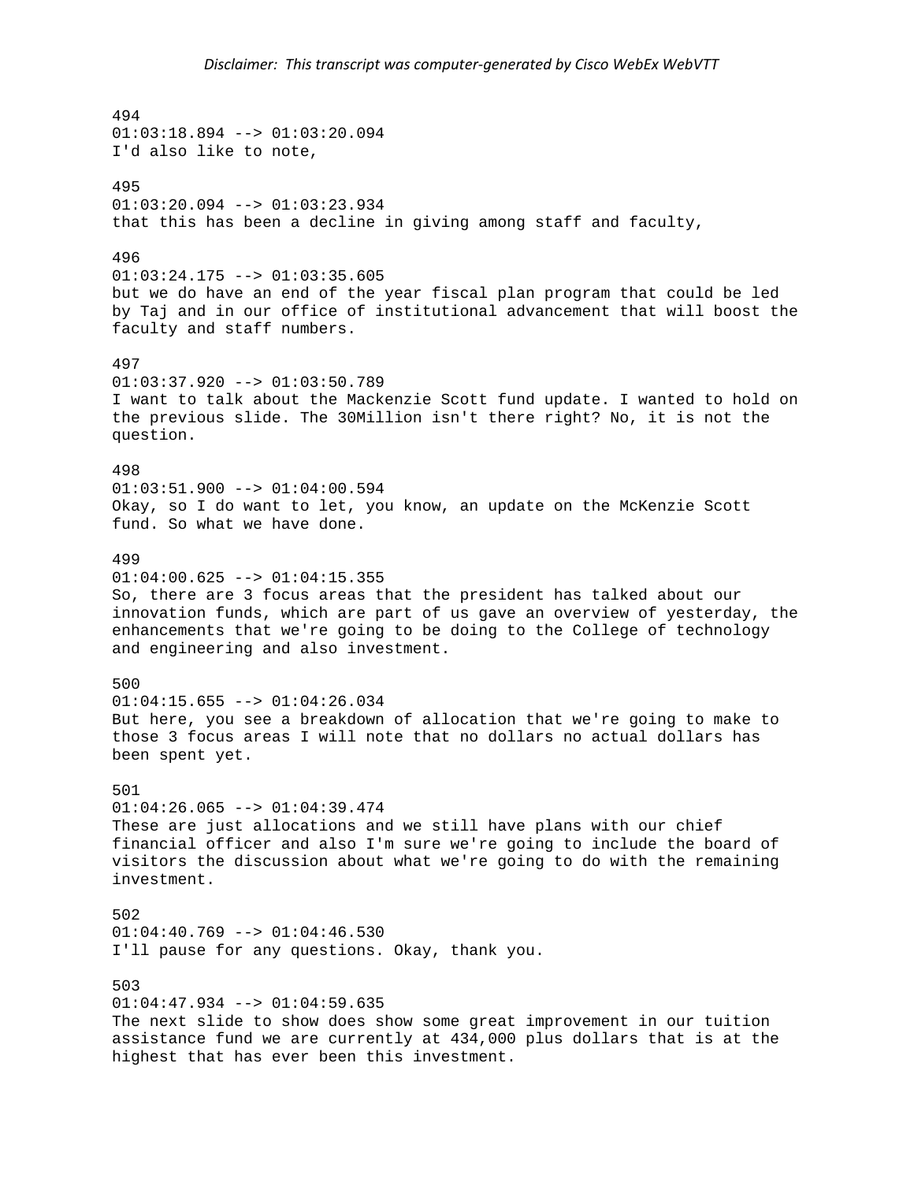494
01:03:18.894 --> 01:03:20.094
I'd also like to note,

495
01:03:20.094 --> 01:03:23.934
that this has been a decline in giving among staff and faculty,

496
01:03:24.175 --> 01:03:35.605
but we do have an end of the year fiscal plan program that could be led by Taj and in our office of institutional advancement that will boost the faculty and staff numbers.

497
01:03:37.920 --> 01:03:50.789
I want to talk about the Mackenzie Scott fund update. I wanted to hold on the previous slide. The 30Million isn't there right? No, it is not the question.

498
01:03:51.900 --> 01:04:00.594
Okay, so I do want to let, you know, an update on the McKenzie Scott fund. So what we have done.

499
01:04:00.625 --> 01:04:15.355
So, there are 3 focus areas that the president has talked about our innovation funds, which are part of us gave an overview of yesterday, the enhancements that we're going to be doing to the College of technology and engineering and also investment.

500
01:04:15.655 --> 01:04:26.034
But here, you see a breakdown of allocation that we're going to make to those 3 focus areas I will note that no dollars no actual dollars has been spent yet.

501
01:04:26.065 --> 01:04:39.474
These are just allocations and we still have plans with our chief financial officer and also I'm sure we're going to include the board of visitors the discussion about what we're going to do with the remaining investment.

502
01:04:40.769 --> 01:04:46.530
I'll pause for any questions. Okay, thank you.

503
01:04:47.934 --> 01:04:59.635
The next slide to show does show some great improvement in our tuition assistance fund we are currently at 434,000 plus dollars that is at the highest that has ever been this investment.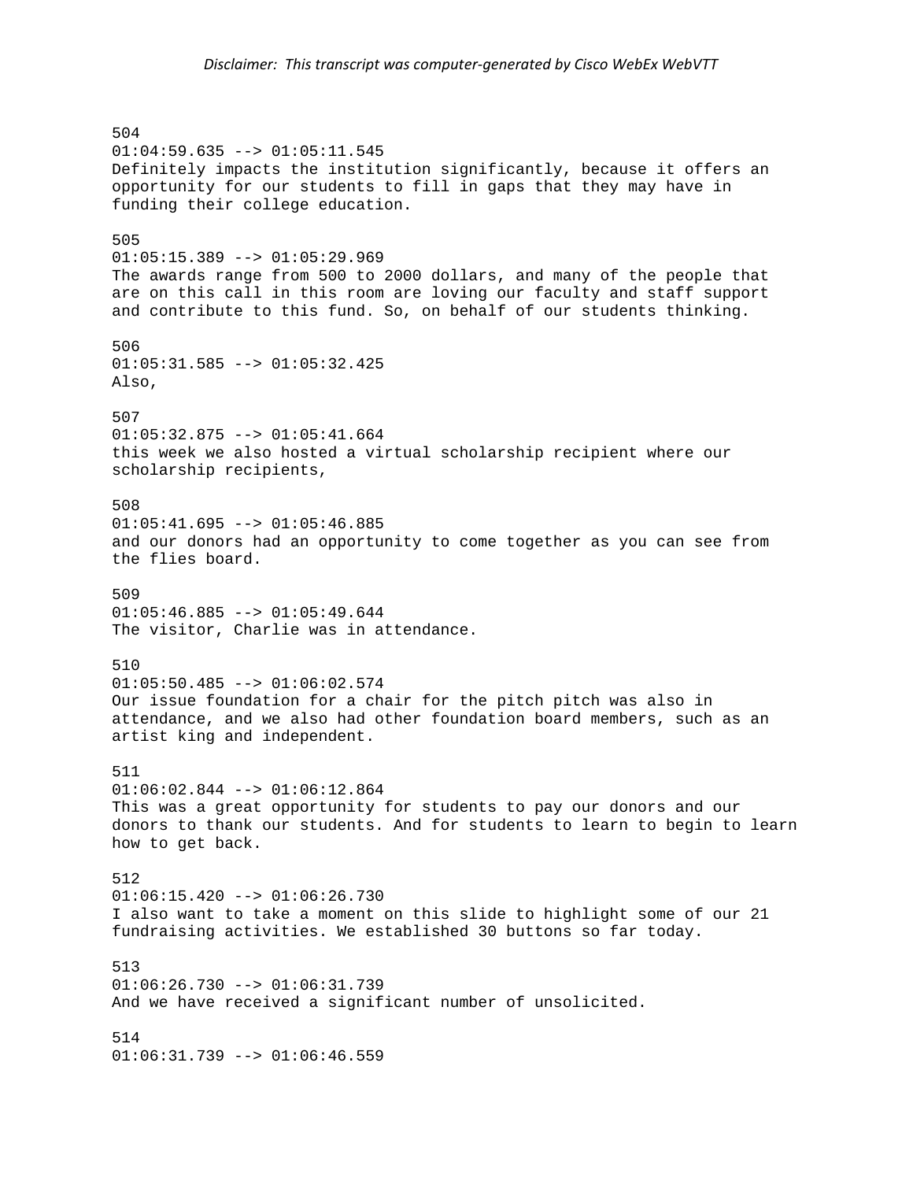504
01:04:59.635 --> 01:05:11.545
Definitely impacts the institution significantly, because it offers an opportunity for our students to fill in gaps that they may have in funding their college education.

505
01:05:15.389 --> 01:05:29.969
The awards range from 500 to 2000 dollars, and many of the people that are on this call in this room are loving our faculty and staff support and contribute to this fund. So, on behalf of our students thinking.

506
01:05:31.585 --> 01:05:32.425
Also,

507
01:05:32.875 --> 01:05:41.664
this week we also hosted a virtual scholarship recipient where our scholarship recipients,

508
01:05:41.695 --> 01:05:46.885
and our donors had an opportunity to come together as you can see from the flies board.

509
01:05:46.885 --> 01:05:49.644
The visitor, Charlie was in attendance.

510
01:05:50.485 --> 01:06:02.574
Our issue foundation for a chair for the pitch pitch was also in attendance, and we also had other foundation board members, such as an artist king and independent.

511
01:06:02.844 --> 01:06:12.864
This was a great opportunity for students to pay our donors and our donors to thank our students. And for students to learn to begin to learn how to get back.

512
01:06:15.420 --> 01:06:26.730
I also want to take a moment on this slide to highlight some of our 21 fundraising activities. We established 30 buttons so far today.

513
01:06:26.730 --> 01:06:31.739
And we have received a significant number of unsolicited.

514
01:06:31.739 --> 01:06:46.559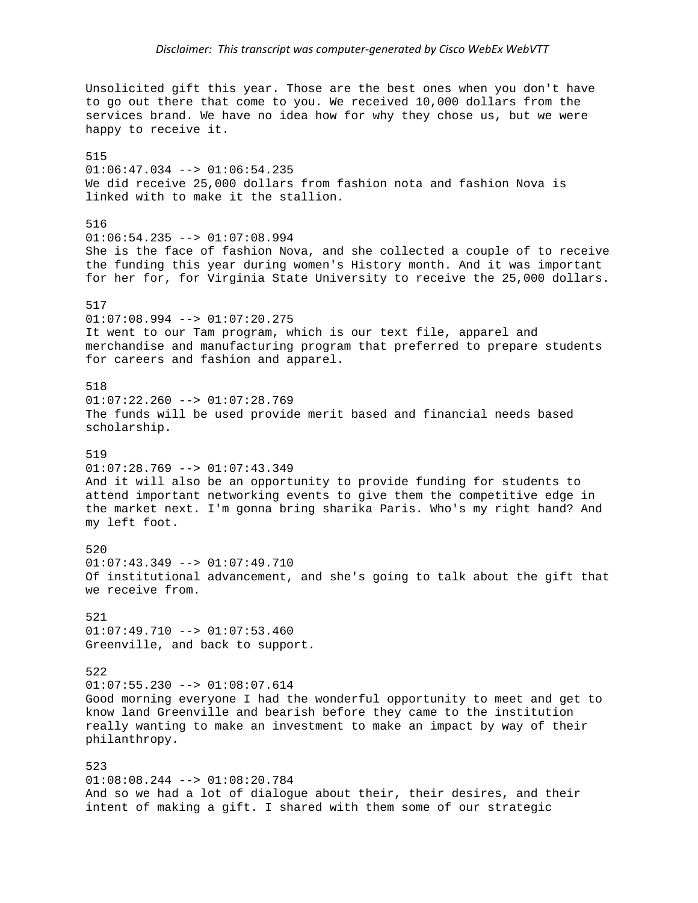Unsolicited gift this year. Those are the best ones when you don't have to go out there that come to you. We received 10,000 dollars from the services brand. We have no idea how for why they chose us, but we were happy to receive it.

515
01:06:47.034 --> 01:06:54.235
We did receive 25,000 dollars from fashion nota and fashion Nova is linked with to make it the stallion.

516
01:06:54.235 --> 01:07:08.994
She is the face of fashion Nova, and she collected a couple of to receive the funding this year during women's History month. And it was important for her for, for Virginia State University to receive the 25,000 dollars.

517
01:07:08.994 --> 01:07:20.275
It went to our Tam program, which is our text file, apparel and merchandise and manufacturing program that preferred to prepare students for careers and fashion and apparel.

518
01:07:22.260 --> 01:07:28.769
The funds will be used provide merit based and financial needs based scholarship.

519
01:07:28.769 --> 01:07:43.349
And it will also be an opportunity to provide funding for students to attend important networking events to give them the competitive edge in the market next. I'm gonna bring sharika Paris. Who's my right hand? And my left foot.

520
01:07:43.349 --> 01:07:49.710
Of institutional advancement, and she's going to talk about the gift that we receive from.

521
01:07:49.710 --> 01:07:53.460
Greenville, and back to support.

522
01:07:55.230 --> 01:08:07.614
Good morning everyone I had the wonderful opportunity to meet and get to know land Greenville and bearish before they came to the institution really wanting to make an investment to make an impact by way of their philanthropy.

523
01:08:08.244 --> 01:08:20.784
And so we had a lot of dialogue about their, their desires, and their intent of making a gift. I shared with them some of our strategic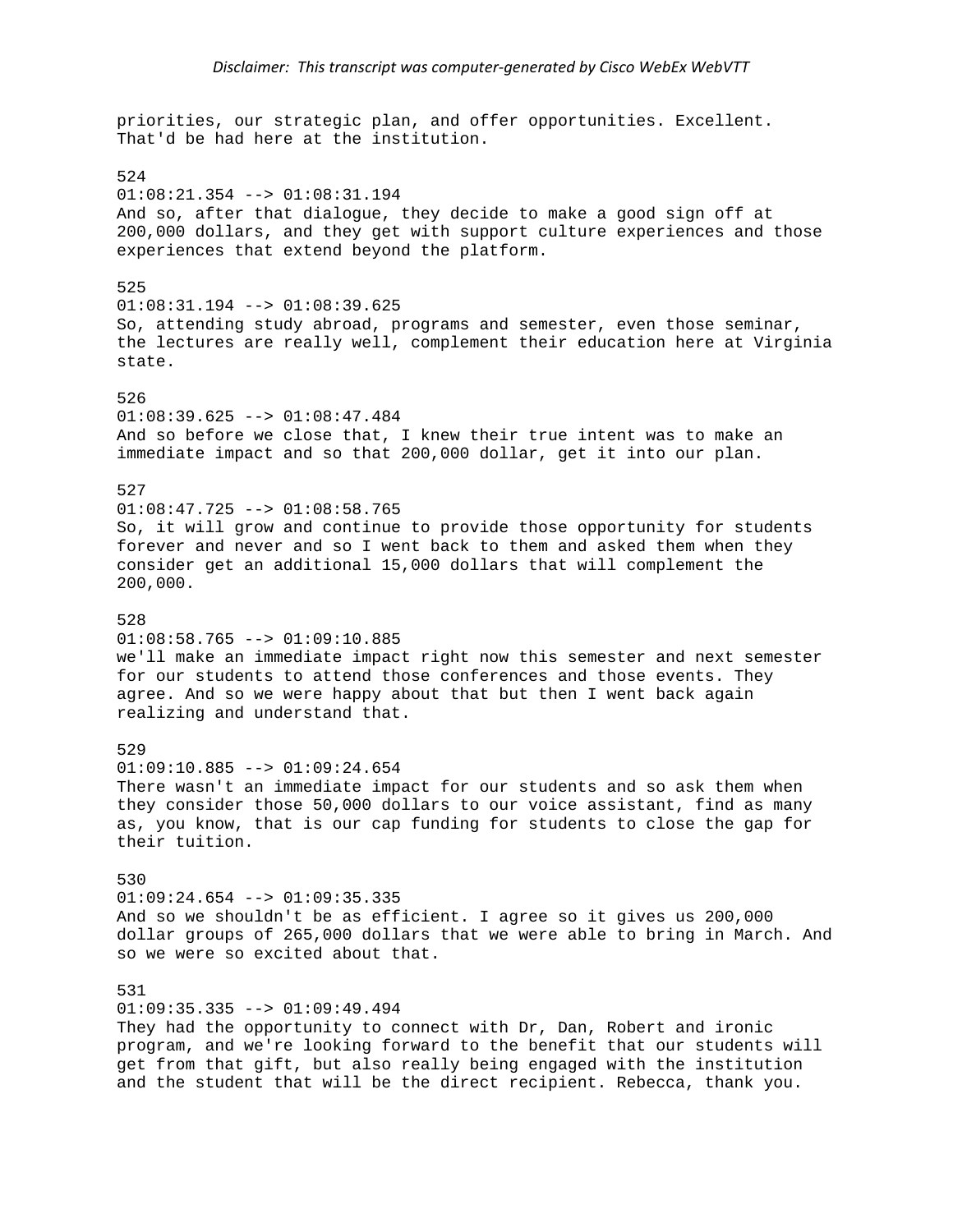priorities, our strategic plan, and offer opportunities. Excellent. That'd be had here at the institution.

524
01:08:21.354 --> 01:08:31.194
And so, after that dialogue, they decide to make a good sign off at 200,000 dollars, and they get with support culture experiences and those experiences that extend beyond the platform.

525
01:08:31.194 --> 01:08:39.625
So, attending study abroad, programs and semester, even those seminar, the lectures are really well, complement their education here at Virginia state.

526
01:08:39.625 --> 01:08:47.484
And so before we close that, I knew their true intent was to make an immediate impact and so that 200,000 dollar, get it into our plan.

527
01:08:47.725 --> 01:08:58.765
So, it will grow and continue to provide those opportunity for students forever and never and so I went back to them and asked them when they consider get an additional 15,000 dollars that will complement the 200,000.

528
01:08:58.765 --> 01:09:10.885
we'll make an immediate impact right now this semester and next semester for our students to attend those conferences and those events. They agree. And so we were happy about that but then I went back again realizing and understand that.

529
01:09:10.885 --> 01:09:24.654
There wasn't an immediate impact for our students and so ask them when they consider those 50,000 dollars to our voice assistant, find as many as, you know, that is our cap funding for students to close the gap for their tuition.

530
01:09:24.654 --> 01:09:35.335
And so we shouldn't be as efficient. I agree so it gives us 200,000 dollar groups of 265,000 dollars that we were able to bring in March. And so we were so excited about that.

531
01:09:35.335 --> 01:09:49.494
They had the opportunity to connect with Dr, Dan, Robert and ironic program, and we're looking forward to the benefit that our students will get from that gift, but also really being engaged with the institution and the student that will be the direct recipient. Rebecca, thank you.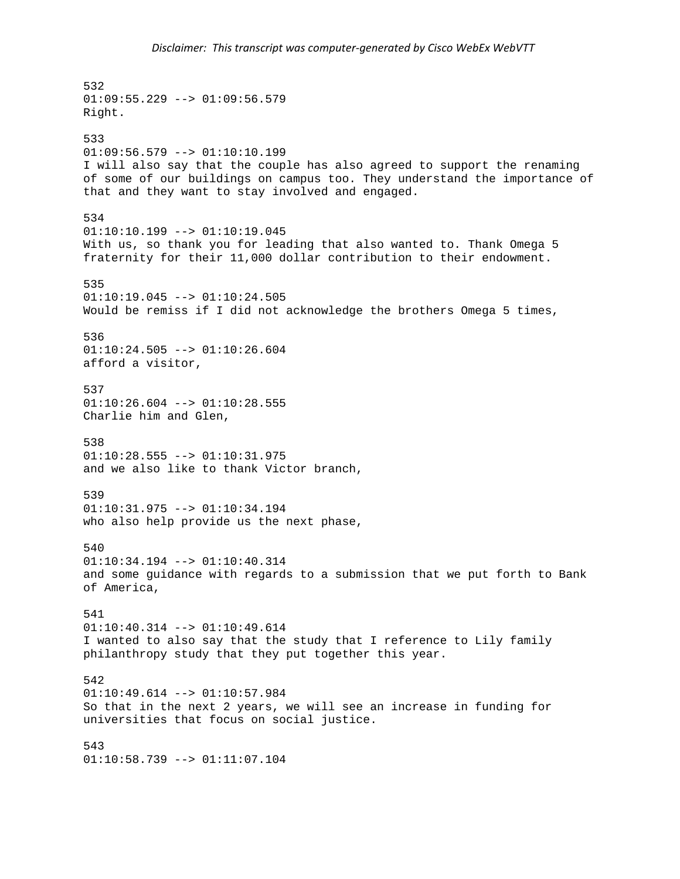532
01:09:55.229 --> 01:09:56.579
Right.

533
01:09:56.579 --> 01:10:10.199
I will also say that the couple has also agreed to support the renaming of some of our buildings on campus too. They understand the importance of that and they want to stay involved and engaged.

534
01:10:10.199 --> 01:10:19.045
With us, so thank you for leading that also wanted to. Thank Omega 5 fraternity for their 11,000 dollar contribution to their endowment.

535
01:10:19.045 --> 01:10:24.505
Would be remiss if I did not acknowledge the brothers Omega 5 times,

536
01:10:24.505 --> 01:10:26.604
afford a visitor,

537
01:10:26.604 --> 01:10:28.555
Charlie him and Glen,

538
01:10:28.555 --> 01:10:31.975
and we also like to thank Victor branch,

539
01:10:31.975 --> 01:10:34.194
who also help provide us the next phase,

540
01:10:34.194 --> 01:10:40.314
and some guidance with regards to a submission that we put forth to Bank of America,

541
01:10:40.314 --> 01:10:49.614
I wanted to also say that the study that I reference to Lily family philanthropy study that they put together this year.

542
01:10:49.614 --> 01:10:57.984
So that in the next 2 years, we will see an increase in funding for universities that focus on social justice.

543
01:10:58.739 --> 01:11:07.104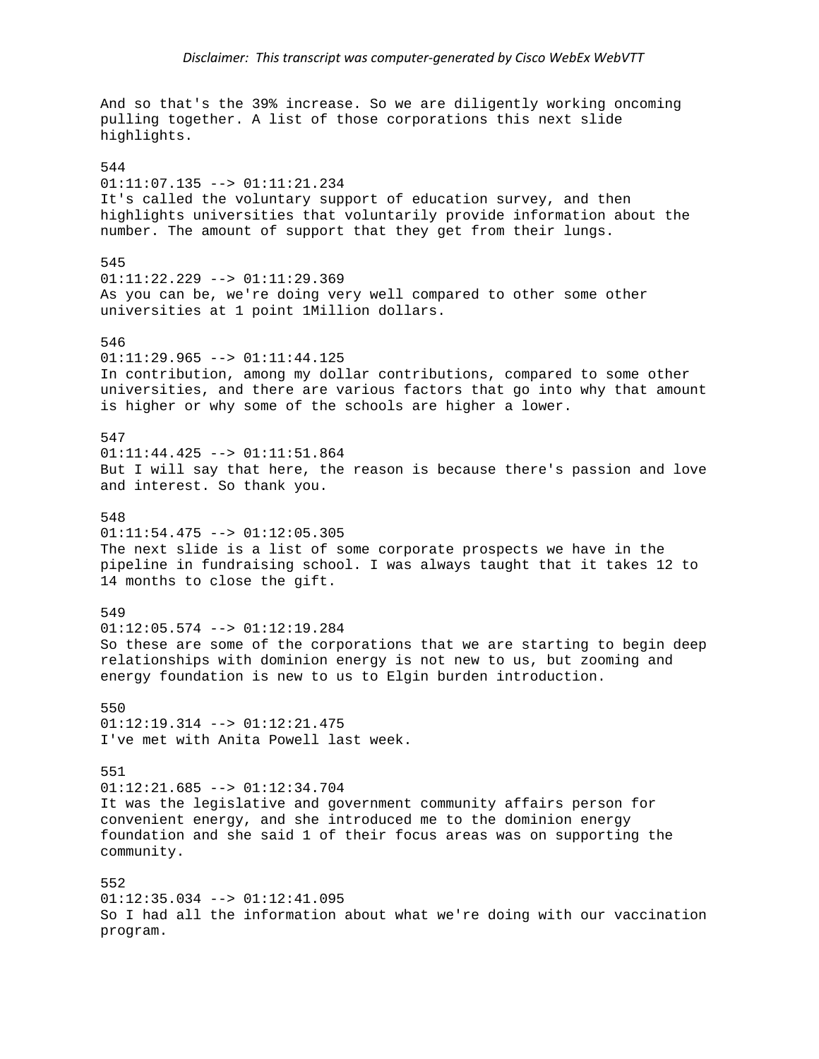And so that's the 39% increase. So we are diligently working oncoming pulling together. A list of those corporations this next slide highlights.

544
01:11:07.135 --> 01:11:21.234
It's called the voluntary support of education survey, and then highlights universities that voluntarily provide information about the number. The amount of support that they get from their lungs.

545
01:11:22.229 --> 01:11:29.369
As you can be, we're doing very well compared to other some other universities at 1 point 1Million dollars.

546
01:11:29.965 --> 01:11:44.125
In contribution, among my dollar contributions, compared to some other universities, and there are various factors that go into why that amount is higher or why some of the schools are higher a lower.

547
01:11:44.425 --> 01:11:51.864
But I will say that here, the reason is because there's passion and love and interest. So thank you.

548
01:11:54.475 --> 01:12:05.305
The next slide is a list of some corporate prospects we have in the pipeline in fundraising school. I was always taught that it takes 12 to 14 months to close the gift.

549
01:12:05.574 --> 01:12:19.284
So these are some of the corporations that we are starting to begin deep relationships with dominion energy is not new to us, but zooming and energy foundation is new to us to Elgin burden introduction.

550
01:12:19.314 --> 01:12:21.475
I've met with Anita Powell last week.

551
01:12:21.685 --> 01:12:34.704
It was the legislative and government community affairs person for convenient energy, and she introduced me to the dominion energy foundation and she said 1 of their focus areas was on supporting the community.

552
01:12:35.034 --> 01:12:41.095
So I had all the information about what we're doing with our vaccination program.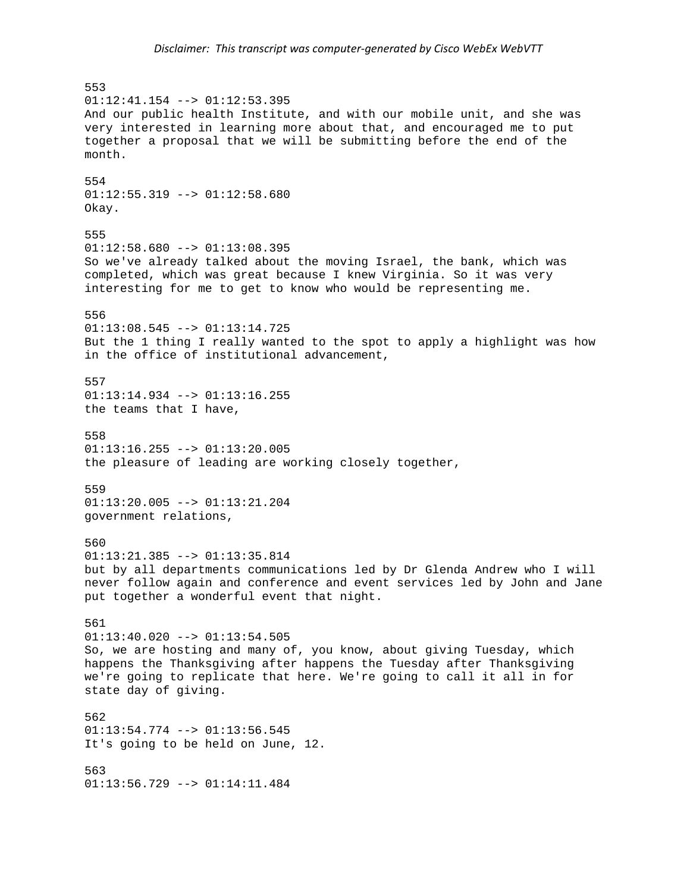553
01:12:41.154 --> 01:12:53.395
And our public health Institute, and with our mobile unit, and she was very interested in learning more about that, and encouraged me to put together a proposal that we will be submitting before the end of the month.

554
01:12:55.319 --> 01:12:58.680
Okay.

555
01:12:58.680 --> 01:13:08.395
So we've already talked about the moving Israel, the bank, which was completed, which was great because I knew Virginia. So it was very interesting for me to get to know who would be representing me.

556
01:13:08.545 --> 01:13:14.725
But the 1 thing I really wanted to the spot to apply a highlight was how in the office of institutional advancement,

557
01:13:14.934 --> 01:13:16.255
the teams that I have,

558
01:13:16.255 --> 01:13:20.005
the pleasure of leading are working closely together,

559
01:13:20.005 --> 01:13:21.204
government relations,

560
01:13:21.385 --> 01:13:35.814
but by all departments communications led by Dr Glenda Andrew who I will never follow again and conference and event services led by John and Jane put together a wonderful event that night.

561
01:13:40.020 --> 01:13:54.505
So, we are hosting and many of, you know, about giving Tuesday, which happens the Thanksgiving after happens the Tuesday after Thanksgiving we're going to replicate that here. We're going to call it all in for state day of giving.

562
01:13:54.774 --> 01:13:56.545
It's going to be held on June, 12.

563
01:13:56.729 --> 01:14:11.484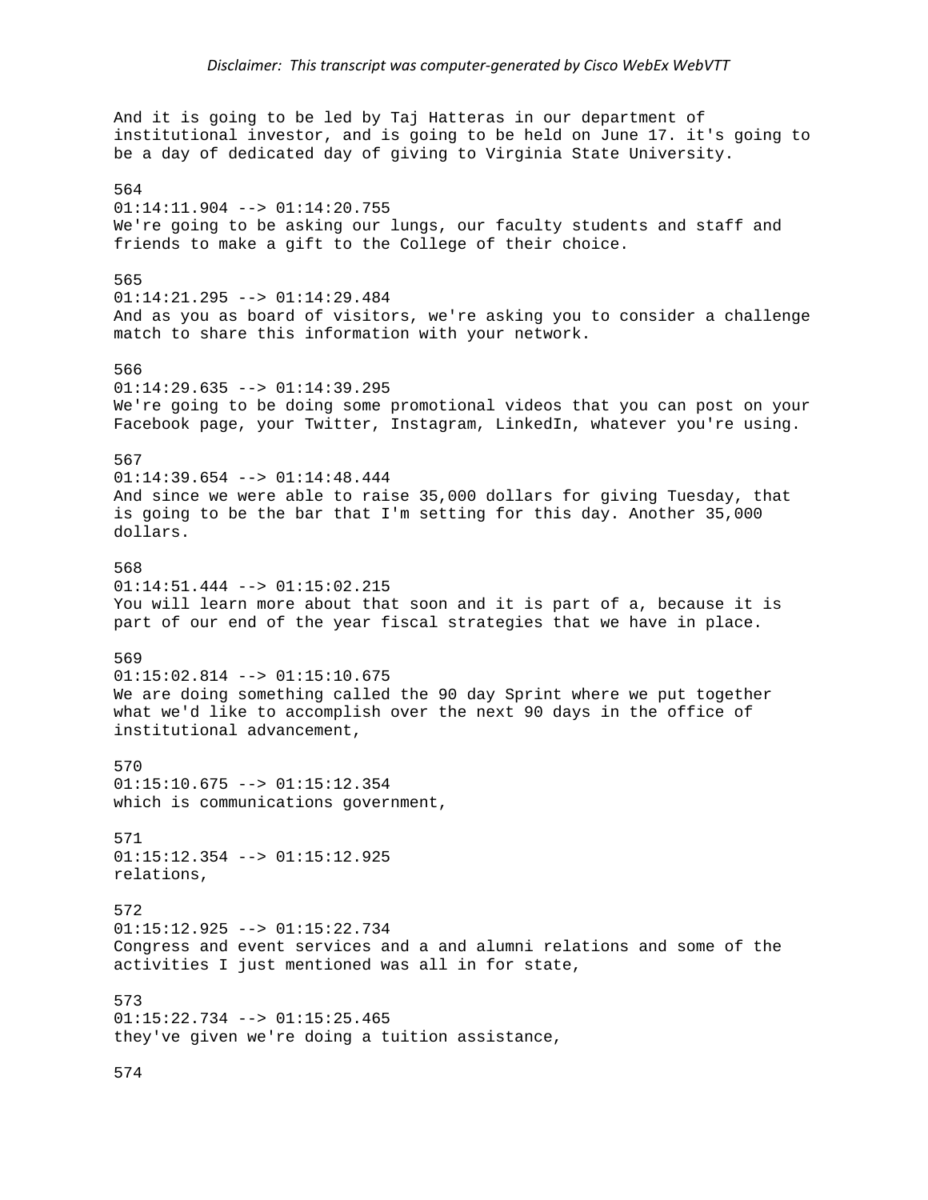And it is going to be led by Taj Hatteras in our department of institutional investor, and is going to be held on June 17. it's going to be a day of dedicated day of giving to Virginia State University.

564
01:14:11.904 --> 01:14:20.755
We're going to be asking our lungs, our faculty students and staff and friends to make a gift to the College of their choice.

565
01:14:21.295 --> 01:14:29.484
And as you as board of visitors, we're asking you to consider a challenge match to share this information with your network.

566
01:14:29.635 --> 01:14:39.295
We're going to be doing some promotional videos that you can post on your Facebook page, your Twitter, Instagram, LinkedIn, whatever you're using.

567
01:14:39.654 --> 01:14:48.444
And since we were able to raise 35,000 dollars for giving Tuesday, that is going to be the bar that I'm setting for this day. Another 35,000 dollars.

568
01:14:51.444 --> 01:15:02.215
You will learn more about that soon and it is part of a, because it is part of our end of the year fiscal strategies that we have in place.

569
01:15:02.814 --> 01:15:10.675
We are doing something called the 90 day Sprint where we put together what we'd like to accomplish over the next 90 days in the office of institutional advancement,

570
01:15:10.675 --> 01:15:12.354
which is communications government,

571
01:15:12.354 --> 01:15:12.925
relations,

572
01:15:12.925 --> 01:15:22.734
Congress and event services and a and alumni relations and some of the activities I just mentioned was all in for state,

573
01:15:22.734 --> 01:15:25.465
they've given we're doing a tuition assistance,

574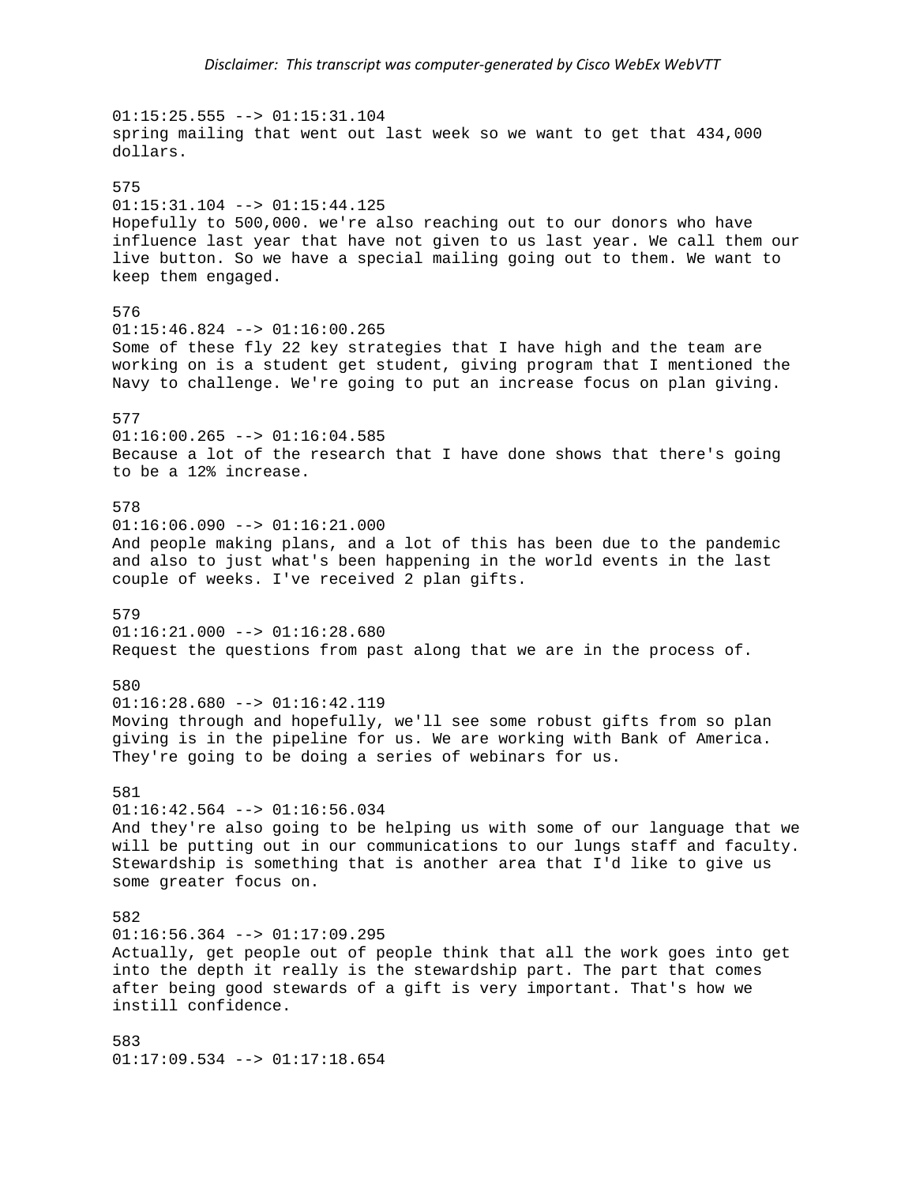01:15:25.555 --> 01:15:31.104
spring mailing that went out last week so we want to get that 434,000 dollars.

575
01:15:31.104 --> 01:15:44.125
Hopefully to 500,000. we're also reaching out to our donors who have influence last year that have not given to us last year. We call them our live button. So we have a special mailing going out to them. We want to keep them engaged.

576
01:15:46.824 --> 01:16:00.265
Some of these fly 22 key strategies that I have high and the team are working on is a student get student, giving program that I mentioned the Navy to challenge. We're going to put an increase focus on plan giving.

577
01:16:00.265 --> 01:16:04.585
Because a lot of the research that I have done shows that there's going to be a 12% increase.

578
01:16:06.090 --> 01:16:21.000
And people making plans, and a lot of this has been due to the pandemic and also to just what's been happening in the world events in the last couple of weeks. I've received 2 plan gifts.

579
01:16:21.000 --> 01:16:28.680
Request the questions from past along that we are in the process of.

580
01:16:28.680 --> 01:16:42.119
Moving through and hopefully, we'll see some robust gifts from so plan giving is in the pipeline for us. We are working with Bank of America. They're going to be doing a series of webinars for us.

581
01:16:42.564 --> 01:16:56.034
And they're also going to be helping us with some of our language that we will be putting out in our communications to our lungs staff and faculty. Stewardship is something that is another area that I'd like to give us some greater focus on.

582
01:16:56.364 --> 01:17:09.295
Actually, get people out of people think that all the work goes into get into the depth it really is the stewardship part. The part that comes after being good stewards of a gift is very important. That's how we instill confidence.

583
01:17:09.534 --> 01:17:18.654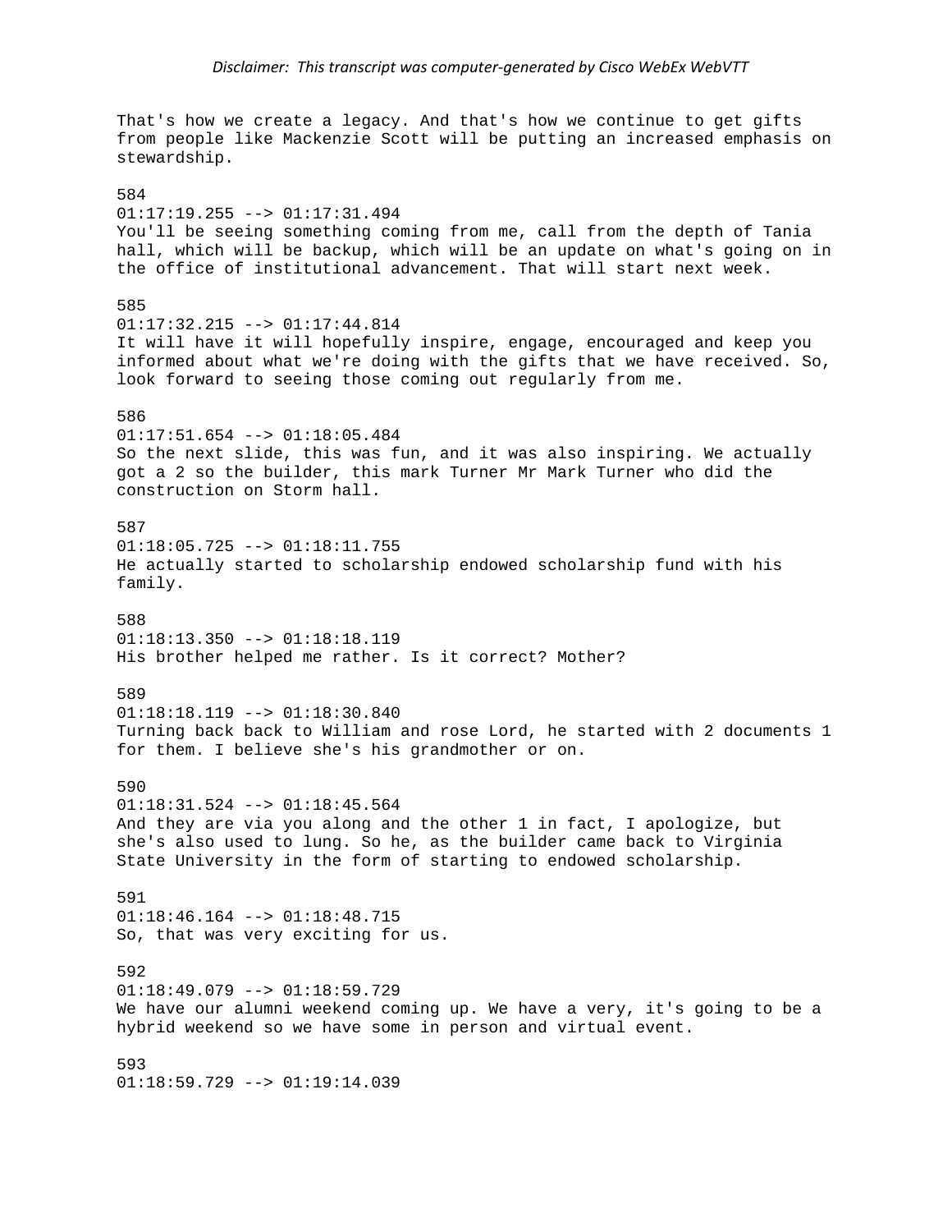That's how we create a legacy. And that's how we continue to get gifts from people like Mackenzie Scott will be putting an increased emphasis on stewardship.

584
01:17:19.255 --> 01:17:31.494
You'll be seeing something coming from me, call from the depth of Tania hall, which will be backup, which will be an update on what's going on in the office of institutional advancement. That will start next week.

585
01:17:32.215 --> 01:17:44.814
It will have it will hopefully inspire, engage, encouraged and keep you informed about what we're doing with the gifts that we have received. So, look forward to seeing those coming out regularly from me.

586
01:17:51.654 --> 01:18:05.484
So the next slide, this was fun, and it was also inspiring. We actually got a 2 so the builder, this mark Turner Mr Mark Turner who did the construction on Storm hall.

587
01:18:05.725 --> 01:18:11.755
He actually started to scholarship endowed scholarship fund with his family.

588
01:18:13.350 --> 01:18:18.119
His brother helped me rather. Is it correct? Mother?

589
01:18:18.119 --> 01:18:30.840
Turning back back to William and rose Lord, he started with 2 documents 1 for them. I believe she's his grandmother or on.

590
01:18:31.524 --> 01:18:45.564
And they are via you along and the other 1 in fact, I apologize, but she's also used to lung. So he, as the builder came back to Virginia State University in the form of starting to endowed scholarship.

591
01:18:46.164 --> 01:18:48.715
So, that was very exciting for us.

592
01:18:49.079 --> 01:18:59.729
We have our alumni weekend coming up. We have a very, it's going to be a hybrid weekend so we have some in person and virtual event.

593
01:18:59.729 --> 01:19:14.039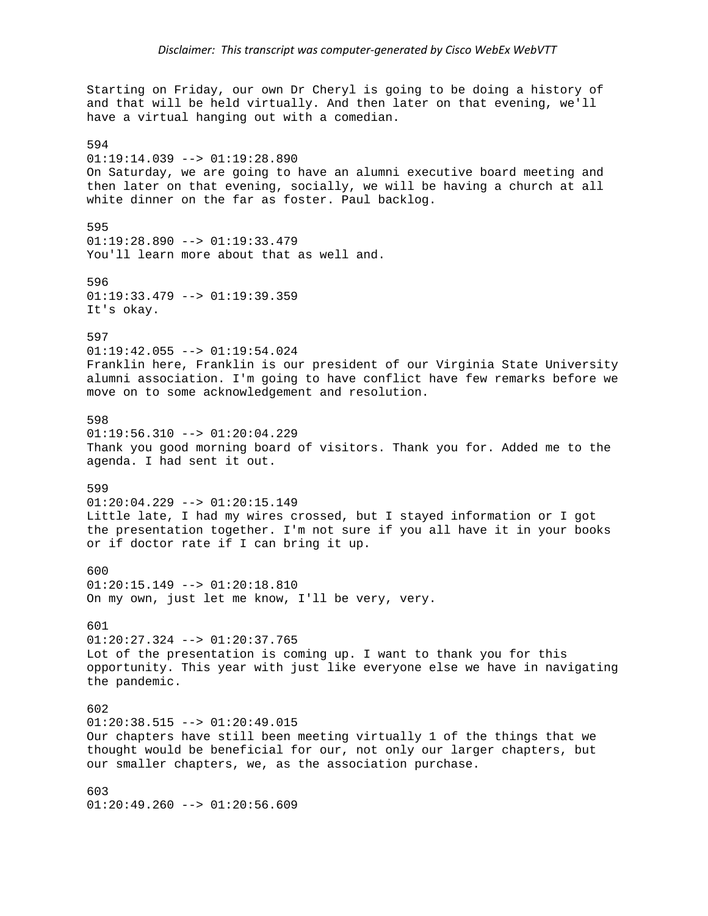*Disclaimer: This transcript was computer-generated by Cisco WebEx WebVTT*

Starting on Friday, our own Dr Cheryl is going to be doing a history of and that will be held virtually. And then later on that evening, we'll have a virtual hanging out with a comedian.

594
01:19:14.039 --> 01:19:28.890
On Saturday, we are going to have an alumni executive board meeting and then later on that evening, socially, we will be having a church at all white dinner on the far as foster. Paul backlog.

595
01:19:28.890 --> 01:19:33.479
You'll learn more about that as well and.

596
01:19:33.479 --> 01:19:39.359
It's okay.

597
01:19:42.055 --> 01:19:54.024
Franklin here, Franklin is our president of our Virginia State University alumni association. I'm going to have conflict have few remarks before we move on to some acknowledgement and resolution.

598
01:19:56.310 --> 01:20:04.229
Thank you good morning board of visitors. Thank you for. Added me to the agenda. I had sent it out.

599
01:20:04.229 --> 01:20:15.149
Little late, I had my wires crossed, but I stayed information or I got the presentation together. I'm not sure if you all have it in your books or if doctor rate if I can bring it up.

600
01:20:15.149 --> 01:20:18.810
On my own, just let me know, I'll be very, very.

601
01:20:27.324 --> 01:20:37.765
Lot of the presentation is coming up. I want to thank you for this opportunity. This year with just like everyone else we have in navigating the pandemic.

602
01:20:38.515 --> 01:20:49.015
Our chapters have still been meeting virtually 1 of the things that we thought would be beneficial for our, not only our larger chapters, but our smaller chapters, we, as the association purchase.

603
01:20:49.260 --> 01:20:56.609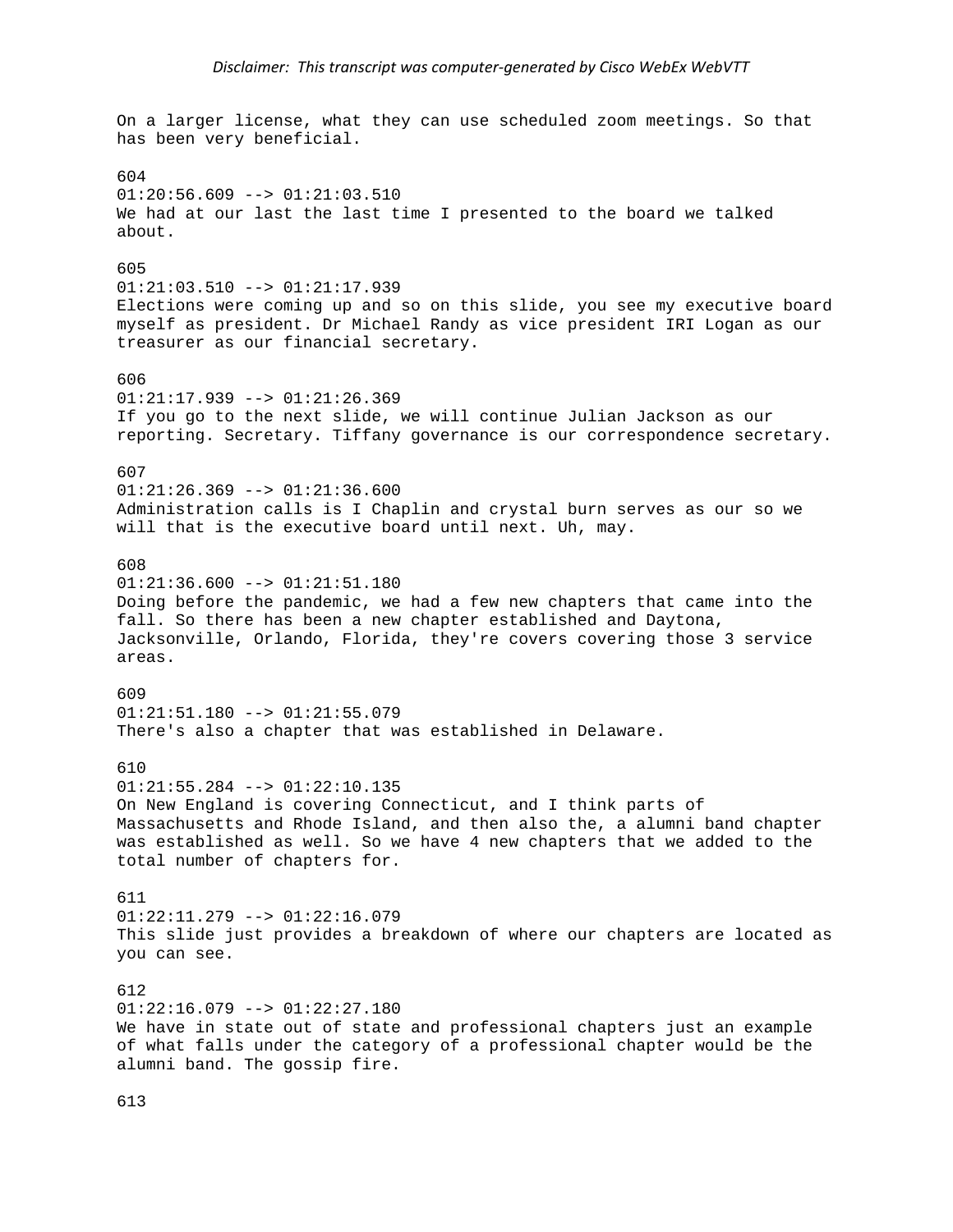On a larger license, what they can use scheduled zoom meetings. So that has been very beneficial.

604
01:20:56.609 --> 01:21:03.510
We had at our last the last time I presented to the board we talked about.

605
01:21:03.510 --> 01:21:17.939
Elections were coming up and so on this slide, you see my executive board myself as president. Dr Michael Randy as vice president IRI Logan as our treasurer as our financial secretary.

606
01:21:17.939 --> 01:21:26.369
If you go to the next slide, we will continue Julian Jackson as our reporting. Secretary. Tiffany governance is our correspondence secretary.

607
01:21:26.369 --> 01:21:36.600
Administration calls is I Chaplin and crystal burn serves as our so we will that is the executive board until next. Uh, may.

608
01:21:36.600 --> 01:21:51.180
Doing before the pandemic, we had a few new chapters that came into the fall. So there has been a new chapter established and Daytona, Jacksonville, Orlando, Florida, they're covers covering those 3 service areas.

609
01:21:51.180 --> 01:21:55.079
There's also a chapter that was established in Delaware.

610
01:21:55.284 --> 01:22:10.135
On New England is covering Connecticut, and I think parts of Massachusetts and Rhode Island, and then also the, a alumni band chapter was established as well. So we have 4 new chapters that we added to the total number of chapters for.

611
01:22:11.279 --> 01:22:16.079
This slide just provides a breakdown of where our chapters are located as you can see.

612
01:22:16.079 --> 01:22:27.180
We have in state out of state and professional chapters just an example of what falls under the category of a professional chapter would be the alumni band. The gossip fire.

613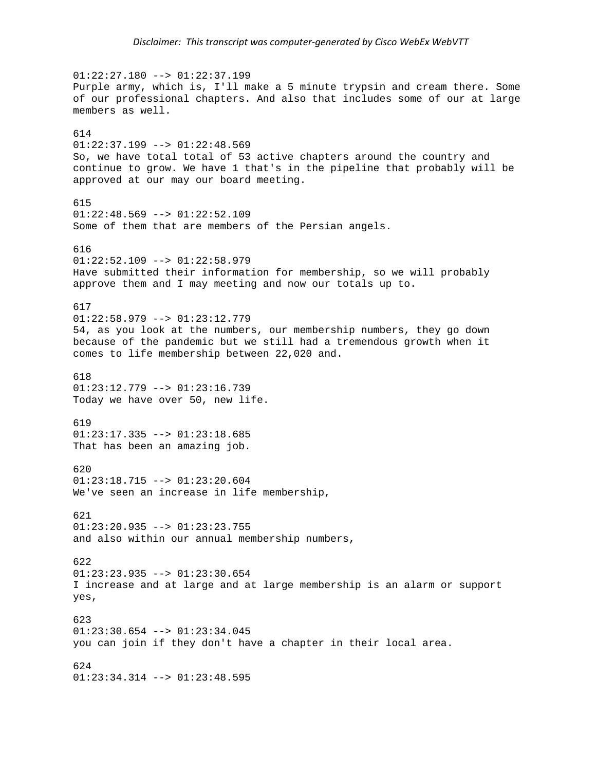01:22:27.180 --> 01:22:37.199
Purple army, which is, I'll make a 5 minute trypsin and cream there. Some of our professional chapters. And also that includes some of our at large members as well.

614
01:22:37.199 --> 01:22:48.569
So, we have total total of 53 active chapters around the country and continue to grow. We have 1 that's in the pipeline that probably will be approved at our may our board meeting.

615
01:22:48.569 --> 01:22:52.109
Some of them that are members of the Persian angels.

616
01:22:52.109 --> 01:22:58.979
Have submitted their information for membership, so we will probably approve them and I may meeting and now our totals up to.

617
01:22:58.979 --> 01:23:12.779
54, as you look at the numbers, our membership numbers, they go down because of the pandemic but we still had a tremendous growth when it comes to life membership between 22,020 and.

618
01:23:12.779 --> 01:23:16.739
Today we have over 50, new life.

619
01:23:17.335 --> 01:23:18.685
That has been an amazing job.

620
01:23:18.715 --> 01:23:20.604
We've seen an increase in life membership,

621
01:23:20.935 --> 01:23:23.755
and also within our annual membership numbers,

622
01:23:23.935 --> 01:23:30.654
I increase and at large and at large membership is an alarm or support yes,

623
01:23:30.654 --> 01:23:34.045
you can join if they don't have a chapter in their local area.

624
01:23:34.314 --> 01:23:48.595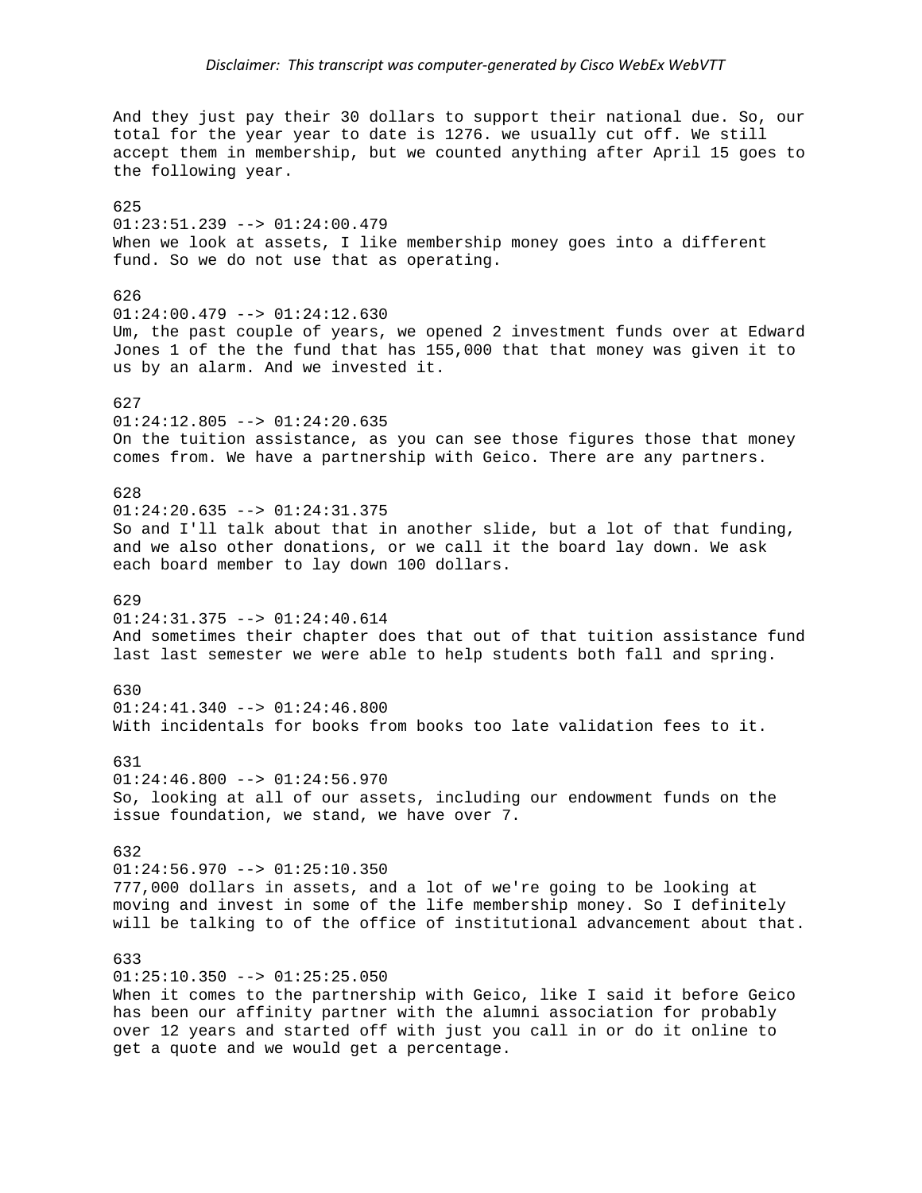*Disclaimer: This transcript was computer-generated by Cisco WebEx WebVTT*

And they just pay their 30 dollars to support their national due. So, our total for the year year to date is 1276. we usually cut off. We still accept them in membership, but we counted anything after April 15 goes to the following year.

625
01:23:51.239 --> 01:24:00.479
When we look at assets, I like membership money goes into a different fund. So we do not use that as operating.

626
01:24:00.479 --> 01:24:12.630
Um, the past couple of years, we opened 2 investment funds over at Edward Jones 1 of the the fund that has 155,000 that that money was given it to us by an alarm. And we invested it.

627
01:24:12.805 --> 01:24:20.635
On the tuition assistance, as you can see those figures those that money comes from. We have a partnership with Geico. There are any partners.

628
01:24:20.635 --> 01:24:31.375
So and I'll talk about that in another slide, but a lot of that funding, and we also other donations, or we call it the board lay down. We ask each board member to lay down 100 dollars.

629
01:24:31.375 --> 01:24:40.614
And sometimes their chapter does that out of that tuition assistance fund last last semester we were able to help students both fall and spring.

630
01:24:41.340 --> 01:24:46.800
With incidentals for books from books too late validation fees to it.

631
01:24:46.800 --> 01:24:56.970
So, looking at all of our assets, including our endowment funds on the issue foundation, we stand, we have over 7.

632
01:24:56.970 --> 01:25:10.350
777,000 dollars in assets, and a lot of we're going to be looking at moving and invest in some of the life membership money. So I definitely will be talking to of the office of institutional advancement about that.

633
01:25:10.350 --> 01:25:25.050
When it comes to the partnership with Geico, like I said it before Geico has been our affinity partner with the alumni association for probably over 12 years and started off with just you call in or do it online to get a quote and we would get a percentage.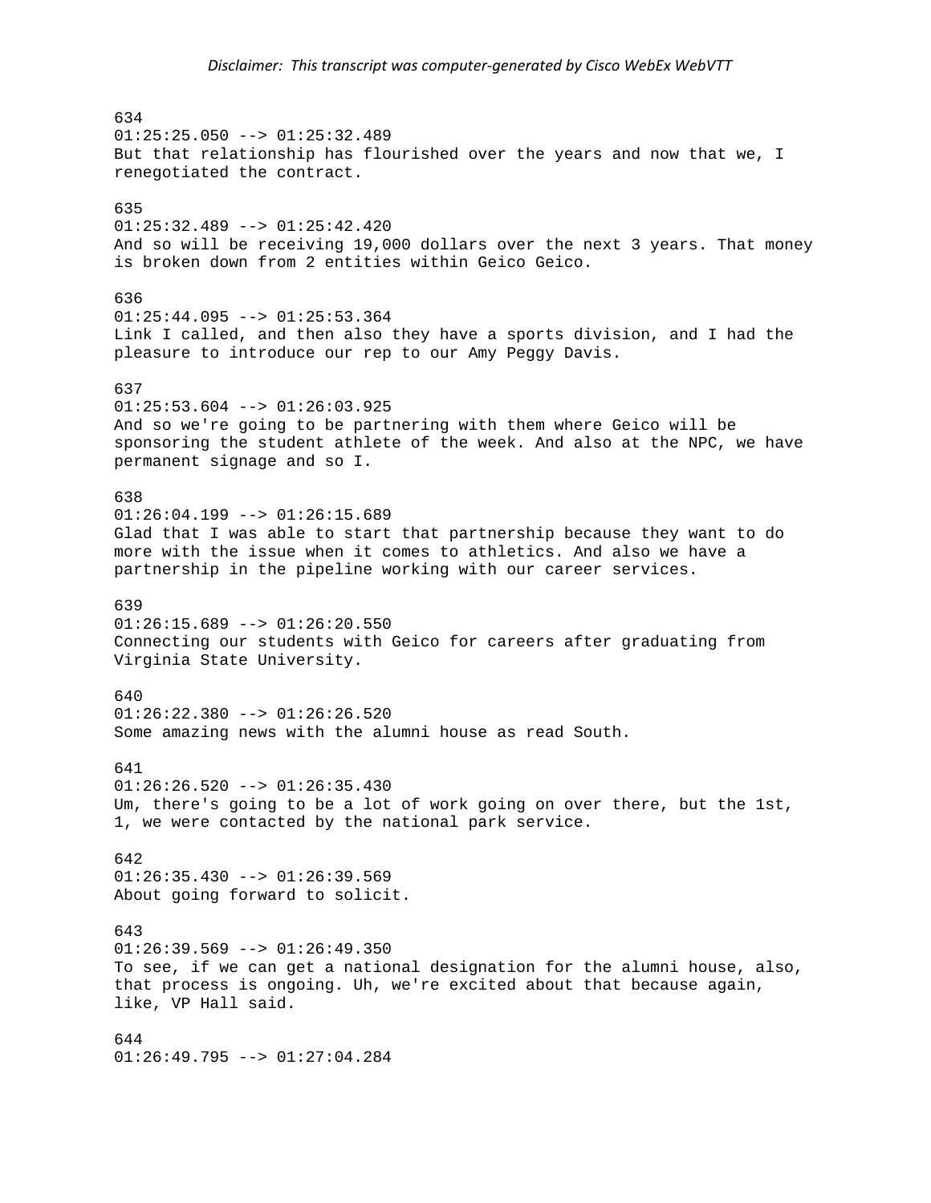634
01:25:25.050 --> 01:25:32.489
But that relationship has flourished over the years and now that we, I renegotiated the contract.

635
01:25:32.489 --> 01:25:42.420
And so will be receiving 19,000 dollars over the next 3 years. That money is broken down from 2 entities within Geico Geico.

636
01:25:44.095 --> 01:25:53.364
Link I called, and then also they have a sports division, and I had the pleasure to introduce our rep to our Amy Peggy Davis.

637
01:25:53.604 --> 01:26:03.925
And so we're going to be partnering with them where Geico will be sponsoring the student athlete of the week. And also at the NPC, we have permanent signage and so I.

638
01:26:04.199 --> 01:26:15.689
Glad that I was able to start that partnership because they want to do more with the issue when it comes to athletics. And also we have a partnership in the pipeline working with our career services.

639
01:26:15.689 --> 01:26:20.550
Connecting our students with Geico for careers after graduating from Virginia State University.

640
01:26:22.380 --> 01:26:26.520
Some amazing news with the alumni house as read South.

641
01:26:26.520 --> 01:26:35.430
Um, there's going to be a lot of work going on over there, but the 1st, 1, we were contacted by the national park service.

642
01:26:35.430 --> 01:26:39.569
About going forward to solicit.

643
01:26:39.569 --> 01:26:49.350
To see, if we can get a national designation for the alumni house, also, that process is ongoing. Uh, we're excited about that because again, like, VP Hall said.

644
01:26:49.795 --> 01:27:04.284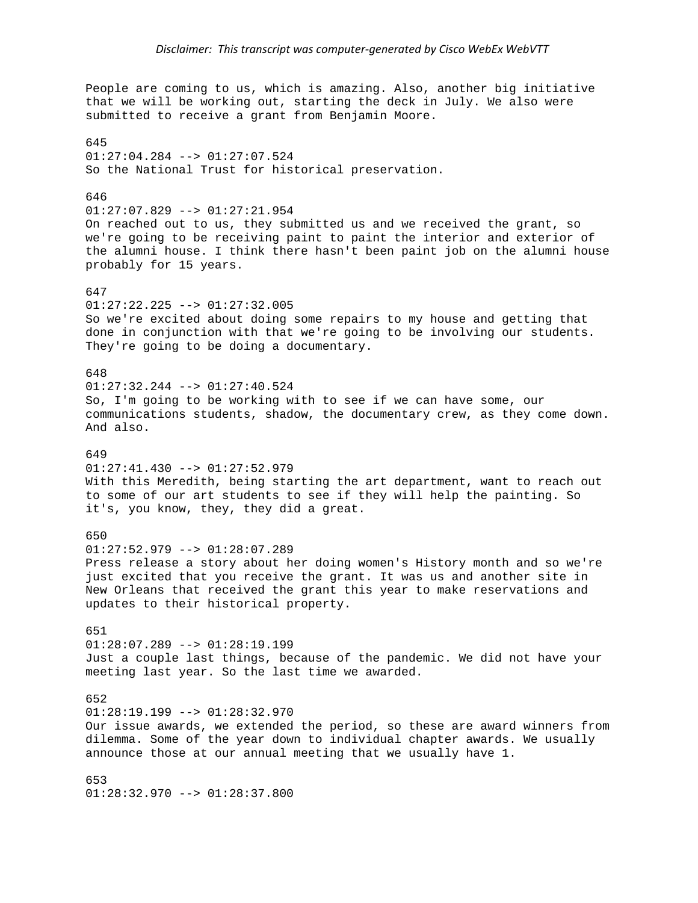People are coming to us, which is amazing. Also, another big initiative that we will be working out, starting the deck in July. We also were submitted to receive a grant from Benjamin Moore.

645
01:27:04.284 --> 01:27:07.524
So the National Trust for historical preservation.

646
01:27:07.829 --> 01:27:21.954
On reached out to us, they submitted us and we received the grant, so we're going to be receiving paint to paint the interior and exterior of the alumni house. I think there hasn't been paint job on the alumni house probably for 15 years.

647
01:27:22.225 --> 01:27:32.005
So we're excited about doing some repairs to my house and getting that done in conjunction with that we're going to be involving our students. They're going to be doing a documentary.

648
01:27:32.244 --> 01:27:40.524
So, I'm going to be working with to see if we can have some, our communications students, shadow, the documentary crew, as they come down. And also.

649
01:27:41.430 --> 01:27:52.979
With this Meredith, being starting the art department, want to reach out to some of our art students to see if they will help the painting. So it's, you know, they, they did a great.

650
01:27:52.979 --> 01:28:07.289
Press release a story about her doing women's History month and so we're just excited that you receive the grant. It was us and another site in New Orleans that received the grant this year to make reservations and updates to their historical property.

651
01:28:07.289 --> 01:28:19.199
Just a couple last things, because of the pandemic. We did not have your meeting last year. So the last time we awarded.

652
01:28:19.199 --> 01:28:32.970
Our issue awards, we extended the period, so these are award winners from dilemma. Some of the year down to individual chapter awards. We usually announce those at our annual meeting that we usually have 1.

653
01:28:32.970 --> 01:28:37.800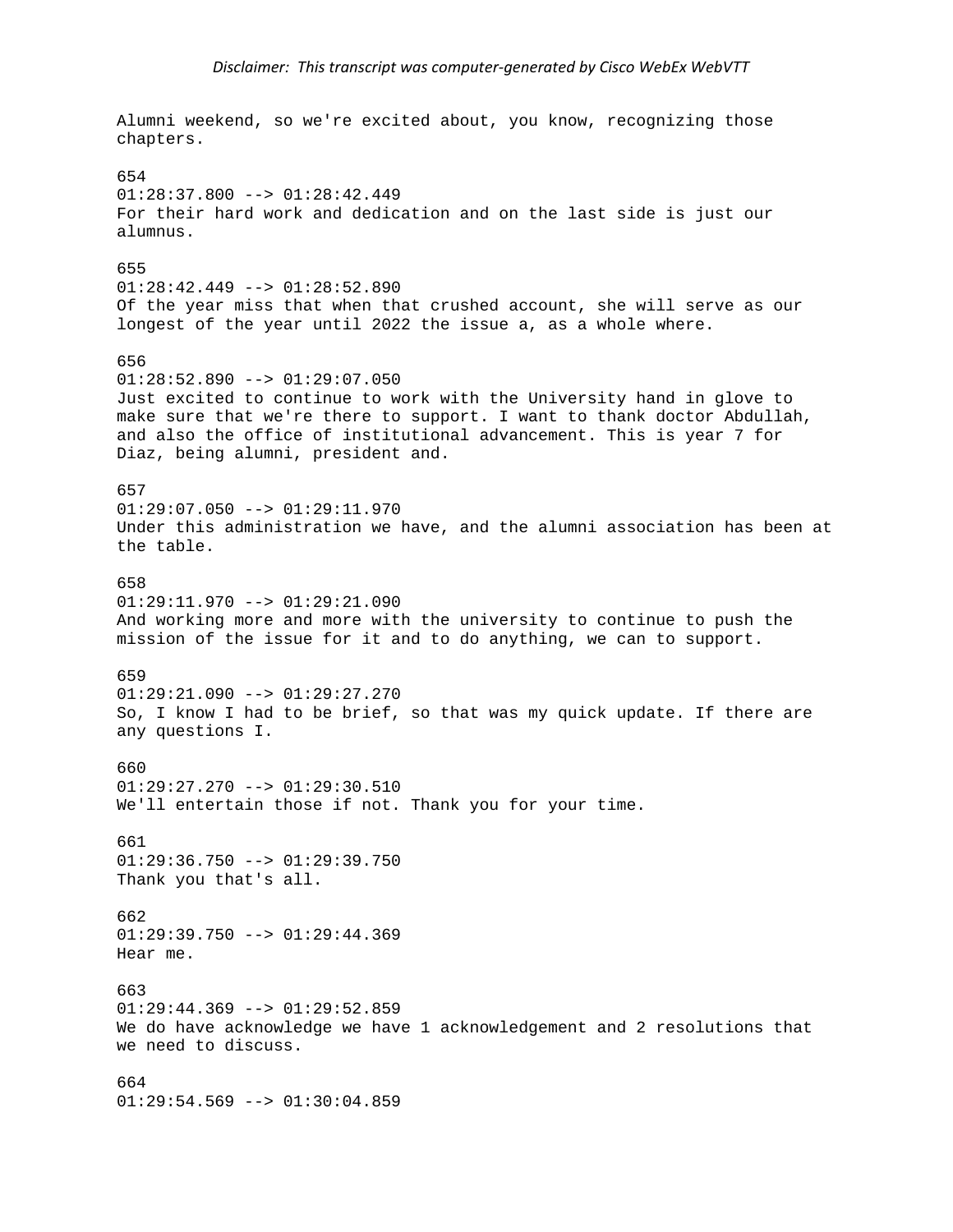Alumni weekend, so we're excited about, you know, recognizing those chapters.

654
01:28:37.800 --> 01:28:42.449
For their hard work and dedication and on the last side is just our alumnus.

655
01:28:42.449 --> 01:28:52.890
Of the year miss that when that crushed account, she will serve as our longest of the year until 2022 the issue a, as a whole where.

656
01:28:52.890 --> 01:29:07.050
Just excited to continue to work with the University hand in glove to make sure that we're there to support. I want to thank doctor Abdullah, and also the office of institutional advancement. This is year 7 for Diaz, being alumni, president and.

657
01:29:07.050 --> 01:29:11.970
Under this administration we have, and the alumni association has been at the table.

658
01:29:11.970 --> 01:29:21.090
And working more and more with the university to continue to push the mission of the issue for it and to do anything, we can to support.

659
01:29:21.090 --> 01:29:27.270
So, I know I had to be brief, so that was my quick update. If there are any questions I.

660
01:29:27.270 --> 01:29:30.510
We'll entertain those if not. Thank you for your time.

661
01:29:36.750 --> 01:29:39.750
Thank you that's all.

662
01:29:39.750 --> 01:29:44.369
Hear me.

663
01:29:44.369 --> 01:29:52.859
We do have acknowledge we have 1 acknowledgement and 2 resolutions that we need to discuss.

664
01:29:54.569 --> 01:30:04.859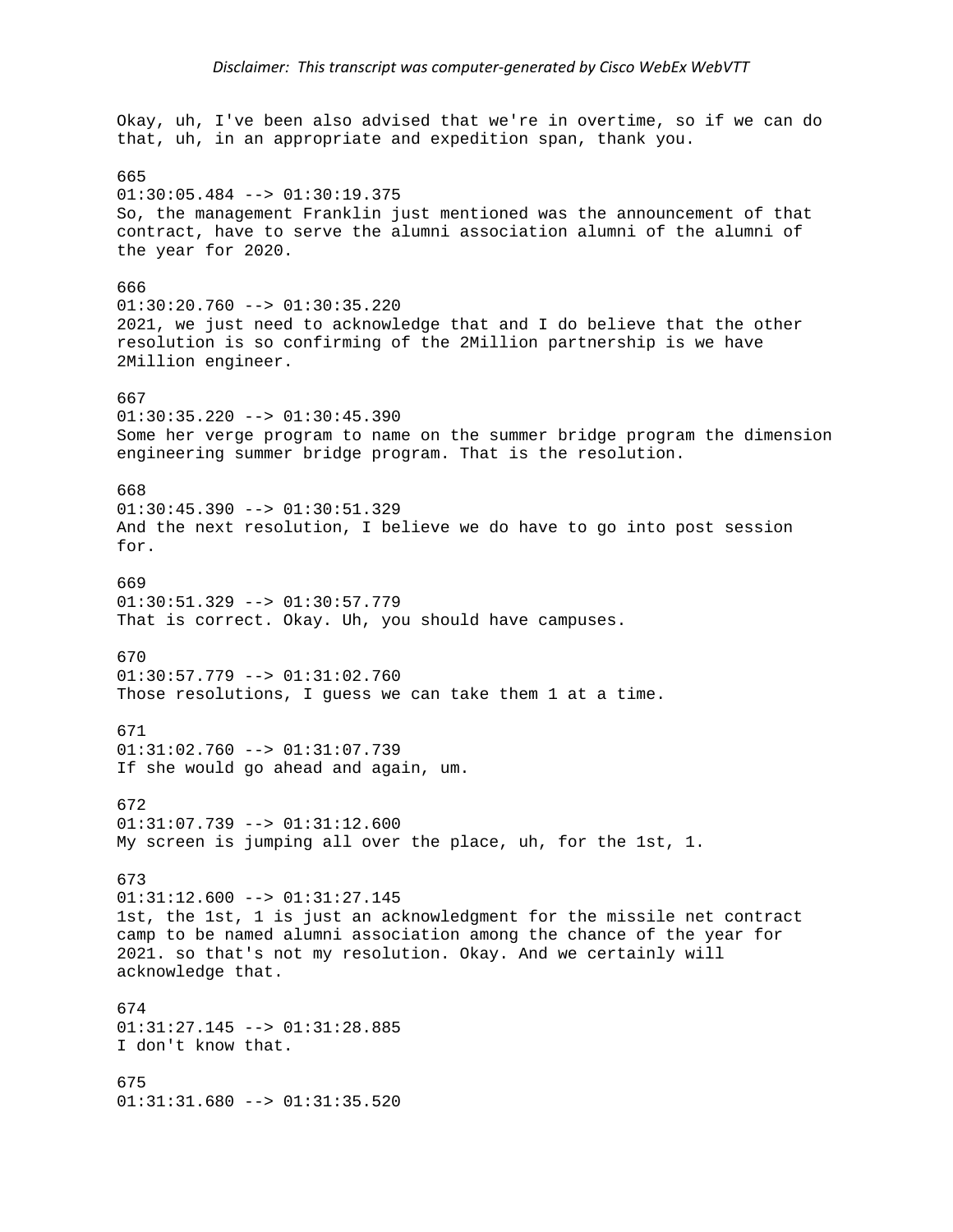Okay, uh, I've been also advised that we're in overtime, so if we can do that, uh, in an appropriate and expedition span, thank you.

665
01:30:05.484 --> 01:30:19.375
So, the management Franklin just mentioned was the announcement of that contract, have to serve the alumni association alumni of the alumni of the year for 2020.

666
01:30:20.760 --> 01:30:35.220
2021, we just need to acknowledge that and I do believe that the other resolution is so confirming of the 2Million partnership is we have 2Million engineer.

667
01:30:35.220 --> 01:30:45.390
Some her verge program to name on the summer bridge program the dimension engineering summer bridge program. That is the resolution.

668
01:30:45.390 --> 01:30:51.329
And the next resolution, I believe we do have to go into post session for.

669
01:30:51.329 --> 01:30:57.779
That is correct. Okay. Uh, you should have campuses.

670
01:30:57.779 --> 01:31:02.760
Those resolutions, I guess we can take them 1 at a time.

671
01:31:02.760 --> 01:31:07.739
If she would go ahead and again, um.

672
01:31:07.739 --> 01:31:12.600
My screen is jumping all over the place, uh, for the 1st, 1.

673
01:31:12.600 --> 01:31:27.145
1st, the 1st, 1 is just an acknowledgment for the missile net contract camp to be named alumni association among the chance of the year for 2021. so that's not my resolution. Okay. And we certainly will acknowledge that.

674
01:31:27.145 --> 01:31:28.885
I don't know that.

675
01:31:31.680 --> 01:31:35.520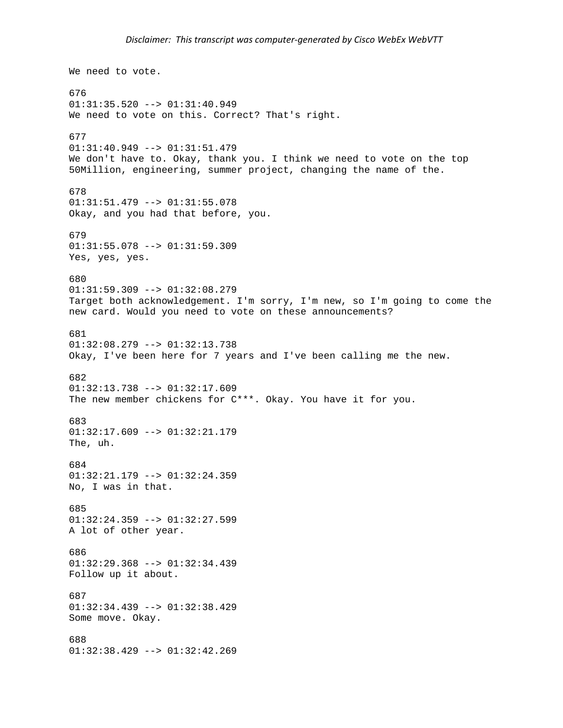We need to vote.

676
01:31:35.520 --> 01:31:40.949
We need to vote on this. Correct? That's right.

677
01:31:40.949 --> 01:31:51.479
We don't have to. Okay, thank you. I think we need to vote on the top 50Million, engineering, summer project, changing the name of the.

678
01:31:51.479 --> 01:31:55.078
Okay, and you had that before, you.

679
01:31:55.078 --> 01:31:59.309
Yes, yes, yes.

680
01:31:59.309 --> 01:32:08.279
Target both acknowledgement. I'm sorry, I'm new, so I'm going to come the new card. Would you need to vote on these announcements?

681
01:32:08.279 --> 01:32:13.738
Okay, I've been here for 7 years and I've been calling me the new.

682
01:32:13.738 --> 01:32:17.609
The new member chickens for C***. Okay. You have it for you.

683
01:32:17.609 --> 01:32:21.179
The, uh.

684
01:32:21.179 --> 01:32:24.359
No, I was in that.

685
01:32:24.359 --> 01:32:27.599
A lot of other year.

686
01:32:29.368 --> 01:32:34.439
Follow up it about.

687
01:32:34.439 --> 01:32:38.429
Some move. Okay.

688
01:32:38.429 --> 01:32:42.269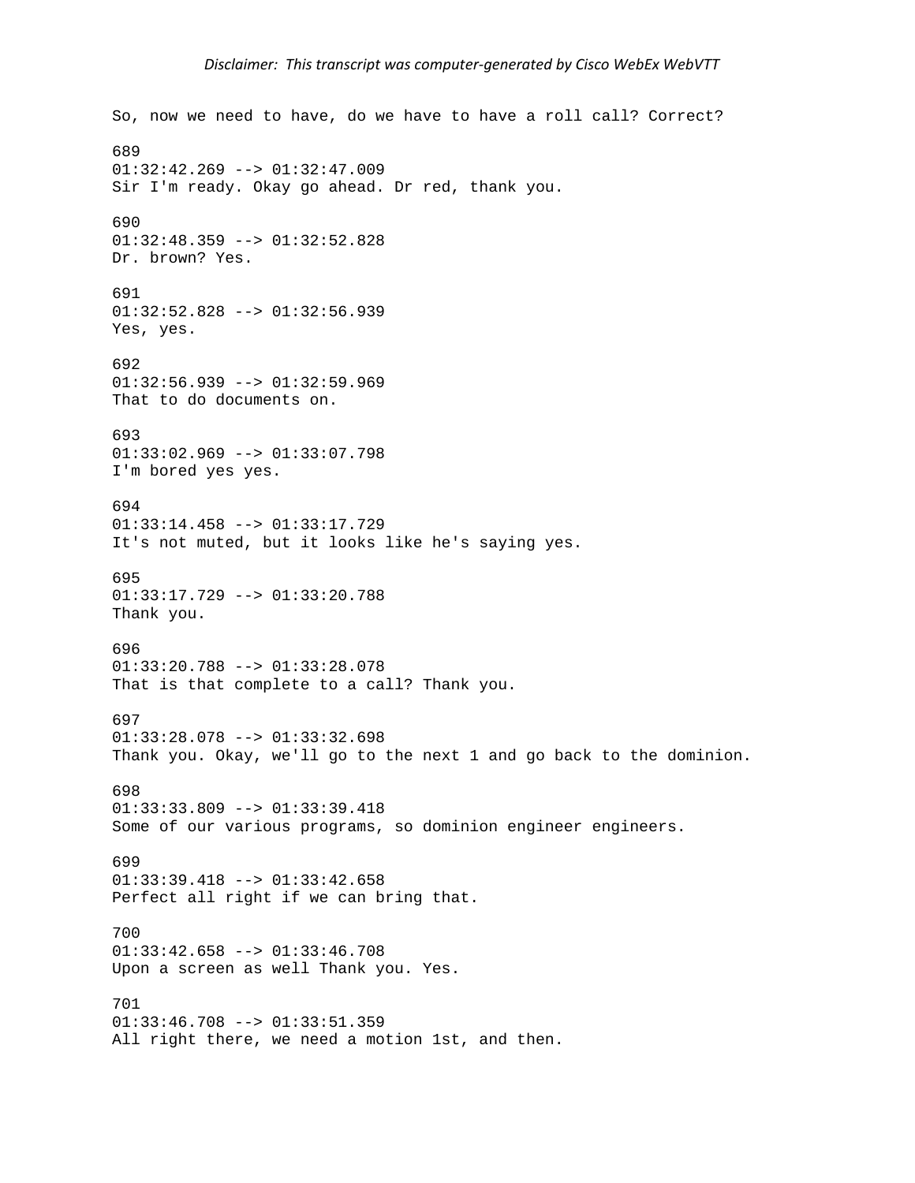So, now we need to have, do we have to have a roll call? Correct?

689
01:32:42.269 --> 01:32:47.009
Sir I'm ready. Okay go ahead. Dr red, thank you.

690
01:32:48.359 --> 01:32:52.828
Dr. brown? Yes.

691
01:32:52.828 --> 01:32:56.939
Yes, yes.

692
01:32:56.939 --> 01:32:59.969
That to do documents on.

693
01:33:02.969 --> 01:33:07.798
I'm bored yes yes.

694
01:33:14.458 --> 01:33:17.729
It's not muted, but it looks like he's saying yes.

695
01:33:17.729 --> 01:33:20.788
Thank you.

696
01:33:20.788 --> 01:33:28.078
That is that complete to a call? Thank you.

697
01:33:28.078 --> 01:33:32.698
Thank you. Okay, we'll go to the next 1 and go back to the dominion.

698
01:33:33.809 --> 01:33:39.418
Some of our various programs, so dominion engineer engineers.

699
01:33:39.418 --> 01:33:42.658
Perfect all right if we can bring that.

700
01:33:42.658 --> 01:33:46.708
Upon a screen as well Thank you. Yes.

701
01:33:46.708 --> 01:33:51.359
All right there, we need a motion 1st, and then.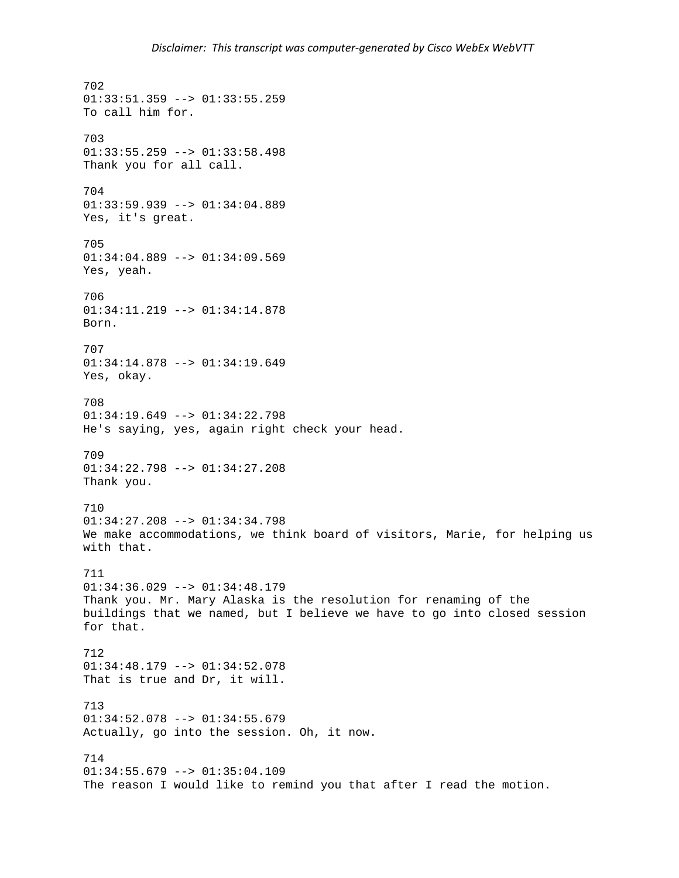702
01:33:51.359 --> 01:33:55.259
To call him for.

703
01:33:55.259 --> 01:33:58.498
Thank you for all call.

704
01:33:59.939 --> 01:34:04.889
Yes, it's great.

705
01:34:04.889 --> 01:34:09.569
Yes, yeah.

706
01:34:11.219 --> 01:34:14.878
Born.

707
01:34:14.878 --> 01:34:19.649
Yes, okay.

708
01:34:19.649 --> 01:34:22.798
He's saying, yes, again right check your head.

709
01:34:22.798 --> 01:34:27.208
Thank you.

710
01:34:27.208 --> 01:34:34.798
We make accommodations, we think board of visitors, Marie, for helping us with that.

711
01:34:36.029 --> 01:34:48.179
Thank you. Mr. Mary Alaska is the resolution for renaming of the buildings that we named, but I believe we have to go into closed session for that.

712
01:34:48.179 --> 01:34:52.078
That is true and Dr, it will.

713
01:34:52.078 --> 01:34:55.679
Actually, go into the session. Oh, it now.

714
01:34:55.679 --> 01:35:04.109
The reason I would like to remind you that after I read the motion.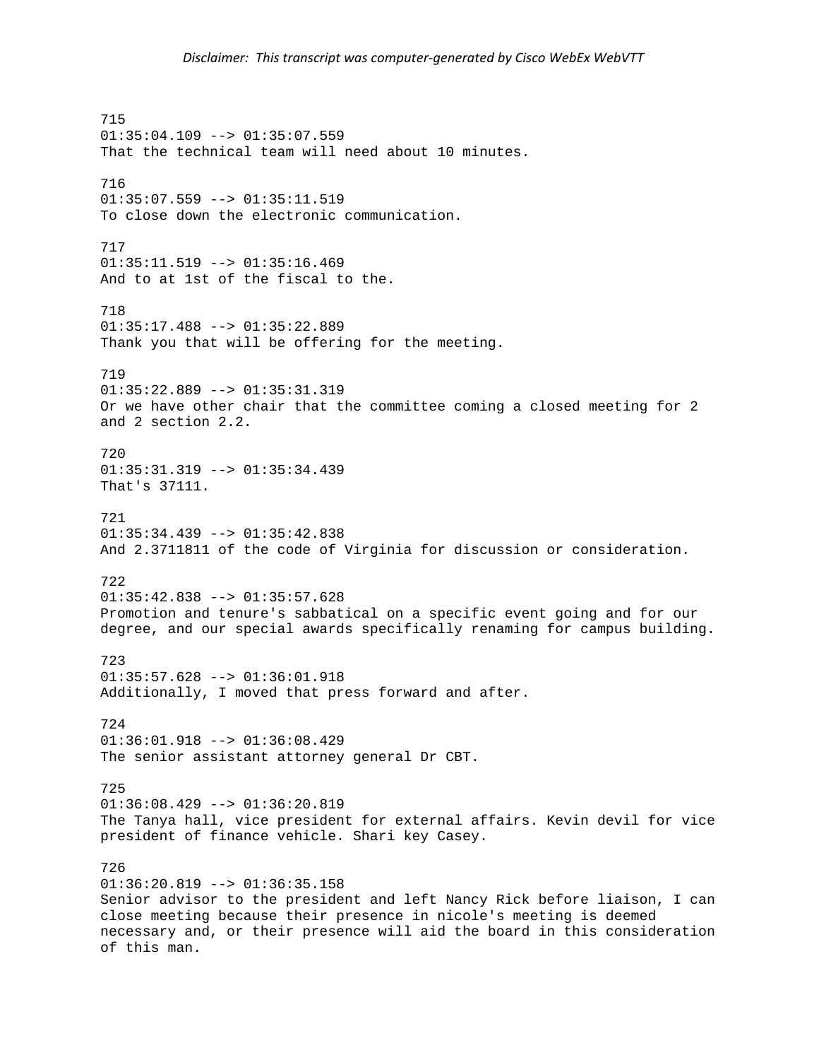715
01:35:04.109 --> 01:35:07.559
That the technical team will need about 10 minutes.

716
01:35:07.559 --> 01:35:11.519
To close down the electronic communication.

717
01:35:11.519 --> 01:35:16.469
And to at 1st of the fiscal to the.

718
01:35:17.488 --> 01:35:22.889
Thank you that will be offering for the meeting.

719
01:35:22.889 --> 01:35:31.319
Or we have other chair that the committee coming a closed meeting for 2 and 2 section 2.2.

720
01:35:31.319 --> 01:35:34.439
That's 37111.

721
01:35:34.439 --> 01:35:42.838
And 2.3711811 of the code of Virginia for discussion or consideration.

722
01:35:42.838 --> 01:35:57.628
Promotion and tenure's sabbatical on a specific event going and for our degree, and our special awards specifically renaming for campus building.

723
01:35:57.628 --> 01:36:01.918
Additionally, I moved that press forward and after.

724
01:36:01.918 --> 01:36:08.429
The senior assistant attorney general Dr CBT.

725
01:36:08.429 --> 01:36:20.819
The Tanya hall, vice president for external affairs. Kevin devil for vice president of finance vehicle. Shari key Casey.

726
01:36:20.819 --> 01:36:35.158
Senior advisor to the president and left Nancy Rick before liaison, I can close meeting because their presence in nicole's meeting is deemed necessary and, or their presence will aid the board in this consideration of this man.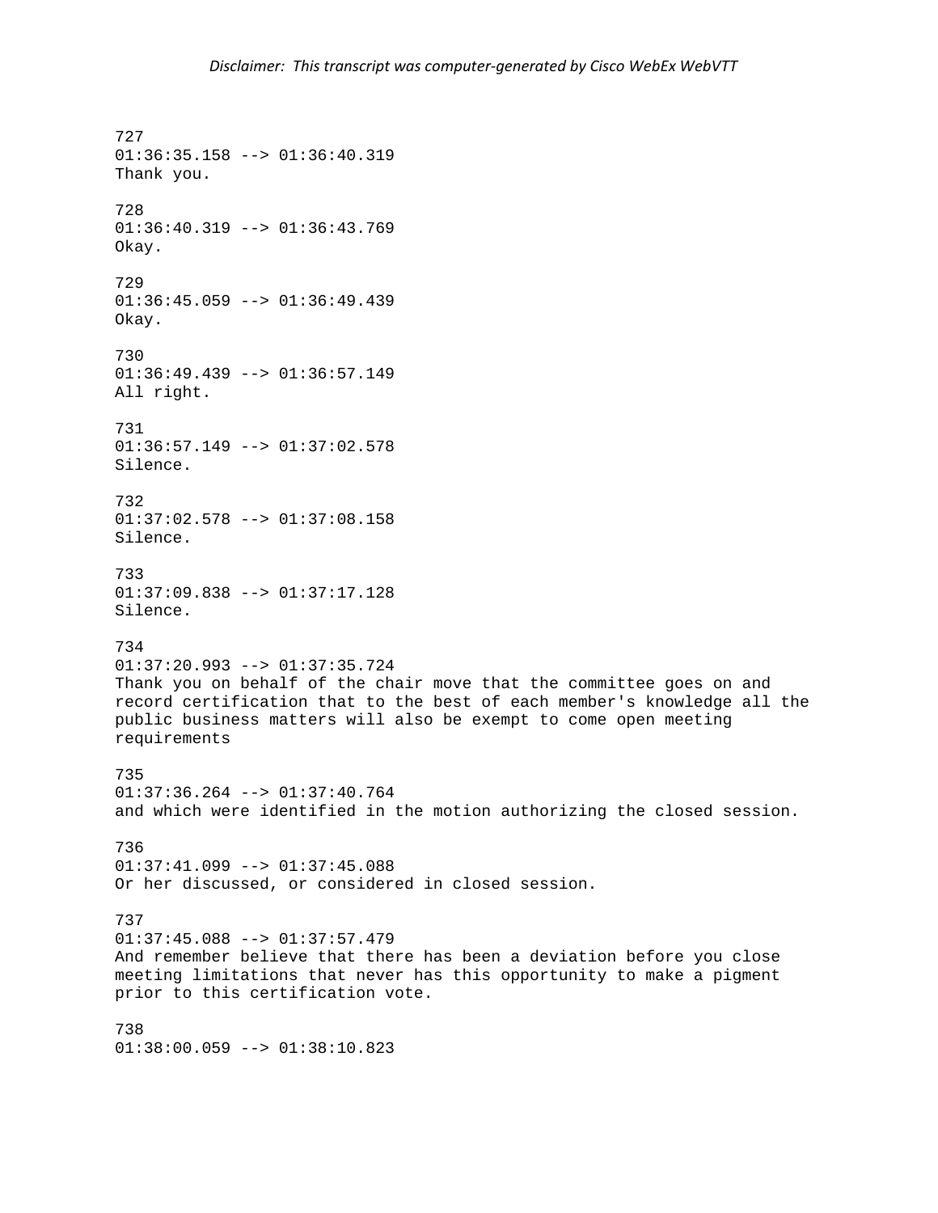727
01:36:35.158 --> 01:36:40.319
Thank you.

728
01:36:40.319 --> 01:36:43.769
Okay.

729
01:36:45.059 --> 01:36:49.439
Okay.

730
01:36:49.439 --> 01:36:57.149
All right.

731
01:36:57.149 --> 01:37:02.578
Silence.

732
01:37:02.578 --> 01:37:08.158
Silence.

733
01:37:09.838 --> 01:37:17.128
Silence.

734
01:37:20.993 --> 01:37:35.724
Thank you on behalf of the chair move that the committee goes on and record certification that to the best of each member's knowledge all the public business matters will also be exempt to come open meeting requirements

735
01:37:36.264 --> 01:37:40.764
and which were identified in the motion authorizing the closed session.

736
01:37:41.099 --> 01:37:45.088
Or her discussed, or considered in closed session.

737
01:37:45.088 --> 01:37:57.479
And remember believe that there has been a deviation before you close meeting limitations that never has this opportunity to make a pigment prior to this certification vote.

738
01:38:00.059 --> 01:38:10.823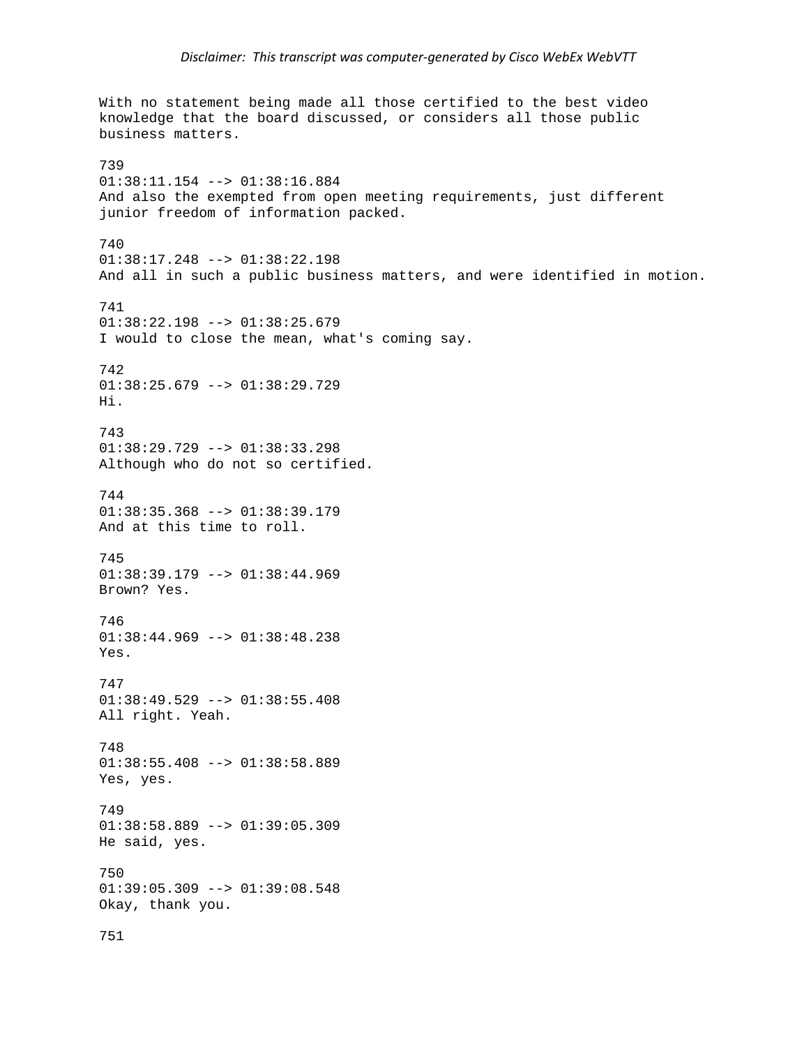With no statement being made all those certified to the best video knowledge that the board discussed, or considers all those public business matters.

739
01:38:11.154 --> 01:38:16.884
And also the exempted from open meeting requirements, just different junior freedom of information packed.

740
01:38:17.248 --> 01:38:22.198
And all in such a public business matters, and were identified in motion.

741
01:38:22.198 --> 01:38:25.679
I would to close the mean, what's coming say.

742
01:38:25.679 --> 01:38:29.729
Hi.

743
01:38:29.729 --> 01:38:33.298
Although who do not so certified.

744
01:38:35.368 --> 01:38:39.179
And at this time to roll.

745
01:38:39.179 --> 01:38:44.969
Brown? Yes.

746
01:38:44.969 --> 01:38:48.238
Yes.

747
01:38:49.529 --> 01:38:55.408
All right. Yeah.

748
01:38:55.408 --> 01:38:58.889
Yes, yes.

749
01:38:58.889 --> 01:39:05.309
He said, yes.

750
01:39:05.309 --> 01:39:08.548
Okay, thank you.

751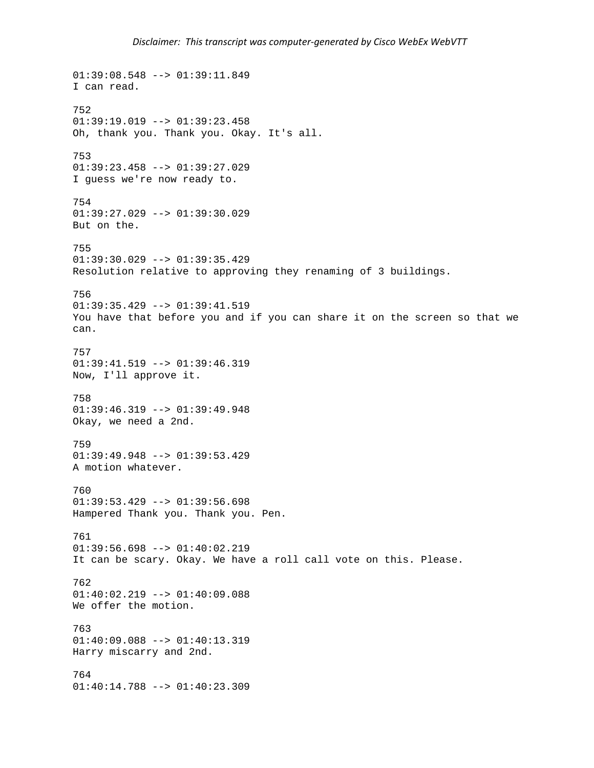01:39:08.548 --> 01:39:11.849
I can read.

752
01:39:19.019 --> 01:39:23.458
Oh, thank you. Thank you. Okay. It's all.

753
01:39:23.458 --> 01:39:27.029
I guess we're now ready to.

754
01:39:27.029 --> 01:39:30.029
But on the.

755
01:39:30.029 --> 01:39:35.429
Resolution relative to approving they renaming of 3 buildings.

756
01:39:35.429 --> 01:39:41.519
You have that before you and if you can share it on the screen so that we can.

757
01:39:41.519 --> 01:39:46.319
Now, I'll approve it.

758
01:39:46.319 --> 01:39:49.948
Okay, we need a 2nd.

759
01:39:49.948 --> 01:39:53.429
A motion whatever.

760
01:39:53.429 --> 01:39:56.698
Hampered Thank you. Thank you. Pen.

761
01:39:56.698 --> 01:40:02.219
It can be scary. Okay. We have a roll call vote on this. Please.

762
01:40:02.219 --> 01:40:09.088
We offer the motion.

763
01:40:09.088 --> 01:40:13.319
Harry miscarry and 2nd.

764
01:40:14.788 --> 01:40:23.309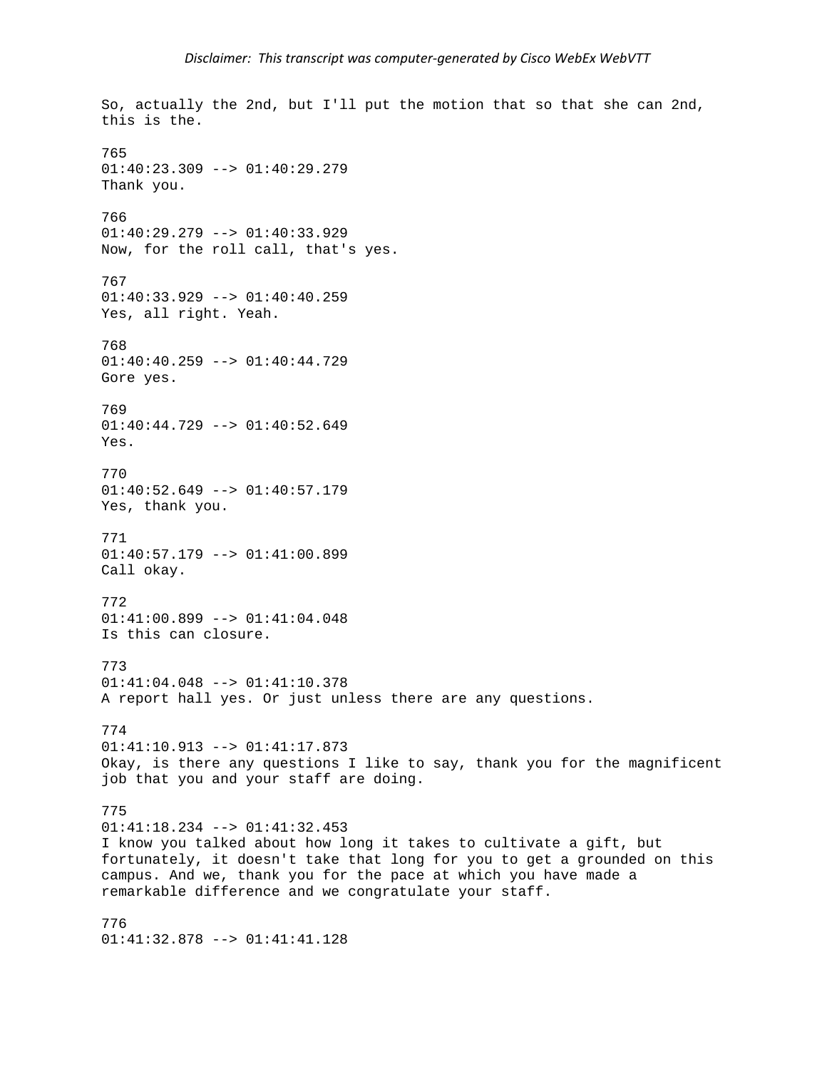So, actually the 2nd, but I'll put the motion that so that she can 2nd, this is the.

765
01:40:23.309 --> 01:40:29.279
Thank you.

766
01:40:29.279 --> 01:40:33.929
Now, for the roll call, that's yes.

767
01:40:33.929 --> 01:40:40.259
Yes, all right. Yeah.

768
01:40:40.259 --> 01:40:44.729
Gore yes.

769
01:40:44.729 --> 01:40:52.649
Yes.

770
01:40:52.649 --> 01:40:57.179
Yes, thank you.

771
01:40:57.179 --> 01:41:00.899
Call okay.

772
01:41:00.899 --> 01:41:04.048
Is this can closure.

773
01:41:04.048 --> 01:41:10.378
A report hall yes. Or just unless there are any questions.

774
01:41:10.913 --> 01:41:17.873
Okay, is there any questions I like to say, thank you for the magnificent job that you and your staff are doing.

775
01:41:18.234 --> 01:41:32.453
I know you talked about how long it takes to cultivate a gift, but fortunately, it doesn't take that long for you to get a grounded on this campus. And we, thank you for the pace at which you have made a remarkable difference and we congratulate your staff.

776
01:41:32.878 --> 01:41:41.128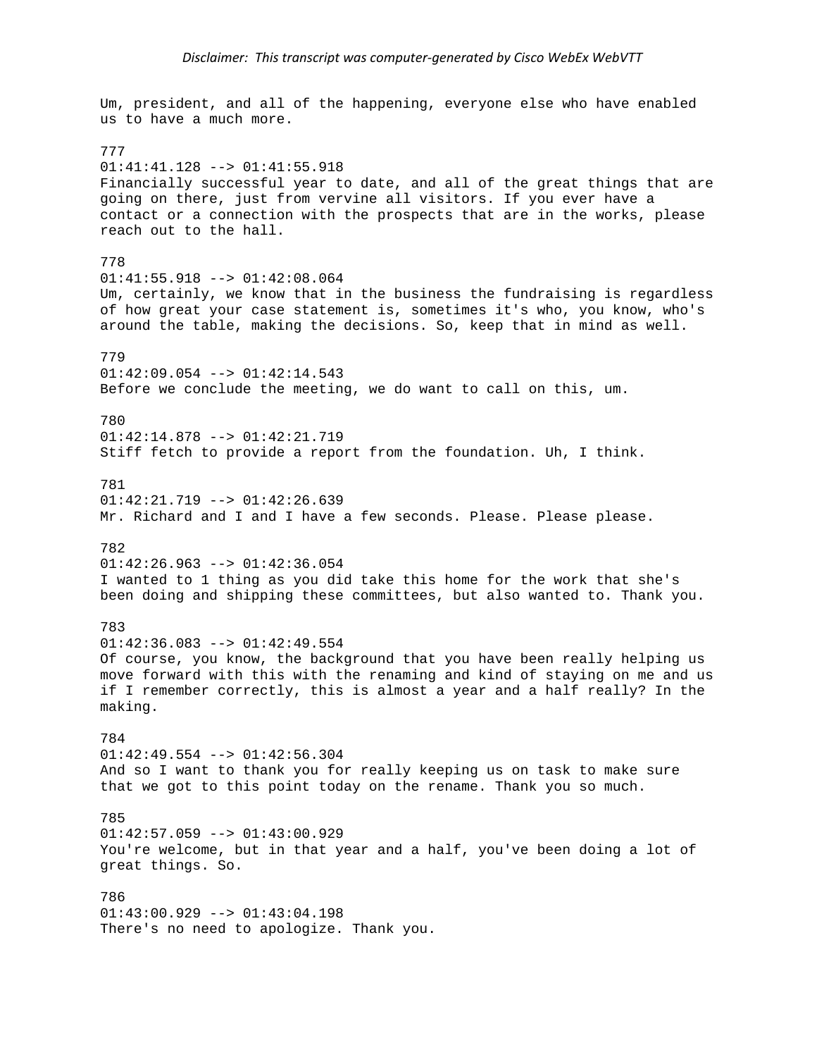Um, president, and all of the happening, everyone else who have enabled us to have a much more.

777
01:41:41.128 --> 01:41:55.918
Financially successful year to date, and all of the great things that are going on there, just from vervine all visitors. If you ever have a contact or a connection with the prospects that are in the works, please reach out to the hall.

778
01:41:55.918 --> 01:42:08.064
Um, certainly, we know that in the business the fundraising is regardless of how great your case statement is, sometimes it's who, you know, who's around the table, making the decisions. So, keep that in mind as well.

779
01:42:09.054 --> 01:42:14.543
Before we conclude the meeting, we do want to call on this, um.

780
01:42:14.878 --> 01:42:21.719
Stiff fetch to provide a report from the foundation. Uh, I think.

781
01:42:21.719 --> 01:42:26.639
Mr. Richard and I and I have a few seconds. Please. Please please.

782
01:42:26.963 --> 01:42:36.054
I wanted to 1 thing as you did take this home for the work that she's been doing and shipping these committees, but also wanted to. Thank you.

783
01:42:36.083 --> 01:42:49.554
Of course, you know, the background that you have been really helping us move forward with this with the renaming and kind of staying on me and us if I remember correctly, this is almost a year and a half really? In the making.

784
01:42:49.554 --> 01:42:56.304
And so I want to thank you for really keeping us on task to make sure that we got to this point today on the rename. Thank you so much.

785
01:42:57.059 --> 01:43:00.929
You're welcome, but in that year and a half, you've been doing a lot of great things. So.

786
01:43:00.929 --> 01:43:04.198
There's no need to apologize. Thank you.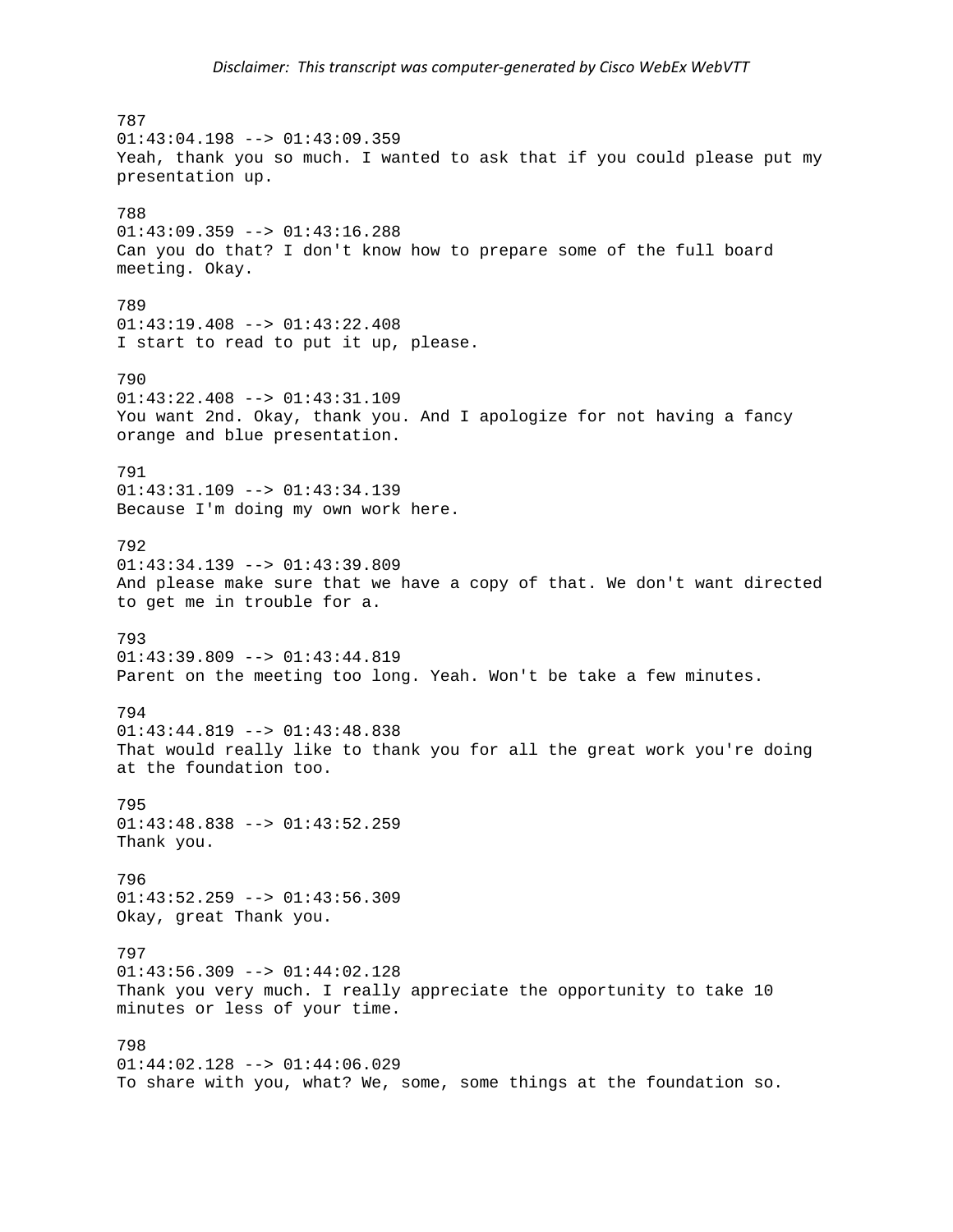787
01:43:04.198 --> 01:43:09.359
Yeah, thank you so much. I wanted to ask that if you could please put my presentation up.

788
01:43:09.359 --> 01:43:16.288
Can you do that? I don't know how to prepare some of the full board meeting. Okay.

789
01:43:19.408 --> 01:43:22.408
I start to read to put it up, please.

790
01:43:22.408 --> 01:43:31.109
You want 2nd. Okay, thank you. And I apologize for not having a fancy orange and blue presentation.

791
01:43:31.109 --> 01:43:34.139
Because I'm doing my own work here.

792
01:43:34.139 --> 01:43:39.809
And please make sure that we have a copy of that. We don't want directed to get me in trouble for a.

793
01:43:39.809 --> 01:43:44.819
Parent on the meeting too long. Yeah. Won't be take a few minutes.

794
01:43:44.819 --> 01:43:48.838
That would really like to thank you for all the great work you're doing at the foundation too.

795
01:43:48.838 --> 01:43:52.259
Thank you.

796
01:43:52.259 --> 01:43:56.309
Okay, great Thank you.

797
01:43:56.309 --> 01:44:02.128
Thank you very much. I really appreciate the opportunity to take 10 minutes or less of your time.

798
01:44:02.128 --> 01:44:06.029
To share with you, what? We, some, some things at the foundation so.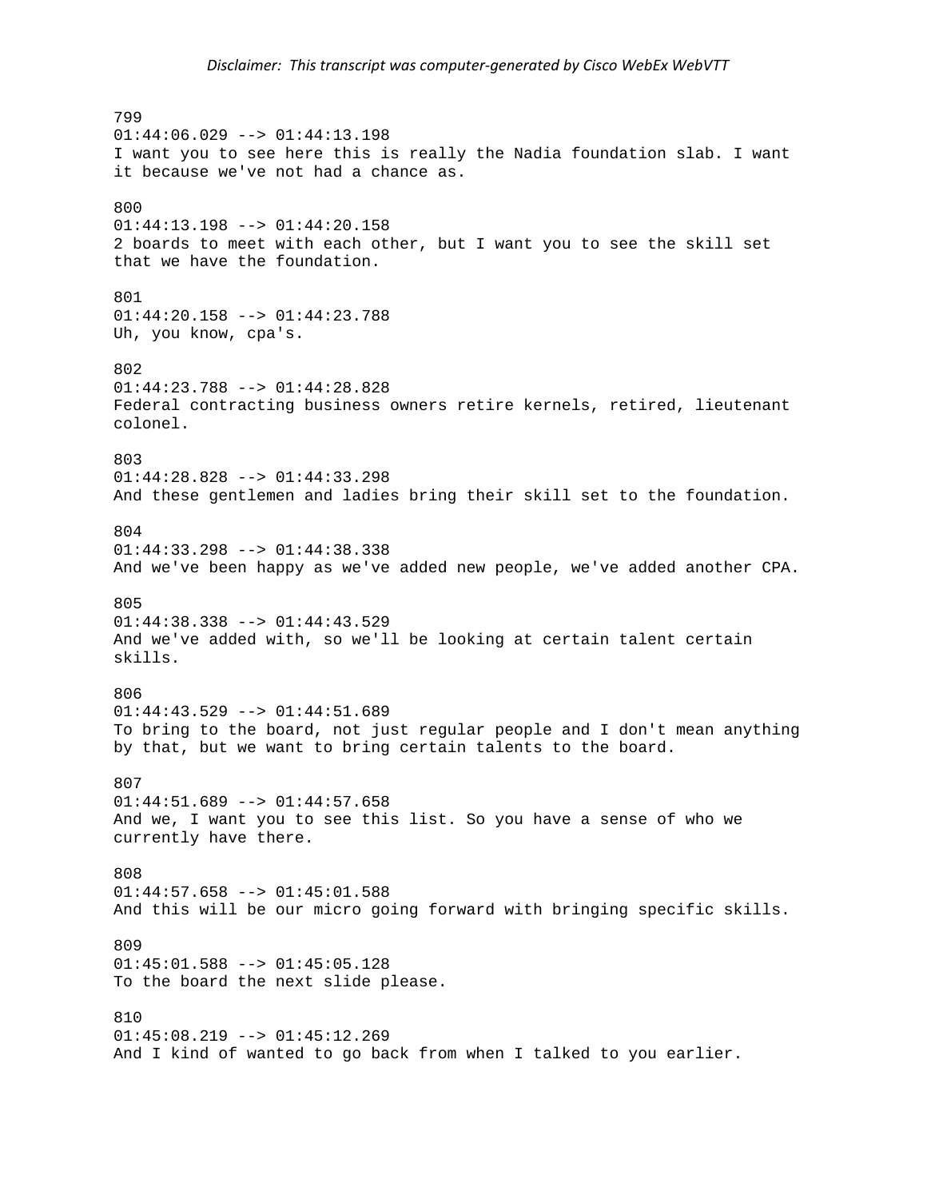799
01:44:06.029 --> 01:44:13.198
I want you to see here this is really the Nadia foundation slab. I want it because we've not had a chance as.

800
01:44:13.198 --> 01:44:20.158
2 boards to meet with each other, but I want you to see the skill set that we have the foundation.

801
01:44:20.158 --> 01:44:23.788
Uh, you know, cpa's.

802
01:44:23.788 --> 01:44:28.828
Federal contracting business owners retire kernels, retired, lieutenant colonel.

803
01:44:28.828 --> 01:44:33.298
And these gentlemen and ladies bring their skill set to the foundation.

804
01:44:33.298 --> 01:44:38.338
And we've been happy as we've added new people, we've added another CPA.

805
01:44:38.338 --> 01:44:43.529
And we've added with, so we'll be looking at certain talent certain skills.

806
01:44:43.529 --> 01:44:51.689
To bring to the board, not just regular people and I don't mean anything by that, but we want to bring certain talents to the board.

807
01:44:51.689 --> 01:44:57.658
And we, I want you to see this list. So you have a sense of who we currently have there.

808
01:44:57.658 --> 01:45:01.588
And this will be our micro going forward with bringing specific skills.

809
01:45:01.588 --> 01:45:05.128
To the board the next slide please.

810
01:45:08.219 --> 01:45:12.269
And I kind of wanted to go back from when I talked to you earlier.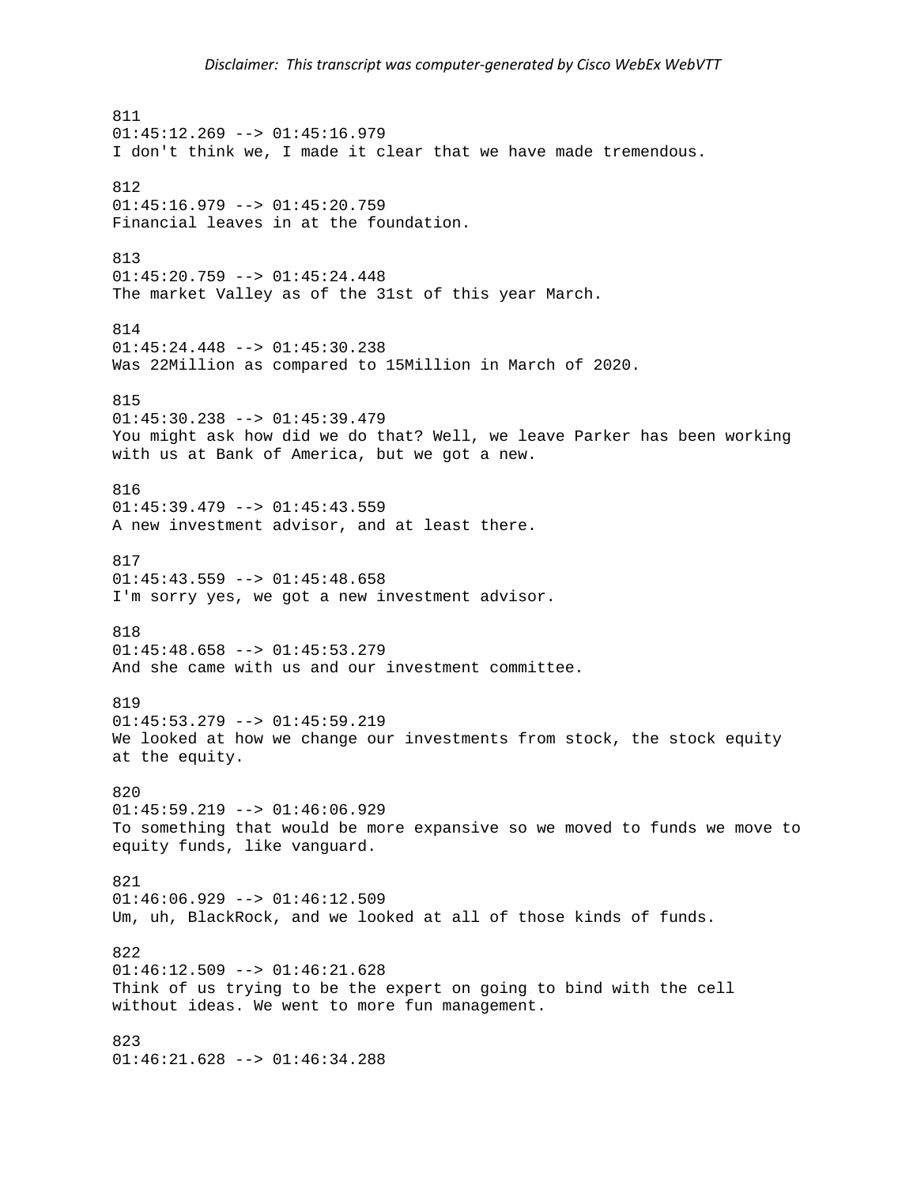811
01:45:12.269 --> 01:45:16.979
I don't think we, I made it clear that we have made tremendous.

812
01:45:16.979 --> 01:45:20.759
Financial leaves in at the foundation.

813
01:45:20.759 --> 01:45:24.448
The market Valley as of the 31st of this year March.

814
01:45:24.448 --> 01:45:30.238
Was 22Million as compared to 15Million in March of 2020.

815
01:45:30.238 --> 01:45:39.479
You might ask how did we do that? Well, we leave Parker has been working with us at Bank of America, but we got a new.

816
01:45:39.479 --> 01:45:43.559
A new investment advisor, and at least there.

817
01:45:43.559 --> 01:45:48.658
I'm sorry yes, we got a new investment advisor.

818
01:45:48.658 --> 01:45:53.279
And she came with us and our investment committee.

819
01:45:53.279 --> 01:45:59.219
We looked at how we change our investments from stock, the stock equity at the equity.

820
01:45:59.219 --> 01:46:06.929
To something that would be more expansive so we moved to funds we move to equity funds, like vanguard.

821
01:46:06.929 --> 01:46:12.509
Um, uh, BlackRock, and we looked at all of those kinds of funds.

822
01:46:12.509 --> 01:46:21.628
Think of us trying to be the expert on going to bind with the cell without ideas. We went to more fun management.

823
01:46:21.628 --> 01:46:34.288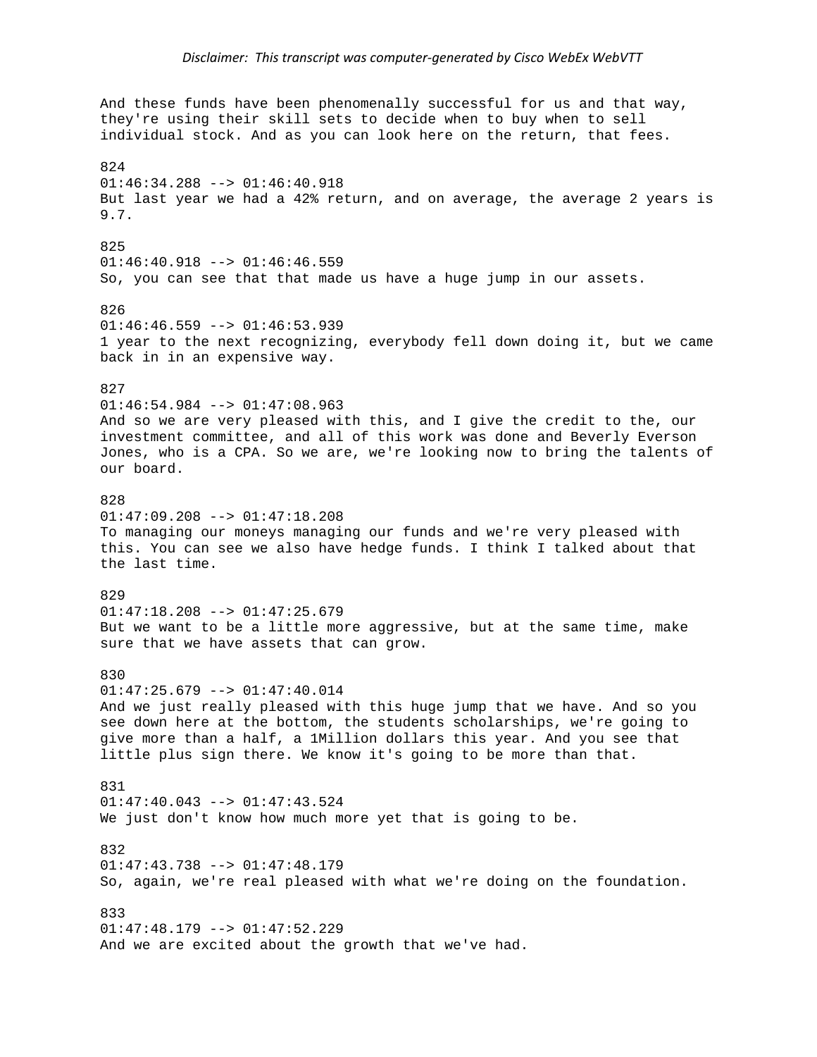And these funds have been phenomenally successful for us and that way, they're using their skill sets to decide when to buy when to sell individual stock. And as you can look here on the return, that fees.

824
01:46:34.288 --> 01:46:40.918
But last year we had a 42% return, and on average, the average 2 years is 9.7.

825
01:46:40.918 --> 01:46:46.559
So, you can see that that made us have a huge jump in our assets.

826
01:46:46.559 --> 01:46:53.939
1 year to the next recognizing, everybody fell down doing it, but we came back in in an expensive way.

827
01:46:54.984 --> 01:47:08.963
And so we are very pleased with this, and I give the credit to the, our investment committee, and all of this work was done and Beverly Everson Jones, who is a CPA. So we are, we're looking now to bring the talents of our board.

828
01:47:09.208 --> 01:47:18.208
To managing our moneys managing our funds and we're very pleased with this. You can see we also have hedge funds. I think I talked about that the last time.

829
01:47:18.208 --> 01:47:25.679
But we want to be a little more aggressive, but at the same time, make sure that we have assets that can grow.

830
01:47:25.679 --> 01:47:40.014
And we just really pleased with this huge jump that we have. And so you see down here at the bottom, the students scholarships, we're going to give more than a half, a 1Million dollars this year. And you see that little plus sign there. We know it's going to be more than that.

831
01:47:40.043 --> 01:47:43.524
We just don't know how much more yet that is going to be.

832
01:47:43.738 --> 01:47:48.179
So, again, we're real pleased with what we're doing on the foundation.

833
01:47:48.179 --> 01:47:52.229
And we are excited about the growth that we've had.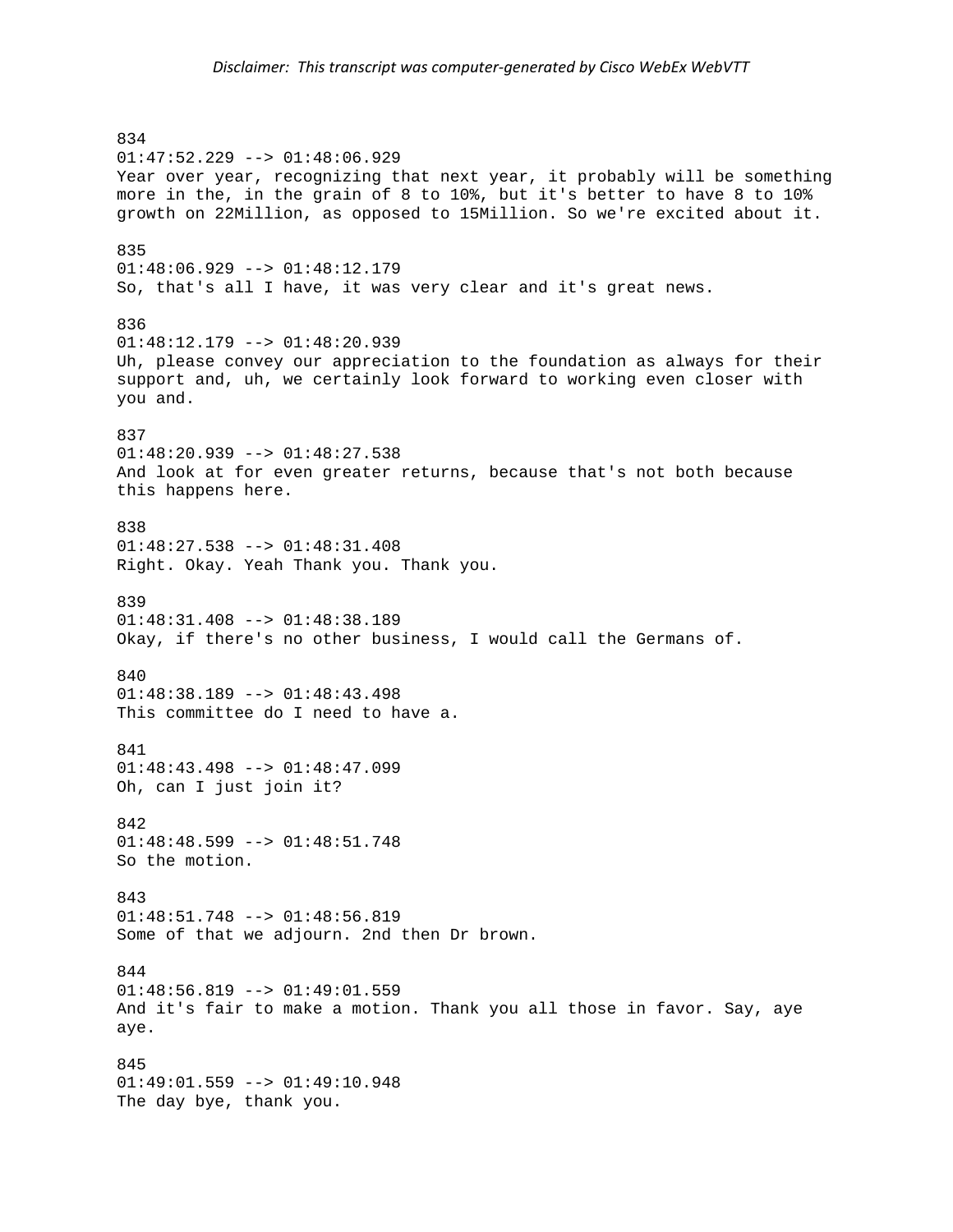834
01:47:52.229 --> 01:48:06.929
Year over year, recognizing that next year, it probably will be something more in the, in the grain of 8 to 10%, but it's better to have 8 to 10% growth on 22Million, as opposed to 15Million. So we're excited about it.

835
01:48:06.929 --> 01:48:12.179
So, that's all I have, it was very clear and it's great news.

836
01:48:12.179 --> 01:48:20.939
Uh, please convey our appreciation to the foundation as always for their support and, uh, we certainly look forward to working even closer with you and.

837
01:48:20.939 --> 01:48:27.538
And look at for even greater returns, because that's not both because this happens here.

838
01:48:27.538 --> 01:48:31.408
Right. Okay. Yeah Thank you. Thank you.

839
01:48:31.408 --> 01:48:38.189
Okay, if there's no other business, I would call the Germans of.

840
01:48:38.189 --> 01:48:43.498
This committee do I need to have a.

841
01:48:43.498 --> 01:48:47.099
Oh, can I just join it?

842
01:48:48.599 --> 01:48:51.748
So the motion.

843
01:48:51.748 --> 01:48:56.819
Some of that we adjourn. 2nd then Dr brown.

844
01:48:56.819 --> 01:49:01.559
And it's fair to make a motion. Thank you all those in favor. Say, aye aye.

845
01:49:01.559 --> 01:49:10.948
The day bye, thank you.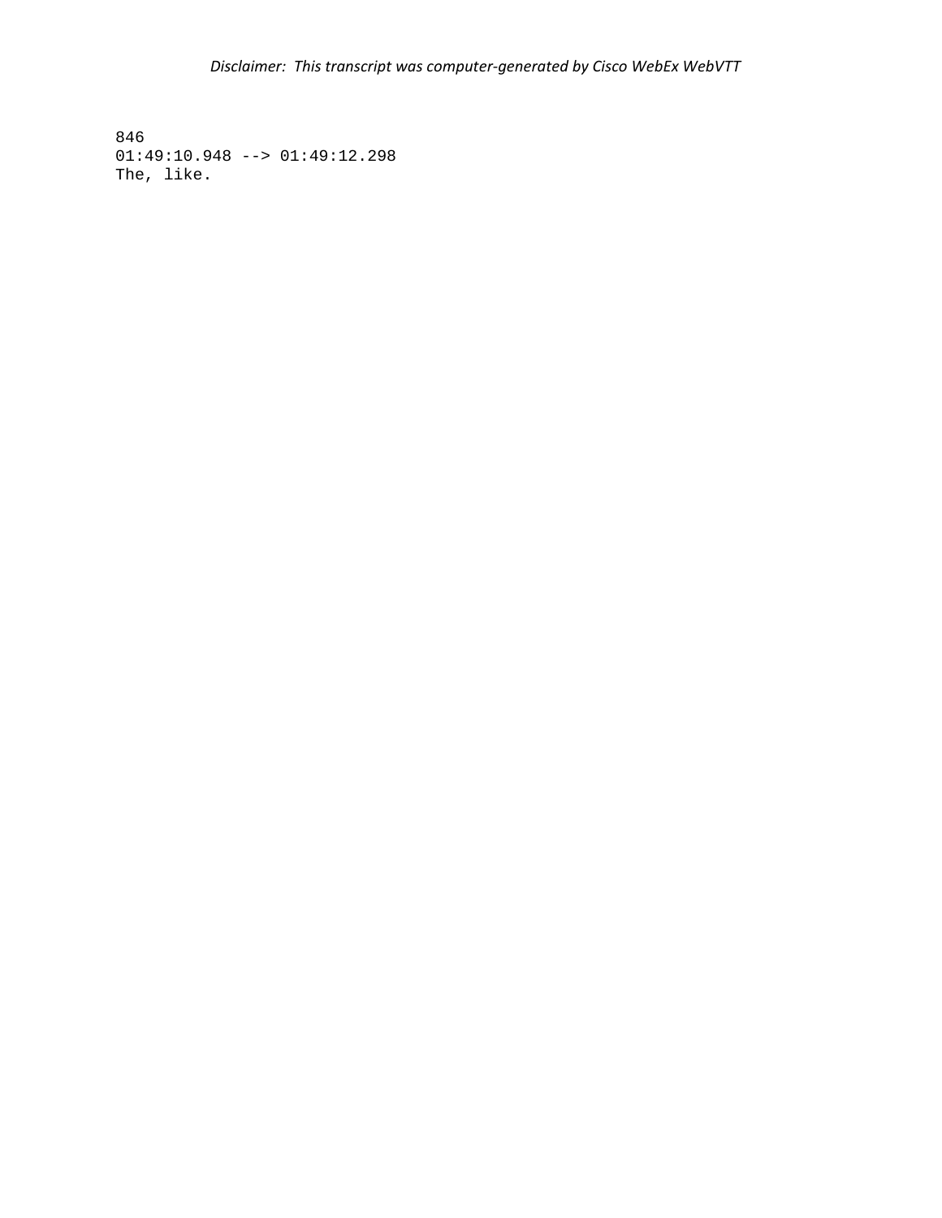846
01:49:10.948 --> 01:49:12.298
The, like.